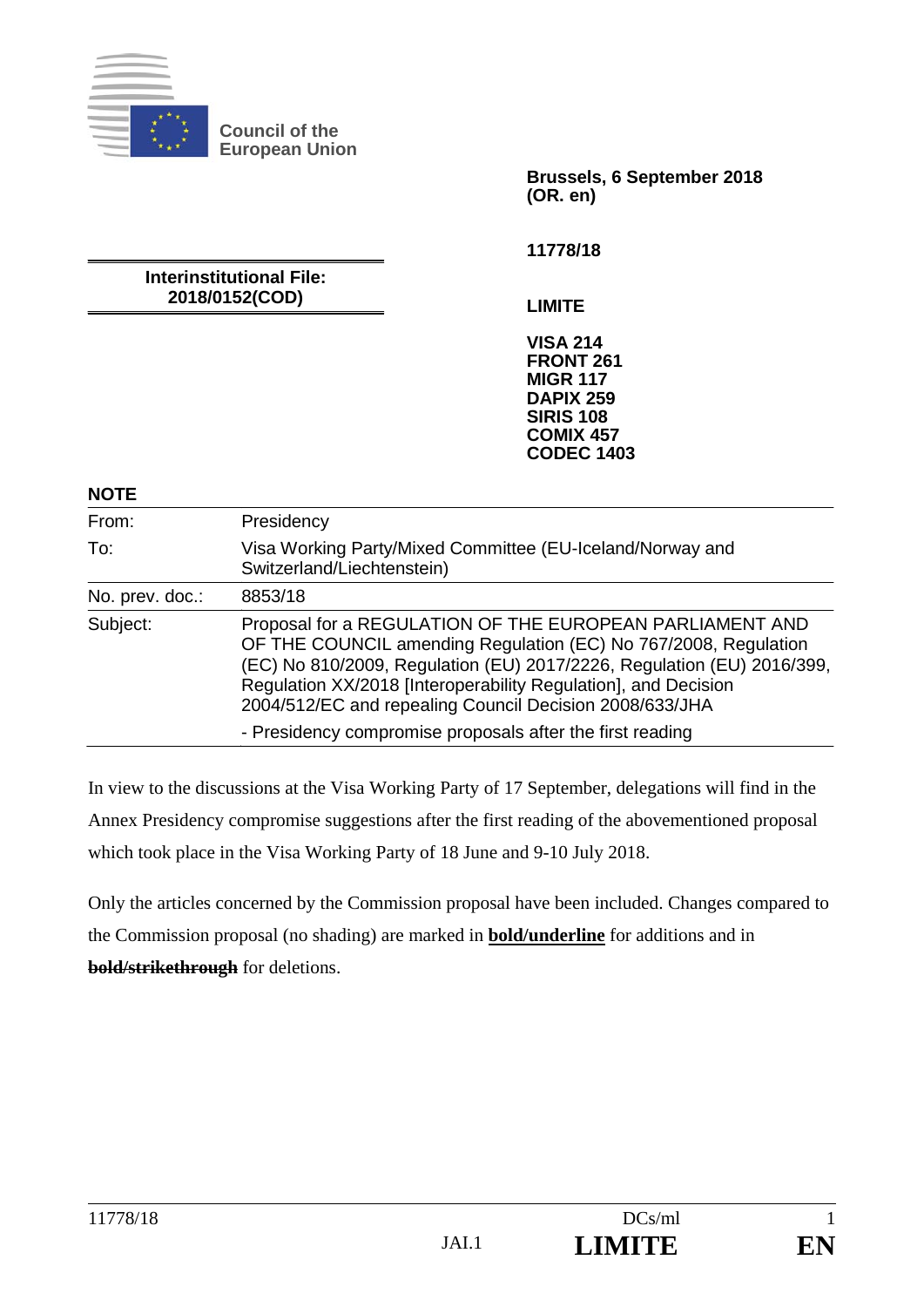**Council of the European Union**

**Brussels, 6 September 2018 (OR. en)**

**11778/18**

**Interinstitutional File: 2018/0152(COD)**

**LIMITE**

**VISA 214**
**FRONT 261**
**MIGR 117**
**DAPIX 259**
**SIRIS 108**
**COMIX 457**
**CODEC 1403**

**NOTE**

| | |
|---|---|
| From: | Presidency |
| To: | Visa Working Party/Mixed Committee (EU-Iceland/Norway and Switzerland/Liechtenstein) |
| No. prev. doc.: | 8853/18 |
| Subject: | Proposal for a REGULATION OF THE EUROPEAN PARLIAMENT AND OF THE COUNCIL amending Regulation (EC) No 767/2008, Regulation (EC) No 810/2009, Regulation (EU) 2017/2226, Regulation (EU) 2016/399, Regulation XX/2018 [Interoperability Regulation], and Decision 2004/512/EC and repealing Council Decision 2008/633/JHA<br>- Presidency compromise proposals after the first reading |

In view to the discussions at the Visa Working Party of 17 September, delegations will find in the Annex Presidency compromise suggestions after the first reading of the abovementioned proposal which took place in the Visa Working Party of 18 June and 9-10 July 2018.

Only the articles concerned by the Commission proposal have been included. Changes compared to the Commission proposal (no shading) are marked in **<u>bold/underline</u>** for additions and in **~~bold/strikethrough~~** for deletions.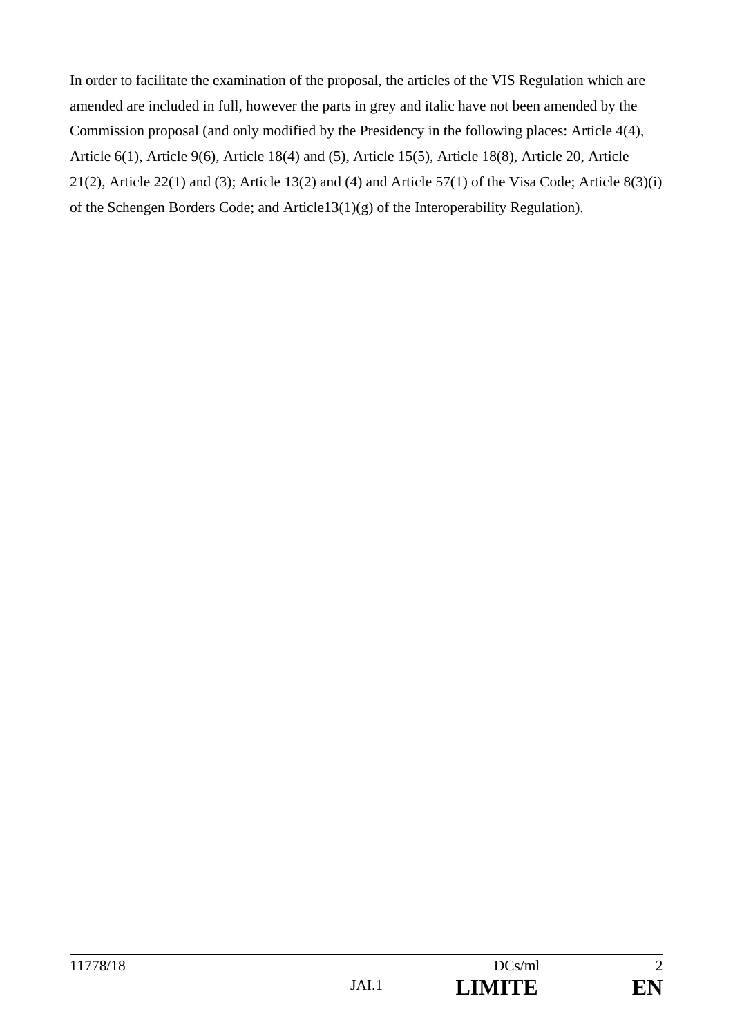In order to facilitate the examination of the proposal, the articles of the VIS Regulation which are amended are included in full, however the parts in grey and italic have not been amended by the Commission proposal (and only modified by the Presidency in the following places: Article 4(4), Article 6(1), Article 9(6), Article 18(4) and (5), Article 15(5), Article 18(8), Article 20, Article 21(2), Article 22(1) and (3); Article 13(2) and (4) and Article 57(1) of the Visa Code; Article 8(3)(i) of the Schengen Borders Code; and Article13(1)(g) of the Interoperability Regulation).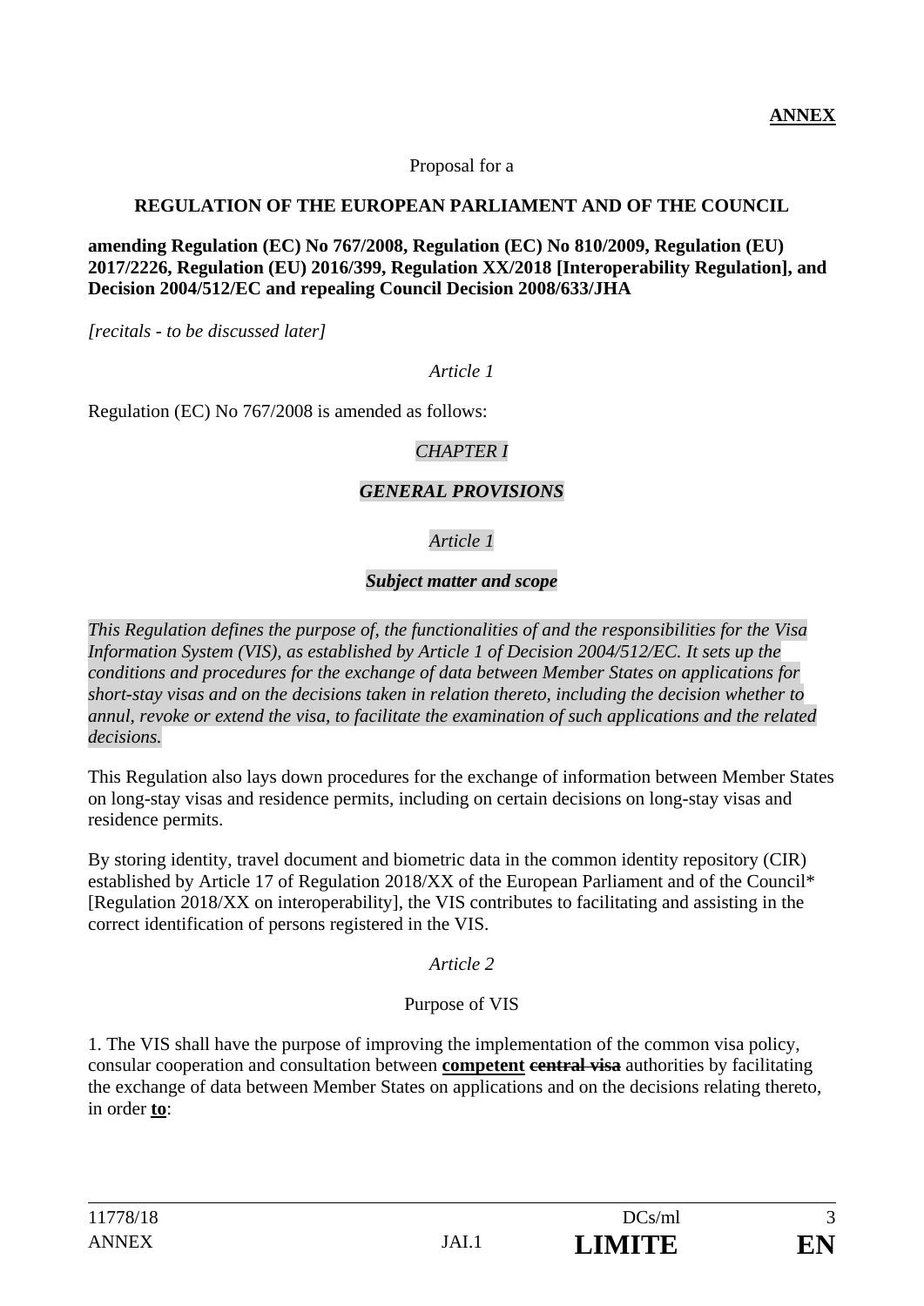**ANNEX**

Proposal for a

**REGULATION OF THE EUROPEAN PARLIAMENT AND OF THE COUNCIL**

**amending Regulation (EC) No 767/2008, Regulation (EC) No 810/2009, Regulation (EU) 2017/2226, Regulation (EU) 2016/399, Regulation XX/2018 [Interoperability Regulation], and Decision 2004/512/EC and repealing Council Decision 2008/633/JHA**

*[recitals - to be discussed later]*

*Article 1*

Regulation (EC) No 767/2008 is amended as follows:

*CHAPTER I*

***GENERAL PROVISIONS***

*Article 1*

***Subject matter and scope***

*This Regulation defines the purpose of, the functionalities of and the responsibilities for the Visa Information System (VIS), as established by Article 1 of Decision 2004/512/EC. It sets up the conditions and procedures for the exchange of data between Member States on applications for short-stay visas and on the decisions taken in relation thereto, including the decision whether to annul, revoke or extend the visa, to facilitate the examination of such applications and the related decisions.*

This Regulation also lays down procedures for the exchange of information between Member States on long-stay visas and residence permits, including on certain decisions on long-stay visas and residence permits.

By storing identity, travel document and biometric data in the common identity repository (CIR) established by Article 17 of Regulation 2018/XX of the European Parliament and of the Council* [Regulation 2018/XX on interoperability], the VIS contributes to facilitating and assisting in the correct identification of persons registered in the VIS.

*Article 2*

Purpose of VIS

1. The VIS shall have the purpose of improving the implementation of the common visa policy, consular cooperation and consultation between **competent** ~~**central visa**~~ authorities by facilitating the exchange of data between Member States on applications and on the decisions relating thereto, in order **to**: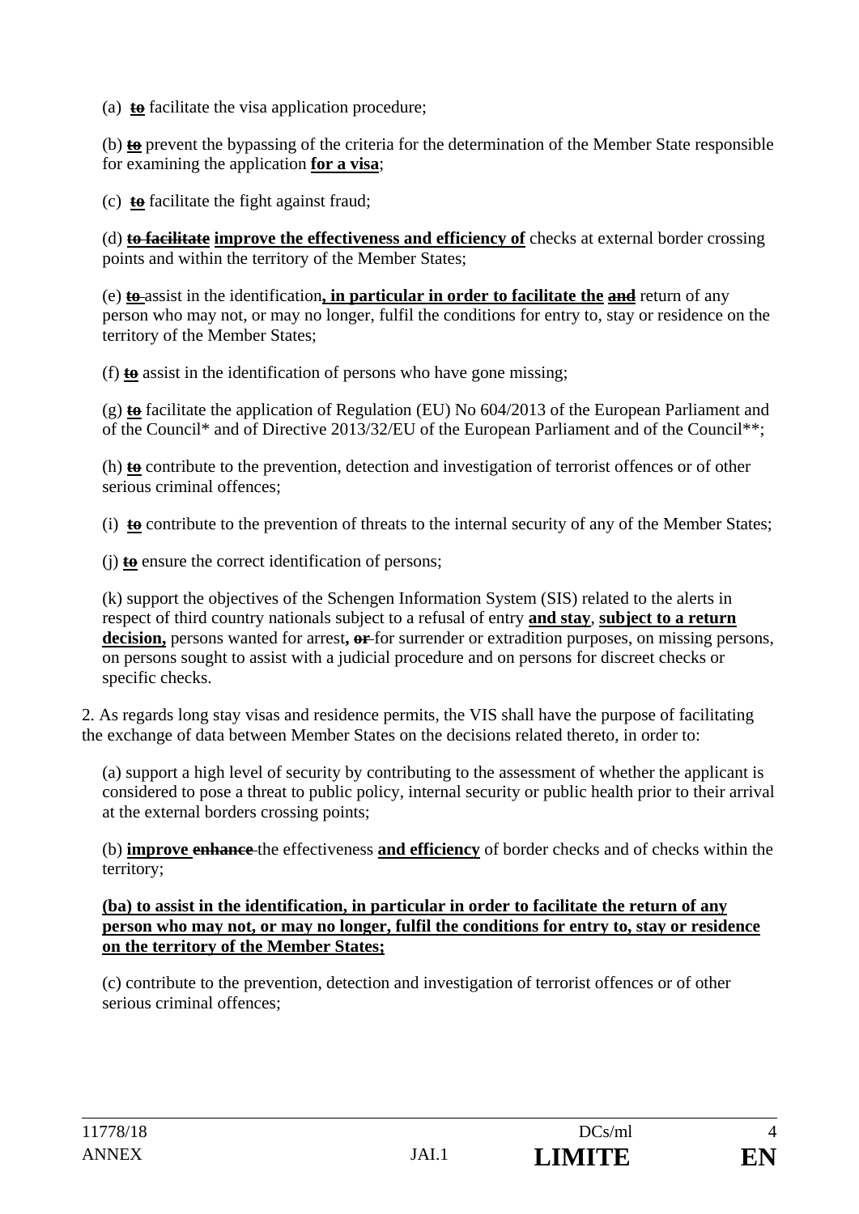(a) ~~**to**~~ facilitate the visa application procedure;

(b) ~~**to**~~ prevent the bypassing of the criteria for the determination of the Member State responsible for examining the application **for a visa**;

(c) ~~**to**~~ facilitate the fight against fraud;

(d) ~~**to facilitate**~~ **improve the effectiveness and efficiency of** checks at external border crossing points and within the territory of the Member States;

(e) ~~**to**~~ assist in the identification**, in particular in order to facilitate the** ~~**and**~~ return of any person who may not, or may no longer, fulfil the conditions for entry to, stay or residence on the territory of the Member States;

(f) ~~**to**~~ assist in the identification of persons who have gone missing;

(g) ~~**to**~~ facilitate the application of Regulation (EU) No 604/2013 of the European Parliament and of the Council* and of Directive 2013/32/EU of the European Parliament and of the Council**;

(h) ~~**to**~~ contribute to the prevention, detection and investigation of terrorist offences or of other serious criminal offences;

(i) ~~**to**~~ contribute to the prevention of threats to the internal security of any of the Member States;

(j) ~~**to**~~ ensure the correct identification of persons;

(k) support the objectives of the Schengen Information System (SIS) related to the alerts in respect of third country nationals subject to a refusal of entry **and stay**, **subject to a return decision,** persons wanted for arrest**,** ~~**or**~~ for surrender or extradition purposes, on missing persons, on persons sought to assist with a judicial procedure and on persons for discreet checks or specific checks.

2. As regards long stay visas and residence permits, the VIS shall have the purpose of facilitating the exchange of data between Member States on the decisions related thereto, in order to:

(a) support a high level of security by contributing to the assessment of whether the applicant is considered to pose a threat to public policy, internal security or public health prior to their arrival at the external borders crossing points;

(b) **improve** ~~**enhance**~~ the effectiveness **and efficiency** of border checks and of checks within the territory;

**(ba) to assist in the identification, in particular in order to facilitate the return of any person who may not, or may no longer, fulfil the conditions for entry to, stay or residence on the territory of the Member States;**

(c) contribute to the prevention, detection and investigation of terrorist offences or of other serious criminal offences;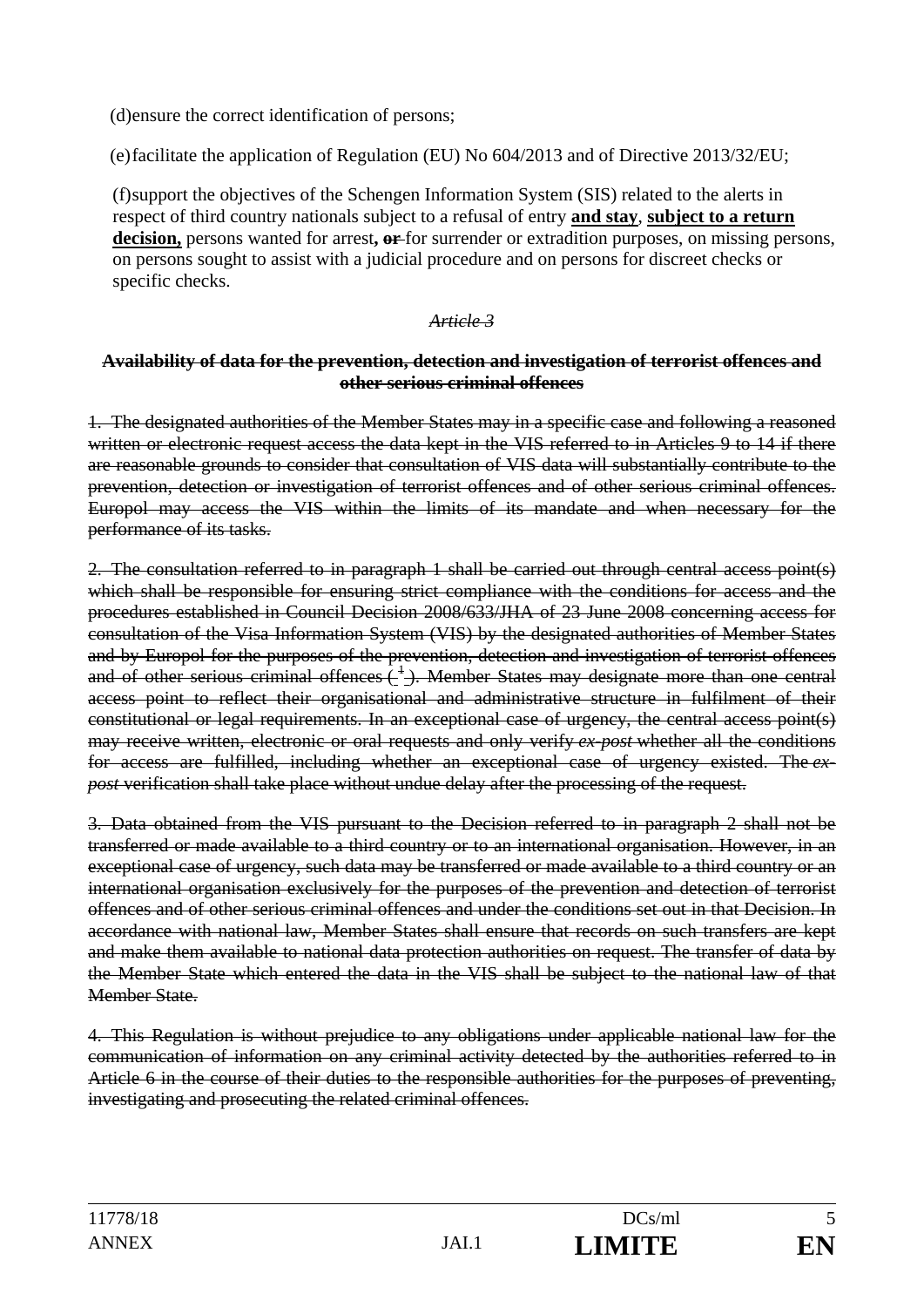(d) ensure the correct identification of persons;

(e) facilitate the application of Regulation (EU) No 604/2013 and of Directive 2013/32/EU;

(f) support the objectives of the Schengen Information System (SIS) related to the alerts in respect of third country nationals subject to a refusal of entry **and stay**, **subject to a return decision,** persons wanted for arrest**,** ~~or~~ for surrender or extradition purposes, on missing persons, on persons sought to assist with a judicial procedure and on persons for discreet checks or specific checks.

*~~Article 3~~*

**~~Availability of data for the prevention, detection and investigation of terrorist offences and other serious criminal offences~~**

~~1. The designated authorities of the Member States may in a specific case and following a reasoned written or electronic request access the data kept in the VIS referred to in Articles 9 to 14 if there are reasonable grounds to consider that consultation of VIS data will substantially contribute to the prevention, detection or investigation of terrorist offences and of other serious criminal offences. Europol may access the VIS within the limits of its mandate and when necessary for the performance of its tasks.~~

~~2. The consultation referred to in paragraph 1 shall be carried out through central access point(s) which shall be responsible for ensuring strict compliance with the conditions for access and the procedures established in Council Decision 2008/633/JHA of 23 June 2008 concerning access for consultation of the Visa Information System (VIS) by the designated authorities of Member States and by Europol for the purposes of the prevention, detection and investigation of terrorist offences and of other serious criminal offences ([1]). Member States may designate more than one central access point to reflect their organisational and administrative structure in fulfilment of their constitutional or legal requirements. In an exceptional case of urgency, the central access point(s) may receive written, electronic or oral requests and only verify~~ ~~*ex-post*~~ ~~whether all the conditions for access are fulfilled, including whether an exceptional case of urgency existed. The~~ ~~*ex-post*~~ ~~verification shall take place without undue delay after the processing of the request.~~

~~3. Data obtained from the VIS pursuant to the Decision referred to in paragraph 2 shall not be transferred or made available to a third country or to an international organisation. However, in an exceptional case of urgency, such data may be transferred or made available to a third country or an international organisation exclusively for the purposes of the prevention and detection of terrorist offences and of other serious criminal offences and under the conditions set out in that Decision. In accordance with national law, Member States shall ensure that records on such transfers are kept and make them available to national data protection authorities on request. The transfer of data by the Member State which entered the data in the VIS shall be subject to the national law of that Member State.~~

~~4. This Regulation is without prejudice to any obligations under applicable national law for the communication of information on any criminal activity detected by the authorities referred to in Article 6 in the course of their duties to the responsible authorities for the purposes of preventing, investigating and prosecuting the related criminal offences.~~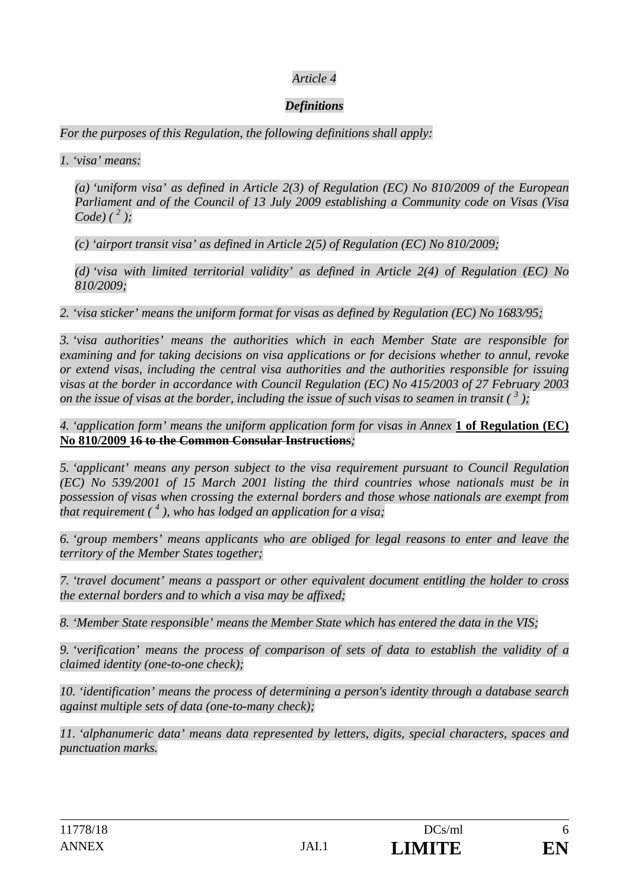*Article 4*

***Definitions***

*For the purposes of this Regulation, the following definitions shall apply:*

*1. 'visa' means:*

*(a) 'uniform visa' as defined in Article 2(3) of Regulation (EC) No 810/2009 of the European Parliament and of the Council of 13 July 2009 establishing a Community code on Visas (Visa Code) ( [2] );*

*(c) 'airport transit visa' as defined in Article 2(5) of Regulation (EC) No 810/2009;*

*(d) 'visa with limited territorial validity' as defined in Article 2(4) of Regulation (EC) No 810/2009;*

*2. 'visa sticker' means the uniform format for visas as defined by Regulation (EC) No 1683/95;*

*3. 'visa authorities' means the authorities which in each Member State are responsible for examining and for taking decisions on visa applications or for decisions whether to annul, revoke or extend visas, including the central visa authorities and the authorities responsible for issuing visas at the border in accordance with Council Regulation (EC) No 415/2003 of 27 February 2003 on the issue of visas at the border, including the issue of such visas to seamen in transit ( [3] );*

*4. 'application form' means the uniform application form for visas in Annex* **1 of Regulation (EC) No 810/2009** ~~**16 to the Common Consular Instructions**~~*;*

*5. 'applicant' means any person subject to the visa requirement pursuant to Council Regulation (EC) No 539/2001 of 15 March 2001 listing the third countries whose nationals must be in possession of visas when crossing the external borders and those whose nationals are exempt from that requirement ( [4] ), who has lodged an application for a visa;*

*6. 'group members' means applicants who are obliged for legal reasons to enter and leave the territory of the Member States together;*

*7. 'travel document' means a passport or other equivalent document entitling the holder to cross the external borders and to which a visa may be affixed;*

*8. 'Member State responsible' means the Member State which has entered the data in the VIS;*

*9. 'verification' means the process of comparison of sets of data to establish the validity of a claimed identity (one-to-one check);*

*10. 'identification' means the process of determining a person's identity through a database search against multiple sets of data (one-to-many check);*

*11. 'alphanumeric data' means data represented by letters, digits, special characters, spaces and punctuation marks.*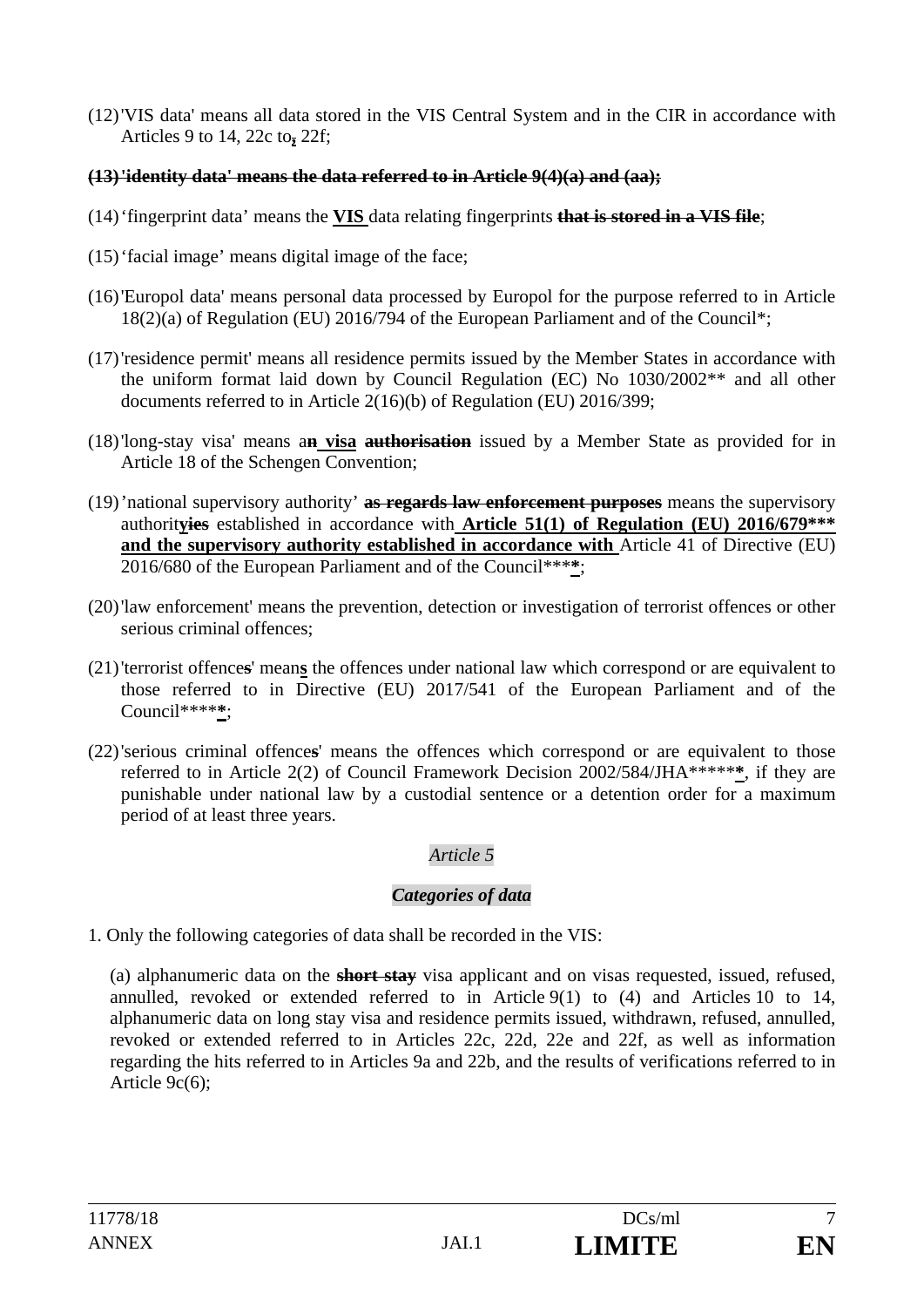(12) 'VIS data' means all data stored in the VIS Central System and in the CIR in accordance with Articles 9 to 14, 22c to, 22f;

**~~(13) 'identity data' means the data referred to in Article 9(4)(a) and (aa);~~**

(14) 'fingerprint data' means the **VIS** data relating fingerprints **~~that is stored in a VIS file~~**;

(15) 'facial image' means digital image of the face;

(16) 'Europol data' means personal data processed by Europol for the purpose referred to in Article 18(2)(a) of Regulation (EU) 2016/794 of the European Parliament and of the Council*;

(17) 'residence permit' means all residence permits issued by the Member States in accordance with the uniform format laid down by Council Regulation (EC) No 1030/2002** and all other documents referred to in Article 2(16)(b) of Regulation (EU) 2016/399;

(18) 'long-stay visa' means a**n visa** **~~authorisation~~** issued by a Member State as provided for in Article 18 of the Schengen Convention;

(19) 'national supervisory authority' **~~as regards law enforcement purposes~~** means the supervisory authorit**y~~ies~~** established in accordance with **Article 51(1) of Regulation (EU) 2016/679*** and the supervisory authority established in accordance with** Article 41 of Directive (EU) 2016/680 of the European Parliament and of the Council*****;

(20) 'law enforcement' means the prevention, detection or investigation of terrorist offences or other serious criminal offences;

(21) 'terrorist offence**s**' mean**s** the offences under national law which correspond or are equivalent to those referred to in Directive (EU) 2017/541 of the European Parliament and of the Council******;

(22) 'serious criminal offence**s**' means the offences which correspond or are equivalent to those referred to in Article 2(2) of Council Framework Decision 2002/584/JHA*******, if they are punishable under national law by a custodial sentence or a detention order for a maximum period of at least three years.

*Article 5*

***Categories of data***

1. Only the following categories of data shall be recorded in the VIS:

(a) alphanumeric data on the **~~short stay~~** visa applicant and on visas requested, issued, refused, annulled, revoked or extended referred to in Article 9(1) to (4) and Articles 10 to 14, alphanumeric data on long stay visa and residence permits issued, withdrawn, refused, annulled, revoked or extended referred to in Articles 22c, 22d, 22e and 22f, as well as information regarding the hits referred to in Articles 9a and 22b, and the results of verifications referred to in Article 9c(6);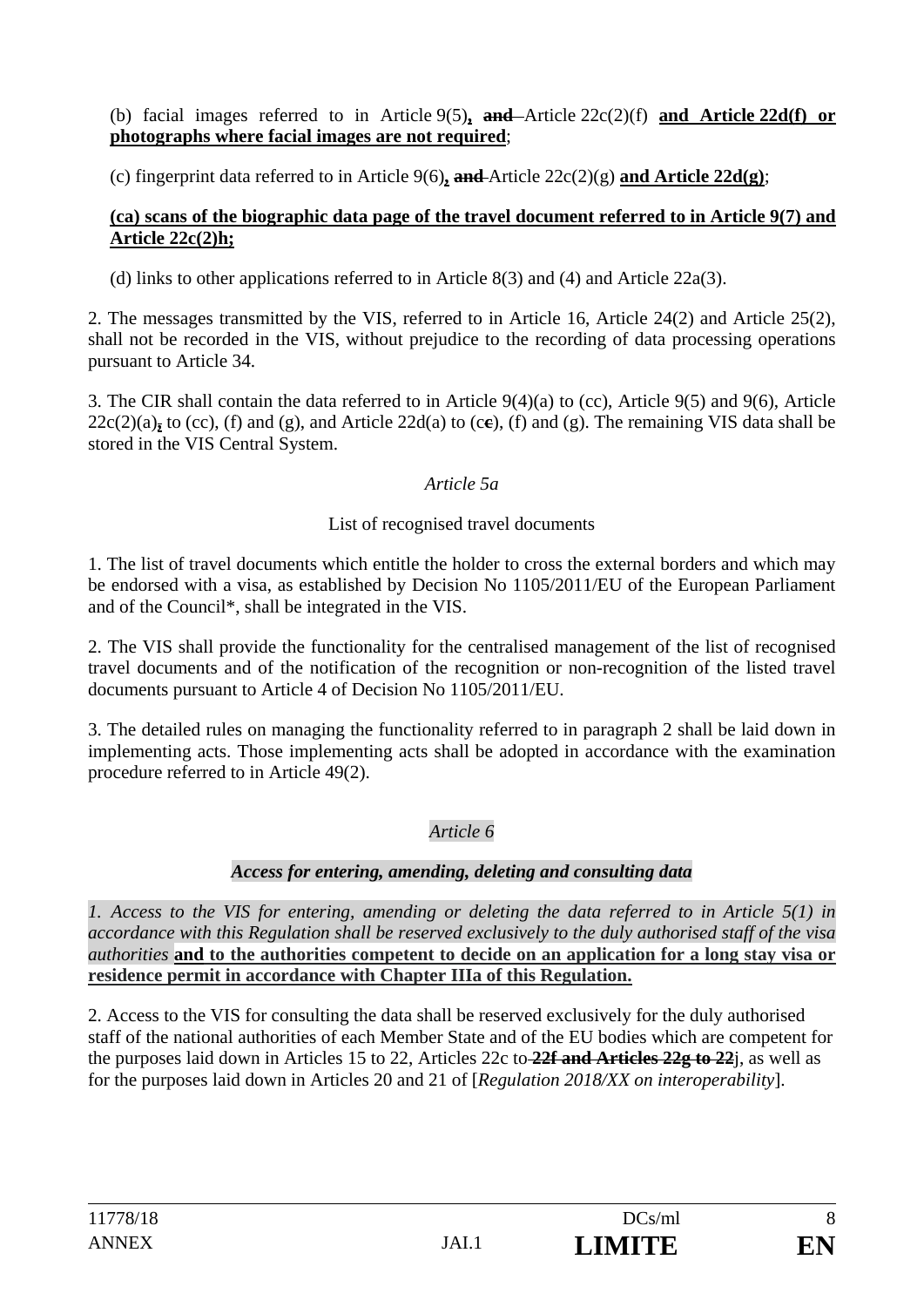(b) facial images referred to in Article 9(5)**,** ~~and~~ Article 22c(2)(f) **and Article 22d(f) or photographs where facial images are not required**;

(c) fingerprint data referred to in Article 9(6)**,** ~~and~~ Article 22c(2)(g) **and Article 22d(g)**;

**(ca) scans of the biographic data page of the travel document referred to in Article 9(7) and Article 22c(2)h;**

(d) links to other applications referred to in Article 8(3) and (4) and Article 22a(3).

2. The messages transmitted by the VIS, referred to in Article 16, Article 24(2) and Article 25(2), shall not be recorded in the VIS, without prejudice to the recording of data processing operations pursuant to Article 34.

3. The CIR shall contain the data referred to in Article 9(4)(a) to (cc), Article 9(5) and 9(6), Article 22c(2)(a)~~,~~ to (cc), (f) and (g), and Article 22d(a) to (c~~c~~), (f) and (g). The remaining VIS data shall be stored in the VIS Central System.

*Article 5a*

List of recognised travel documents

1. The list of travel documents which entitle the holder to cross the external borders and which may be endorsed with a visa, as established by Decision No 1105/2011/EU of the European Parliament and of the Council*, shall be integrated in the VIS.

2. The VIS shall provide the functionality for the centralised management of the list of recognised travel documents and of the notification of the recognition or non-recognition of the listed travel documents pursuant to Article 4 of Decision No 1105/2011/EU.

3. The detailed rules on managing the functionality referred to in paragraph 2 shall be laid down in implementing acts. Those implementing acts shall be adopted in accordance with the examination procedure referred to in Article 49(2).

*Article 6*

***Access for entering, amending, deleting and consulting data***

*1. Access to the VIS for entering, amending or deleting the data referred to in Article 5(1) in accordance with this Regulation shall be reserved exclusively to the duly authorised staff of the visa authorities* **and to the authorities competent to decide on an application for a long stay visa or residence permit in accordance with Chapter IIIa of this Regulation.**

2. Access to the VIS for consulting the data shall be reserved exclusively for the duly authorised staff of the national authorities of each Member State and of the EU bodies which are competent for the purposes laid down in Articles 15 to 22, Articles 22c to ~~**22f and Articles 22g to 22**~~j, as well as for the purposes laid down in Articles 20 and 21 of [*Regulation 2018/XX on interoperability*].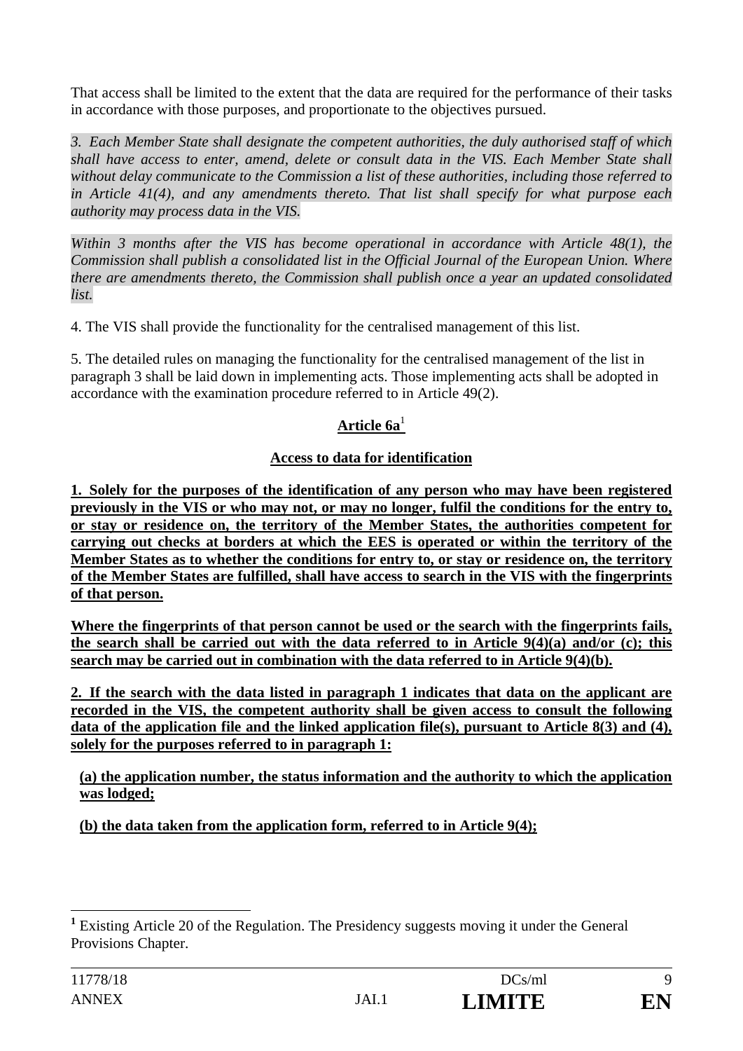That access shall be limited to the extent that the data are required for the performance of their tasks in accordance with those purposes, and proportionate to the objectives pursued.

*3. Each Member State shall designate the competent authorities, the duly authorised staff of which shall have access to enter, amend, delete or consult data in the VIS. Each Member State shall without delay communicate to the Commission a list of these authorities, including those referred to in Article 41(4), and any amendments thereto. That list shall specify for what purpose each authority may process data in the VIS.*

*Within 3 months after the VIS has become operational in accordance with Article 48(1), the Commission shall publish a consolidated list in the Official Journal of the European Union. Where there are amendments thereto, the Commission shall publish once a year an updated consolidated list.*

4. The VIS shall provide the functionality for the centralised management of this list.

5. The detailed rules on managing the functionality for the centralised management of the list in paragraph 3 shall be laid down in implementing acts. Those implementing acts shall be adopted in accordance with the examination procedure referred to in Article 49(2).

## Article 6a[1]

### Access to data for identification

**1. Solely for the purposes of the identification of any person who may have been registered previously in the VIS or who may not, or may no longer, fulfil the conditions for the entry to, or stay or residence on, the territory of the Member States, the authorities competent for carrying out checks at borders at which the EES is operated or within the territory of the Member States as to whether the conditions for entry to, or stay or residence on, the territory of the Member States are fulfilled, shall have access to search in the VIS with the fingerprints of that person.**

**Where the fingerprints of that person cannot be used or the search with the fingerprints fails, the search shall be carried out with the data referred to in Article 9(4)(a) and/or (c); this search may be carried out in combination with the data referred to in Article 9(4)(b).**

**2. If the search with the data listed in paragraph 1 indicates that data on the applicant are recorded in the VIS, the competent authority shall be given access to consult the following data of the application file and the linked application file(s), pursuant to Article 8(3) and (4), solely for the purposes referred to in paragraph 1:**

**(a) the application number, the status information and the authority to which the application was lodged;**

**(b) the data taken from the application form, referred to in Article 9(4);**

---

[1] Existing Article 20 of the Regulation. The Presidency suggests moving it under the General Provisions Chapter.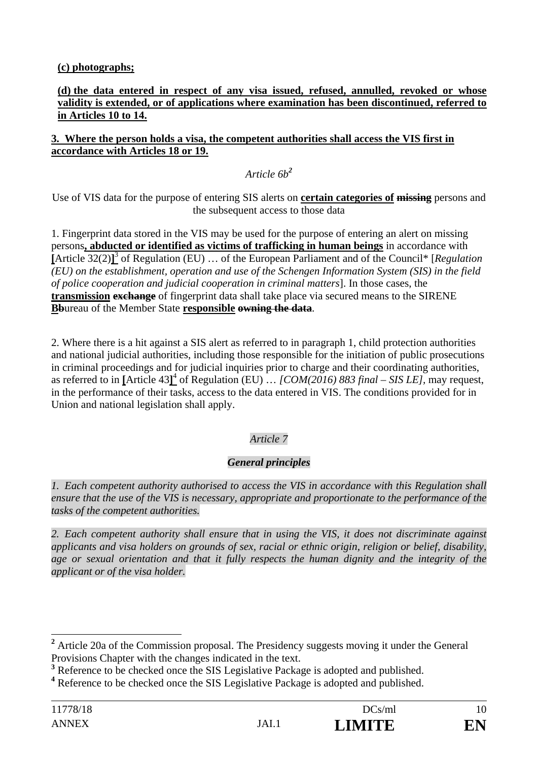**(c) photographs;**

**(d) the data entered in respect of any visa issued, refused, annulled, revoked or whose validity is extended, or of applications where examination has been discontinued, referred to in Articles 10 to 14.**

**3. Where the person holds a visa, the competent authorities shall access the VIS first in accordance with Articles 18 or 19.**

*Article 6b*[2]

Use of VIS data for the purpose of entering SIS alerts on **certain categories of** ~~missing~~ persons and the subsequent access to those data

1. Fingerprint data stored in the VIS may be used for the purpose of entering an alert on missing persons**, abducted or identified as victims of trafficking in human beings** in accordance with **[**Article 32(2)**]**[3] of Regulation (EU) … of the European Parliament and of the Council* [*Regulation (EU) on the establishment, operation and use of the Schengen Information System (SIS) in the field of police cooperation and judicial cooperation in criminal matters*]. In those cases, the **transmission** ~~exchange~~ of fingerprint data shall take place via secured means to the SIRENE **B**~~b~~ureau of the Member State **responsible** ~~owning the data~~.

2. Where there is a hit against a SIS alert as referred to in paragraph 1, child protection authorities and national judicial authorities, including those responsible for the initiation of public prosecutions in criminal proceedings and for judicial inquiries prior to charge and their coordinating authorities, as referred to in **[**Article 43**]**[4] of Regulation (EU) … *[COM(2016) 883 final – SIS LE]*, may request, in the performance of their tasks, access to the data entered in VIS. The conditions provided for in Union and national legislation shall apply.

*Article 7*

***General principles***

*1. Each competent authority authorised to access the VIS in accordance with this Regulation shall ensure that the use of the VIS is necessary, appropriate and proportionate to the performance of the tasks of the competent authorities.*

*2. Each competent authority shall ensure that in using the VIS, it does not discriminate against applicants and visa holders on grounds of sex, racial or ethnic origin, religion or belief, disability, age or sexual orientation and that it fully respects the human dignity and the integrity of the applicant or of the visa holder.*

---

[2] Article 20a of the Commission proposal. The Presidency suggests moving it under the General Provisions Chapter with the changes indicated in the text.

[3] Reference to be checked once the SIS Legislative Package is adopted and published.

[4] Reference to be checked once the SIS Legislative Package is adopted and published.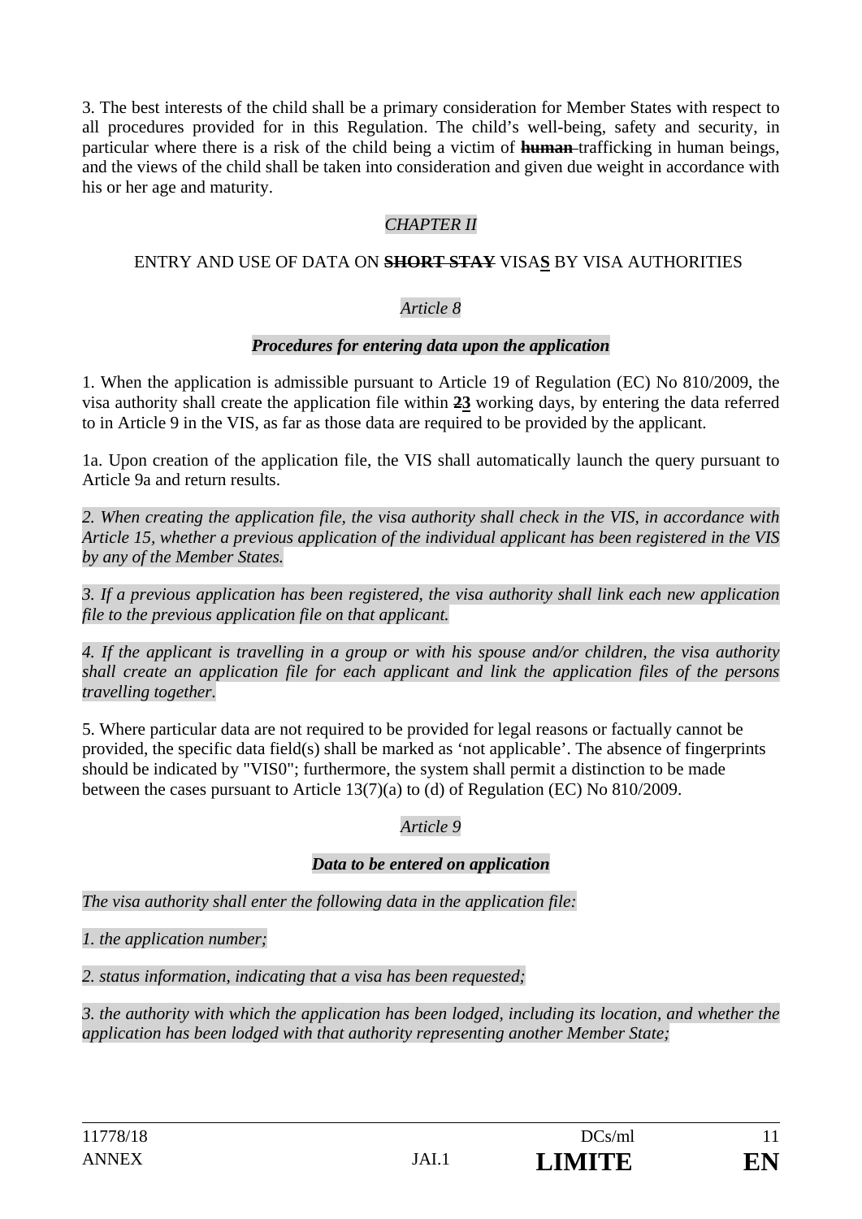3. The best interests of the child shall be a primary consideration for Member States with respect to all procedures provided for in this Regulation. The child's well-being, safety and security, in particular where there is a risk of the child being a victim of ~~**human**~~ trafficking in human beings, and the views of the child shall be taken into consideration and given due weight in accordance with his or her age and maturity.

*CHAPTER II*

ENTRY AND USE OF DATA ON ~~**SHORT STAY**~~ VISA**S** BY VISA AUTHORITIES

*Article 8*

***Procedures for entering data upon the application***

1. When the application is admissible pursuant to Article 19 of Regulation (EC) No 810/2009, the visa authority shall create the application file within ~~**2**~~**3** working days, by entering the data referred to in Article 9 in the VIS, as far as those data are required to be provided by the applicant.

1a. Upon creation of the application file, the VIS shall automatically launch the query pursuant to Article 9a and return results.

*2. When creating the application file, the visa authority shall check in the VIS, in accordance with Article 15, whether a previous application of the individual applicant has been registered in the VIS by any of the Member States.*

*3. If a previous application has been registered, the visa authority shall link each new application file to the previous application file on that applicant.*

*4. If the applicant is travelling in a group or with his spouse and/or children, the visa authority shall create an application file for each applicant and link the application files of the persons travelling together.*

5. Where particular data are not required to be provided for legal reasons or factually cannot be provided, the specific data field(s) shall be marked as 'not applicable'. The absence of fingerprints should be indicated by "VIS0"; furthermore, the system shall permit a distinction to be made between the cases pursuant to Article 13(7)(a) to (d) of Regulation (EC) No 810/2009.

*Article 9*

***Data to be entered on application***

*The visa authority shall enter the following data in the application file:*

*1. the application number;*

*2. status information, indicating that a visa has been requested;*

*3. the authority with which the application has been lodged, including its location, and whether the application has been lodged with that authority representing another Member State;*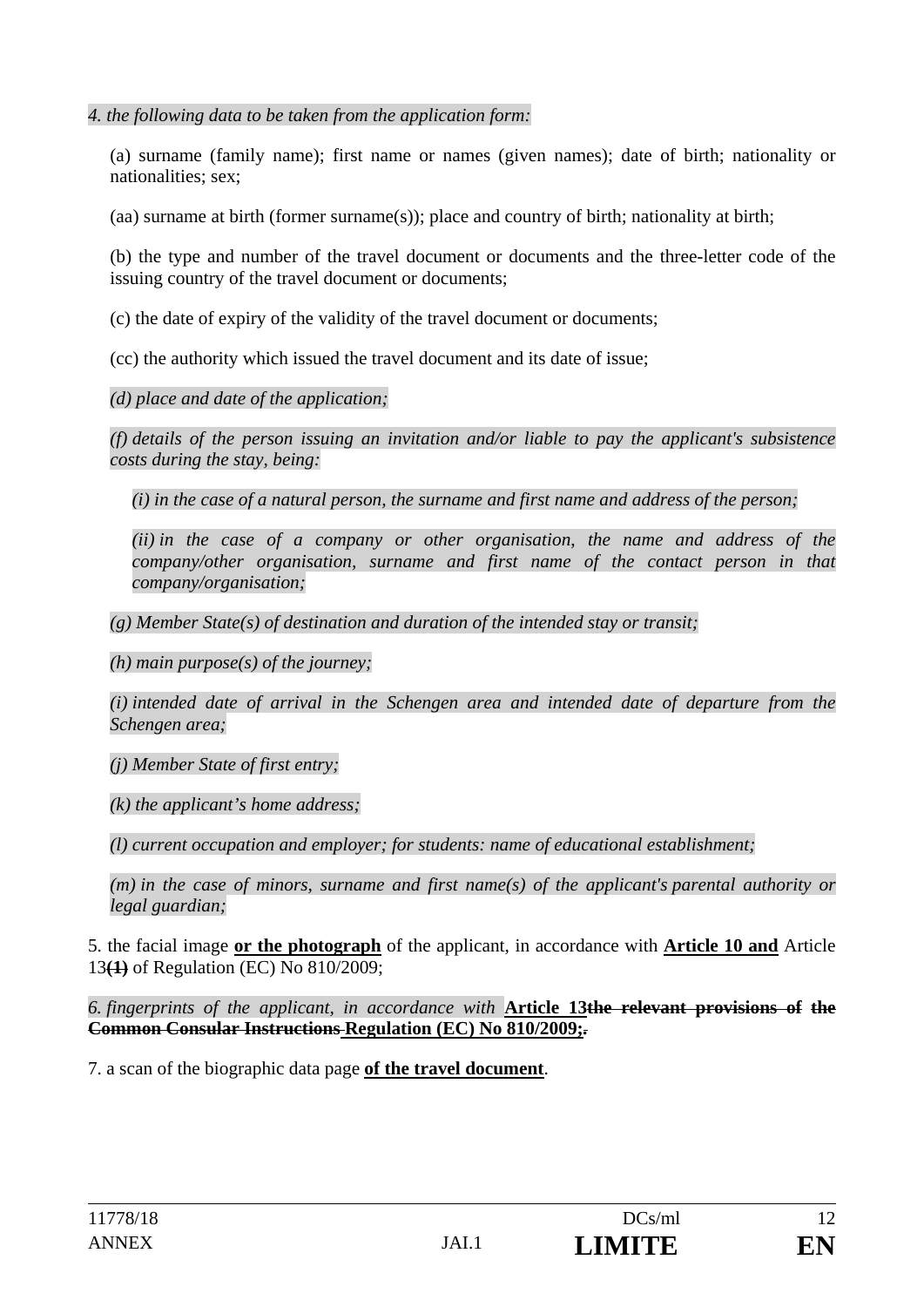*4. the following data to be taken from the application form:*

(a) surname (family name); first name or names (given names); date of birth; nationality or nationalities; sex;

(aa) surname at birth (former surname(s)); place and country of birth; nationality at birth;

(b) the type and number of the travel document or documents and the three-letter code of the issuing country of the travel document or documents;

(c) the date of expiry of the validity of the travel document or documents;

(cc) the authority which issued the travel document and its date of issue;

*(d) place and date of the application;*

*(f) details of the person issuing an invitation and/or liable to pay the applicant's subsistence costs during the stay, being:*

*(i) in the case of a natural person, the surname and first name and address of the person;*

*(ii) in the case of a company or other organisation, the name and address of the company/other organisation, surname and first name of the contact person in that company/organisation;*

*(g) Member State(s) of destination and duration of the intended stay or transit;*

*(h) main purpose(s) of the journey;*

*(i) intended date of arrival in the Schengen area and intended date of departure from the Schengen area;*

*(j) Member State of first entry;*

*(k) the applicant's home address;*

*(l) current occupation and employer; for students: name of educational establishment;*

*(m) in the case of minors, surname and first name(s) of the applicant's parental authority or legal guardian;*

5. the facial image **or the photograph** of the applicant, in accordance with **Article 10 and** Article 13~~**(1)**~~ of Regulation (EC) No 810/2009;

*6. fingerprints of the applicant, in accordance with* **Article 13**~~**the relevant provisions of the Common Consular Instructions**~~ **Regulation (EC) No 810/2009;**~~.~~

7. a scan of the biographic data page **of the travel document**.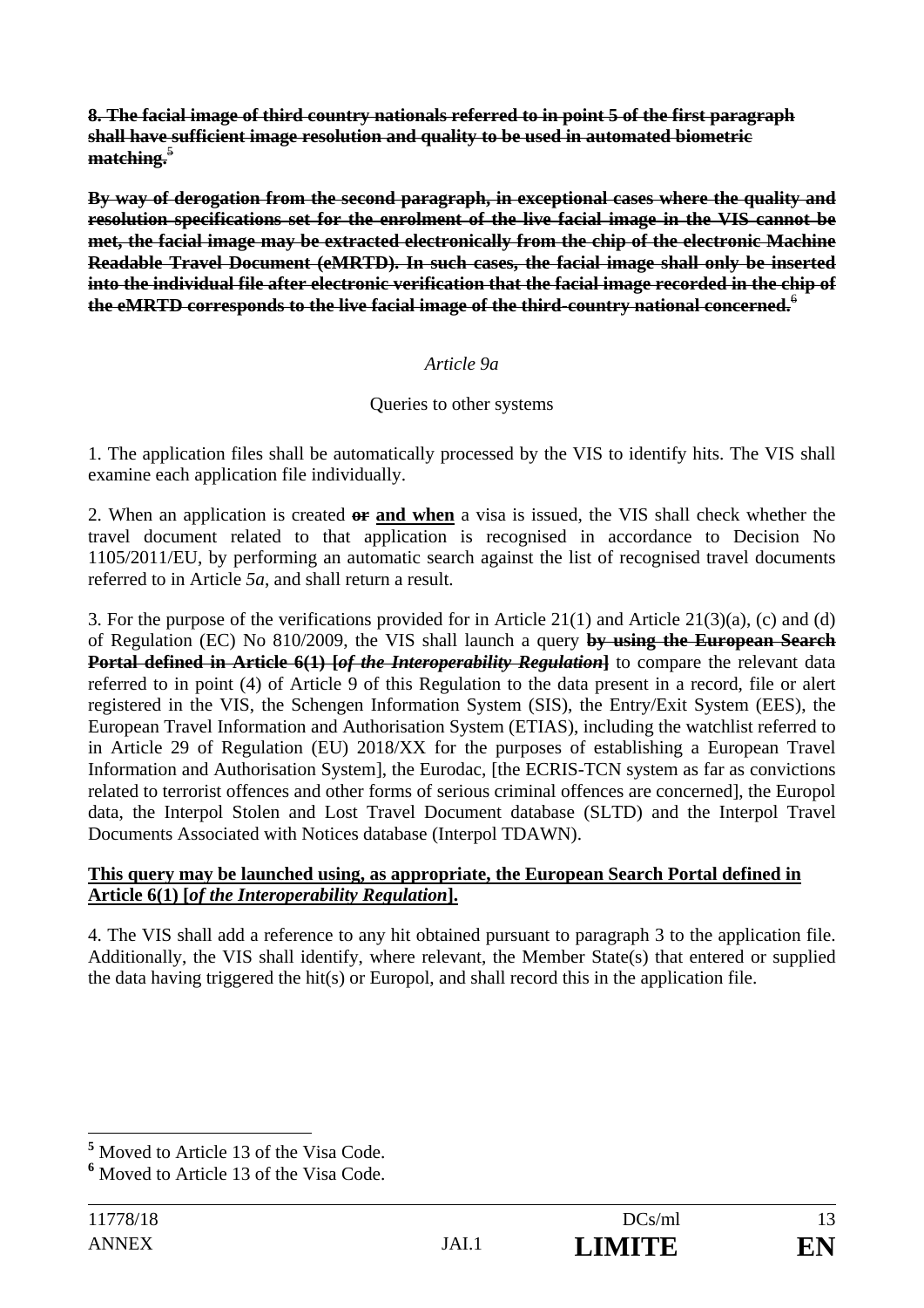~~**8. The facial image of third country nationals referred to in point 5 of the first paragraph shall have sufficient image resolution and quality to be used in automated biometric matching.**~~[5]

~~**By way of derogation from the second paragraph, in exceptional cases where the quality and resolution specifications set for the enrolment of the live facial image in the VIS cannot be met, the facial image may be extracted electronically from the chip of the electronic Machine Readable Travel Document (eMRTD). In such cases, the facial image shall only be inserted into the individual file after electronic verification that the facial image recorded in the chip of the eMRTD corresponds to the live facial image of the third-country national concerned.**~~[6]

*Article 9a*

Queries to other systems

1. The application files shall be automatically processed by the VIS to identify hits. The VIS shall examine each application file individually.

2. When an application is created ~~**or**~~ **<u>and when</u>** a visa is issued, the VIS shall check whether the travel document related to that application is recognised in accordance to Decision No 1105/2011/EU, by performing an automatic search against the list of recognised travel documents referred to in Article *5a*, and shall return a result.

3. For the purpose of the verifications provided for in Article 21(1) and Article 21(3)(a), (c) and (d) of Regulation (EC) No 810/2009, the VIS shall launch a query ~~**by using the European Search Portal defined in Article 6(1) [*of the Interoperability Regulation*]**~~ to compare the relevant data referred to in point (4) of Article 9 of this Regulation to the data present in a record, file or alert registered in the VIS, the Schengen Information System (SIS), the Entry/Exit System (EES), the European Travel Information and Authorisation System (ETIAS), including the watchlist referred to in Article 29 of Regulation (EU) 2018/XX for the purposes of establishing a European Travel Information and Authorisation System], the Eurodac, [the ECRIS-TCN system as far as convictions related to terrorist offences and other forms of serious criminal offences are concerned], the Europol data, the Interpol Stolen and Lost Travel Document database (SLTD) and the Interpol Travel Documents Associated with Notices database (Interpol TDAWN).

**<u>This query may be launched using, as appropriate, the European Search Portal defined in Article 6(1) [*of the Interoperability Regulation*].</u>**

4. The VIS shall add a reference to any hit obtained pursuant to paragraph 3 to the application file. Additionally, the VIS shall identify, where relevant, the Member State(s) that entered or supplied the data having triggered the hit(s) or Europol, and shall record this in the application file.

---

[5] Moved to Article 13 of the Visa Code.

[6] Moved to Article 13 of the Visa Code.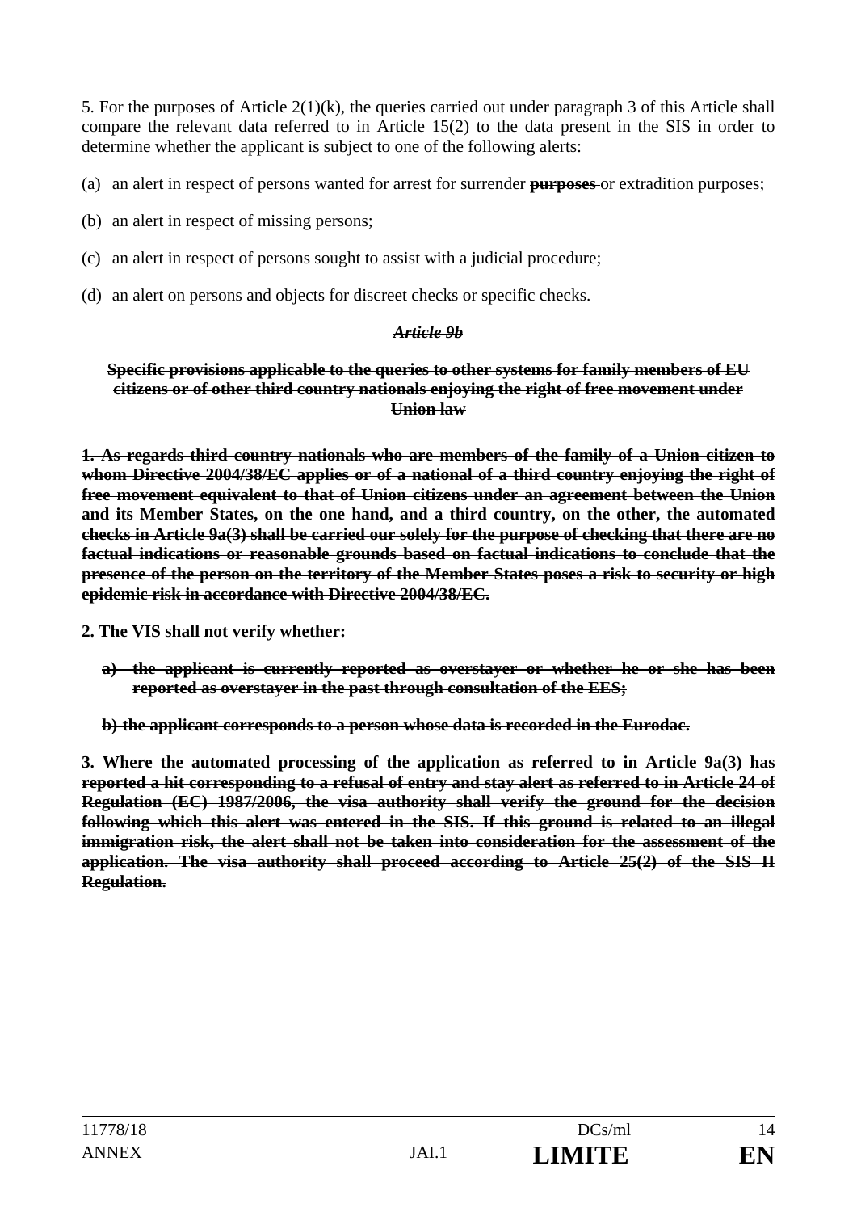5. For the purposes of Article 2(1)(k), the queries carried out under paragraph 3 of this Article shall compare the relevant data referred to in Article 15(2) to the data present in the SIS in order to determine whether the applicant is subject to one of the following alerts:

(a) an alert in respect of persons wanted for arrest for surrender ~~**purposes**~~ or extradition purposes;

(b) an alert in respect of missing persons;

(c) an alert in respect of persons sought to assist with a judicial procedure;

(d) an alert on persons and objects for discreet checks or specific checks.

***~~Article 9b~~***

**~~Specific provisions applicable to the queries to other systems for family members of EU citizens or of other third country nationals enjoying the right of free movement under Union law~~**

**~~1. As regards third country nationals who are members of the family of a Union citizen to whom Directive 2004/38/EC applies or of a national of a third country enjoying the right of free movement equivalent to that of Union citizens under an agreement between the Union and its Member States, on the one hand, and a third country, on the other, the automated checks in Article 9a(3) shall be carried our solely for the purpose of checking that there are no factual indications or reasonable grounds based on factual indications to conclude that the presence of the person on the territory of the Member States poses a risk to security or high epidemic risk in accordance with Directive 2004/38/EC.~~**

**~~2. The VIS shall not verify whether:~~**

**~~a) the applicant is currently reported as overstayer or whether he or she has been reported as overstayer in the past through consultation of the EES;~~**

**~~b) the applicant corresponds to a person whose data is recorded in the Eurodac.~~**

**~~3. Where the automated processing of the application as referred to in Article 9a(3) has reported a hit corresponding to a refusal of entry and stay alert as referred to in Article 24 of Regulation (EC) 1987/2006, the visa authority shall verify the ground for the decision following which this alert was entered in the SIS. If this ground is related to an illegal immigration risk, the alert shall not be taken into consideration for the assessment of the application. The visa authority shall proceed according to Article 25(2) of the SIS II Regulation.~~**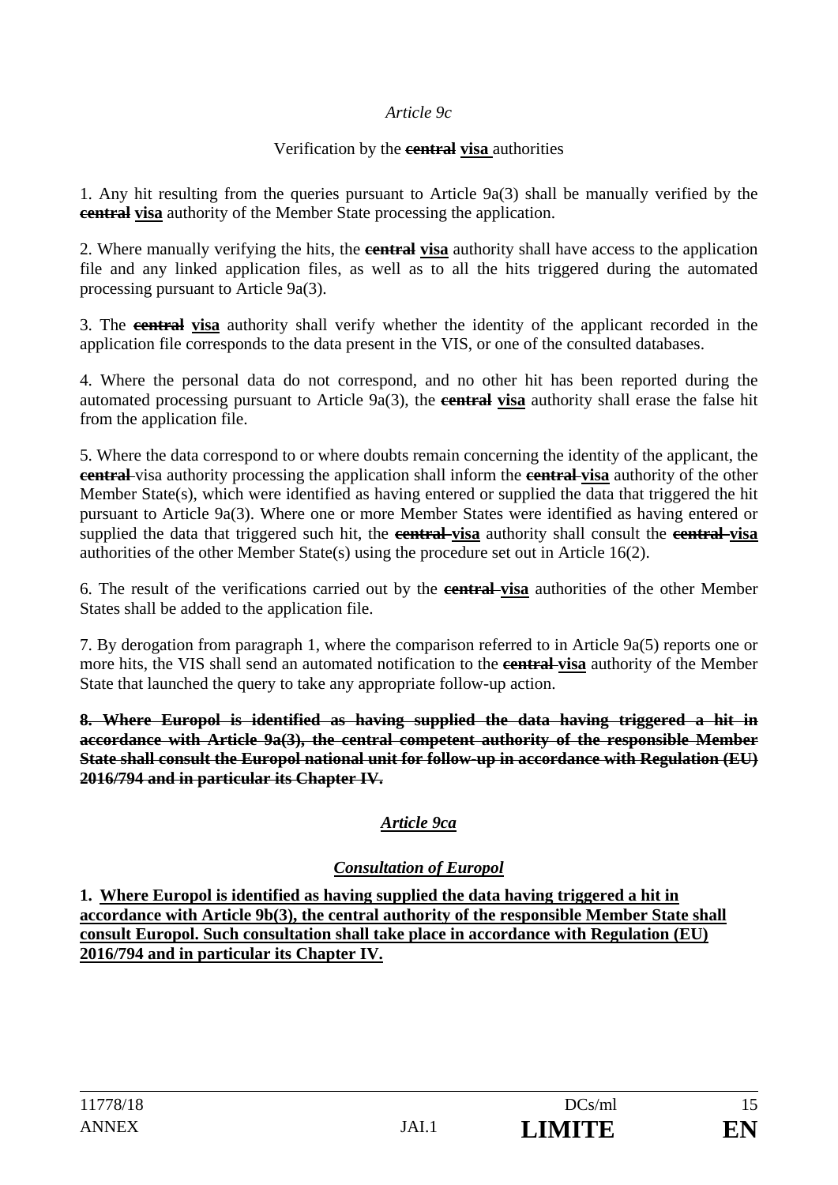*Article 9c*

Verification by the ~~**central**~~ **<u>visa</u>** authorities

1. Any hit resulting from the queries pursuant to Article 9a(3) shall be manually verified by the ~~**central**~~ **<u>visa</u>** authority of the Member State processing the application.

2. Where manually verifying the hits, the ~~**central**~~ **<u>visa</u>** authority shall have access to the application file and any linked application files, as well as to all the hits triggered during the automated processing pursuant to Article 9a(3).

3. The ~~**central**~~ **<u>visa</u>** authority shall verify whether the identity of the applicant recorded in the application file corresponds to the data present in the VIS, or one of the consulted databases.

4. Where the personal data do not correspond, and no other hit has been reported during the automated processing pursuant to Article 9a(3), the ~~**central**~~ **<u>visa</u>** authority shall erase the false hit from the application file.

5. Where the data correspond to or where doubts remain concerning the identity of the applicant, the ~~**central**~~ visa authority processing the application shall inform the ~~**central**~~ **<u>visa</u>** authority of the other Member State(s), which were identified as having entered or supplied the data that triggered the hit pursuant to Article 9a(3). Where one or more Member States were identified as having entered or supplied the data that triggered such hit, the ~~**central**~~ **<u>visa</u>** authority shall consult the ~~**central**~~ **<u>visa</u>** authorities of the other Member State(s) using the procedure set out in Article 16(2).

6. The result of the verifications carried out by the ~~**central**~~ **<u>visa</u>** authorities of the other Member States shall be added to the application file.

7. By derogation from paragraph 1, where the comparison referred to in Article 9a(5) reports one or more hits, the VIS shall send an automated notification to the ~~**central**~~ **<u>visa</u>** authority of the Member State that launched the query to take any appropriate follow-up action.

~~**8. Where Europol is identified as having supplied the data having triggered a hit in accordance with Article 9a(3), the central competent authority of the responsible Member State shall consult the Europol national unit for follow-up in accordance with Regulation (EU) 2016/794 and in particular its Chapter IV.**~~

***<u>Article 9ca</u>***

***<u>Consultation of Europol</u>***

**1. <u>Where Europol is identified as having supplied the data having triggered a hit in accordance with Article 9b(3), the central authority of the responsible Member State shall consult Europol. Such consultation shall take place in accordance with Regulation (EU) 2016/794 and in particular its Chapter IV.</u>**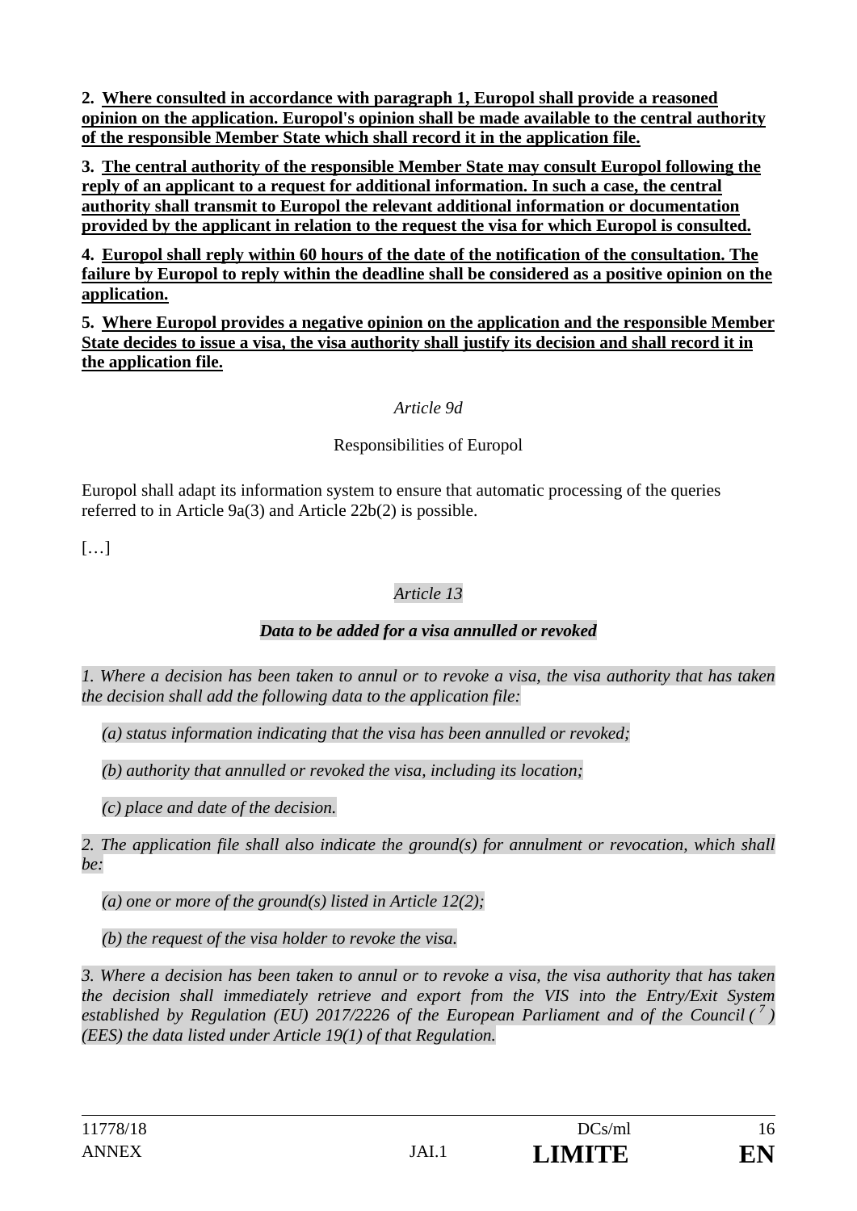**2. <u>Where consulted in accordance with paragraph 1, Europol shall provide a reasoned opinion on the application. Europol's opinion shall be made available to the central authority of the responsible Member State which shall record it in the application file.</u>**

**3. <u>The central authority of the responsible Member State may consult Europol following the reply of an applicant to a request for additional information. In such a case, the central authority shall transmit to Europol the relevant additional information or documentation provided by the applicant in relation to the request the visa for which Europol is consulted.</u>**

**4. <u>Europol shall reply within 60 hours of the date of the notification of the consultation. The failure by Europol to reply within the deadline shall be considered as a positive opinion on the application.</u>**

**5. <u>Where Europol provides a negative opinion on the application and the responsible Member State decides to issue a visa, the visa authority shall justify its decision and shall record it in the application file.</u>**

*Article 9d*

Responsibilities of Europol

Europol shall adapt its information system to ensure that automatic processing of the queries referred to in Article 9a(3) and Article 22b(2) is possible.

[…]

*Article 13*

***Data to be added for a visa annulled or revoked***

*1. Where a decision has been taken to annul or to revoke a visa, the visa authority that has taken the decision shall add the following data to the application file:*

*(a) status information indicating that the visa has been annulled or revoked;*

*(b) authority that annulled or revoked the visa, including its location;*

*(c) place and date of the decision.*

*2. The application file shall also indicate the ground(s) for annulment or revocation, which shall be:*

*(a) one or more of the ground(s) listed in Article 12(2);*

*(b) the request of the visa holder to revoke the visa.*

*3. Where a decision has been taken to annul or to revoke a visa, the visa authority that has taken the decision shall immediately retrieve and export from the VIS into the Entry/Exit System established by Regulation (EU) 2017/2226 of the European Parliament and of the Council (*[7]*) (EES) the data listed under Article 19(1) of that Regulation.*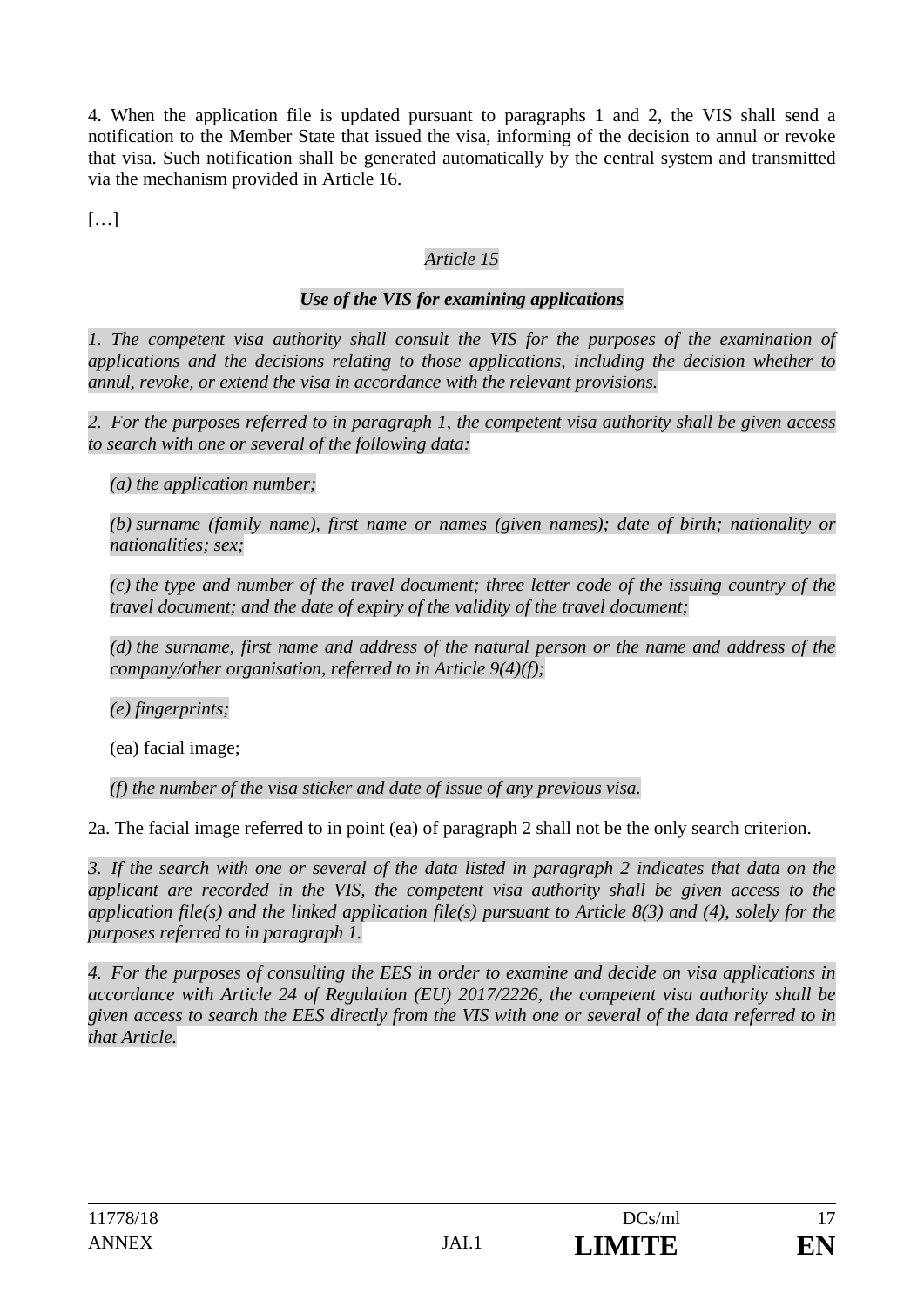4. When the application file is updated pursuant to paragraphs 1 and 2, the VIS shall send a notification to the Member State that issued the visa, informing of the decision to annul or revoke that visa. Such notification shall be generated automatically by the central system and transmitted via the mechanism provided in Article 16.

[…]

*Article 15*

***Use of the VIS for examining applications***

*1. The competent visa authority shall consult the VIS for the purposes of the examination of applications and the decisions relating to those applications, including the decision whether to annul, revoke, or extend the visa in accordance with the relevant provisions.*

*2. For the purposes referred to in paragraph 1, the competent visa authority shall be given access to search with one or several of the following data:*

*(a) the application number;*

*(b) surname (family name), first name or names (given names); date of birth; nationality or nationalities; sex;*

*(c) the type and number of the travel document; three letter code of the issuing country of the travel document; and the date of expiry of the validity of the travel document;*

*(d) the surname, first name and address of the natural person or the name and address of the company/other organisation, referred to in Article 9(4)(f);*

*(e) fingerprints;*

(ea) facial image;

*(f) the number of the visa sticker and date of issue of any previous visa.*

2a. The facial image referred to in point (ea) of paragraph 2 shall not be the only search criterion.

*3. If the search with one or several of the data listed in paragraph 2 indicates that data on the applicant are recorded in the VIS, the competent visa authority shall be given access to the application file(s) and the linked application file(s) pursuant to Article 8(3) and (4), solely for the purposes referred to in paragraph 1.*

*4. For the purposes of consulting the EES in order to examine and decide on visa applications in accordance with Article 24 of Regulation (EU) 2017/2226, the competent visa authority shall be given access to search the EES directly from the VIS with one or several of the data referred to in that Article.*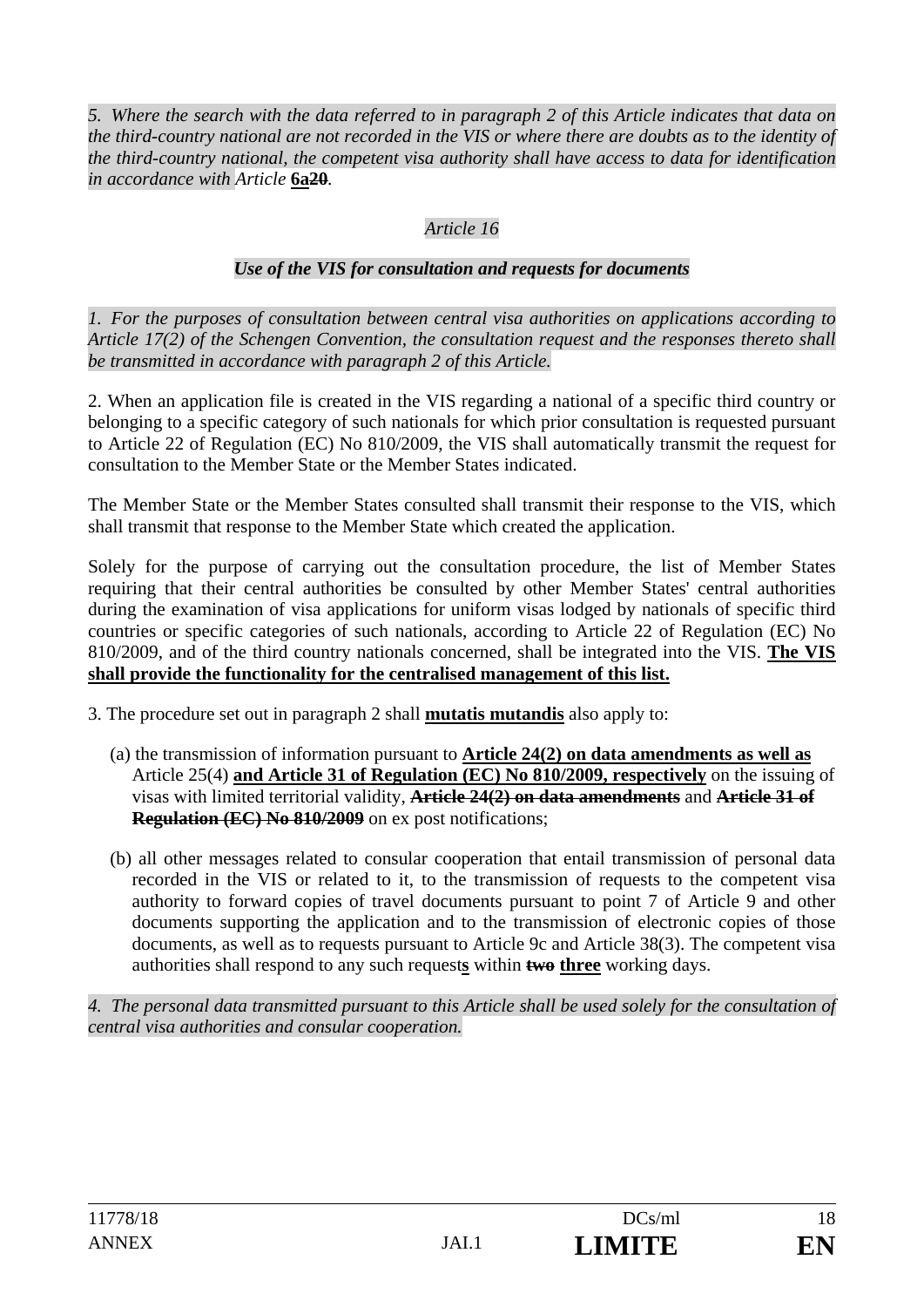*5. Where the search with the data referred to in paragraph 2 of this Article indicates that data on the third-country national are not recorded in the VIS or where there are doubts as to the identity of the third-country national, the competent visa authority shall have access to data for identification in accordance with Article* **<u>6a</u>**~~**20**~~*.*

*Article 16*

***Use of the VIS for consultation and requests for documents***

*1. For the purposes of consultation between central visa authorities on applications according to Article 17(2) of the Schengen Convention, the consultation request and the responses thereto shall be transmitted in accordance with paragraph 2 of this Article.*

2. When an application file is created in the VIS regarding a national of a specific third country or belonging to a specific category of such nationals for which prior consultation is requested pursuant to Article 22 of Regulation (EC) No 810/2009, the VIS shall automatically transmit the request for consultation to the Member State or the Member States indicated.

The Member State or the Member States consulted shall transmit their response to the VIS, which shall transmit that response to the Member State which created the application.

Solely for the purpose of carrying out the consultation procedure, the list of Member States requiring that their central authorities be consulted by other Member States' central authorities during the examination of visa applications for uniform visas lodged by nationals of specific third countries or specific categories of such nationals, according to Article 22 of Regulation (EC) No 810/2009, and of the third country nationals concerned, shall be integrated into the VIS. **<u>The VIS shall provide the functionality for the centralised management of this list.</u>**

3. The procedure set out in paragraph 2 shall **<u>mutatis mutandis</u>** also apply to:

(a) the transmission of information pursuant to **<u>Article 24(2) on data amendments as well as</u>** Article 25(4) **<u>and Article 31 of Regulation (EC) No 810/2009, respectively</u>** on the issuing of visas with limited territorial validity, ~~**Article 24(2) on data amendments**~~ and ~~**Article 31 of Regulation (EC) No 810/2009**~~ on ex post notifications;

(b) all other messages related to consular cooperation that entail transmission of personal data recorded in the VIS or related to it, to the transmission of requests to the competent visa authority to forward copies of travel documents pursuant to point 7 of Article 9 and other documents supporting the application and to the transmission of electronic copies of those documents, as well as to requests pursuant to Article 9c and Article 38(3). The competent visa authorities shall respond to any such request**<u>s</u>** within ~~**two**~~ **<u>three</u>** working days.

*4. The personal data transmitted pursuant to this Article shall be used solely for the consultation of central visa authorities and consular cooperation.*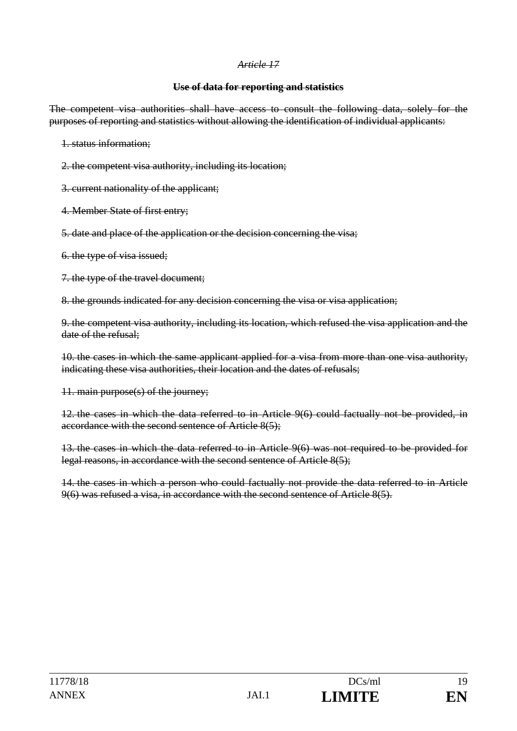*~~Article 17~~*

**~~Use of data for reporting and statistics~~**

~~The competent visa authorities shall have access to consult the following data, solely for the purposes of reporting and statistics without allowing the identification of individual applicants:~~

~~1. status information;~~

~~2. the competent visa authority, including its location;~~

~~3. current nationality of the applicant;~~

~~4. Member State of first entry;~~

~~5. date and place of the application or the decision concerning the visa;~~

~~6. the type of visa issued;~~

~~7. the type of the travel document;~~

~~8. the grounds indicated for any decision concerning the visa or visa application;~~

~~9. the competent visa authority, including its location, which refused the visa application and the date of the refusal;~~

~~10. the cases in which the same applicant applied for a visa from more than one visa authority, indicating these visa authorities, their location and the dates of refusals;~~

~~11. main purpose(s) of the journey;~~

~~12. the cases in which the data referred to in Article 9(6) could factually not be provided, in accordance with the second sentence of Article 8(5);~~

~~13. the cases in which the data referred to in Article 9(6) was not required to be provided for legal reasons, in accordance with the second sentence of Article 8(5);~~

~~14. the cases in which a person who could factually not provide the data referred to in Article 9(6) was refused a visa, in accordance with the second sentence of Article 8(5).~~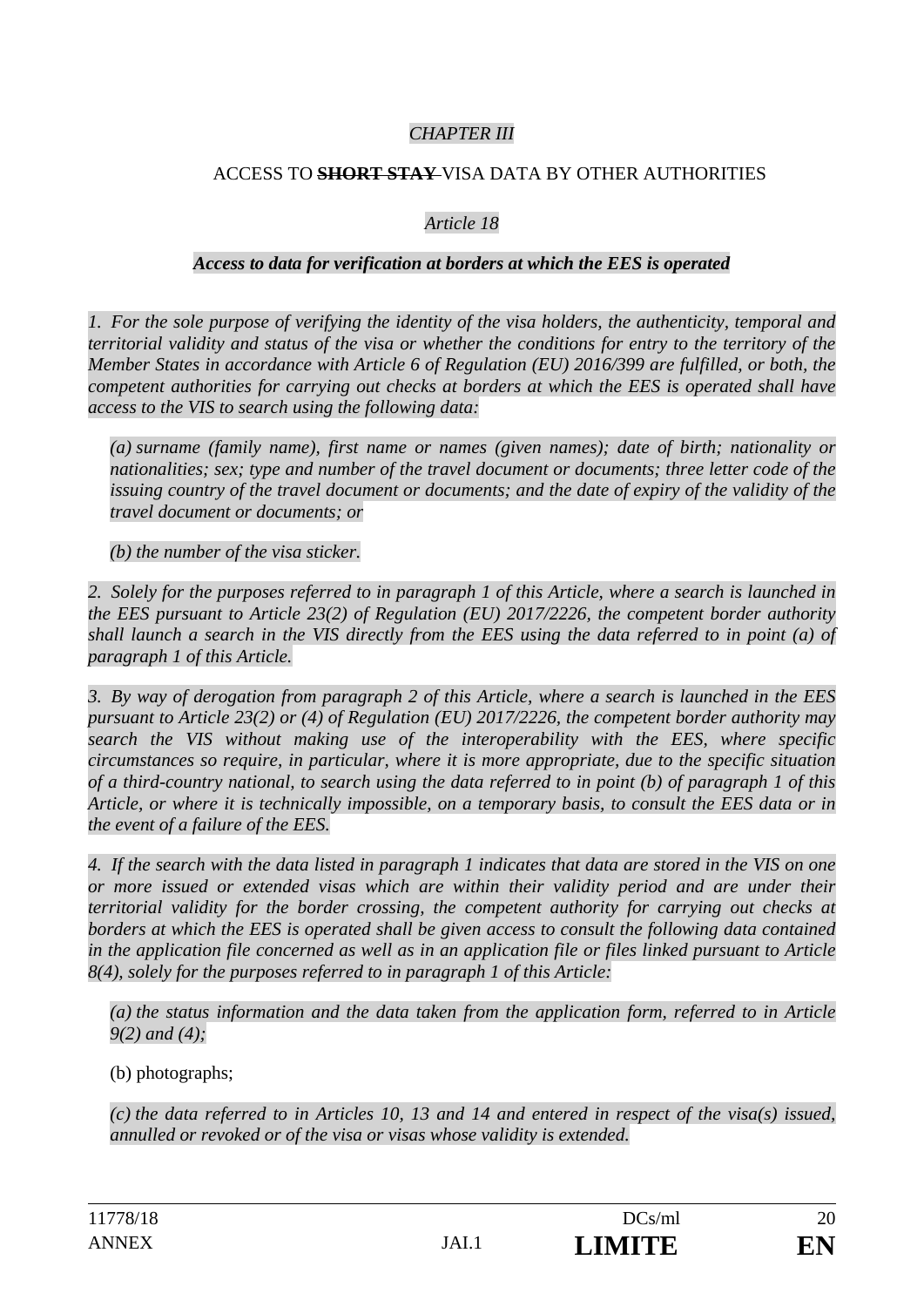*CHAPTER III*

ACCESS TO ~~**SHORT STAY**~~ VISA DATA BY OTHER AUTHORITIES

*Article 18*

***Access to data for verification at borders at which the EES is operated***

*1. For the sole purpose of verifying the identity of the visa holders, the authenticity, temporal and territorial validity and status of the visa or whether the conditions for entry to the territory of the Member States in accordance with Article 6 of Regulation (EU) 2016/399 are fulfilled, or both, the competent authorities for carrying out checks at borders at which the EES is operated shall have access to the VIS to search using the following data:*

*(a) surname (family name), first name or names (given names); date of birth; nationality or nationalities; sex; type and number of the travel document or documents; three letter code of the issuing country of the travel document or documents; and the date of expiry of the validity of the travel document or documents; or*

*(b) the number of the visa sticker.*

*2. Solely for the purposes referred to in paragraph 1 of this Article, where a search is launched in the EES pursuant to Article 23(2) of Regulation (EU) 2017/2226, the competent border authority shall launch a search in the VIS directly from the EES using the data referred to in point (a) of paragraph 1 of this Article.*

*3. By way of derogation from paragraph 2 of this Article, where a search is launched in the EES pursuant to Article 23(2) or (4) of Regulation (EU) 2017/2226, the competent border authority may search the VIS without making use of the interoperability with the EES, where specific circumstances so require, in particular, where it is more appropriate, due to the specific situation of a third-country national, to search using the data referred to in point (b) of paragraph 1 of this Article, or where it is technically impossible, on a temporary basis, to consult the EES data or in the event of a failure of the EES.*

*4. If the search with the data listed in paragraph 1 indicates that data are stored in the VIS on one or more issued or extended visas which are within their validity period and are under their territorial validity for the border crossing, the competent authority for carrying out checks at borders at which the EES is operated shall be given access to consult the following data contained in the application file concerned as well as in an application file or files linked pursuant to Article 8(4), solely for the purposes referred to in paragraph 1 of this Article:*

*(a) the status information and the data taken from the application form, referred to in Article 9(2) and (4);*

(b) photographs;

*(c) the data referred to in Articles 10, 13 and 14 and entered in respect of the visa(s) issued, annulled or revoked or of the visa or visas whose validity is extended.*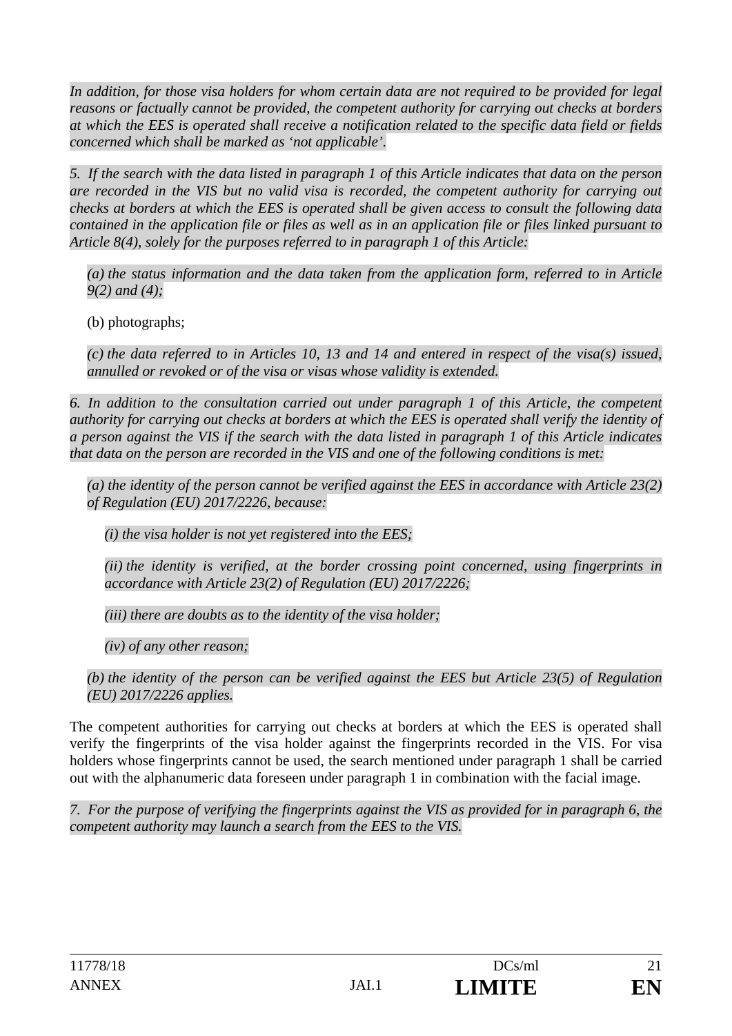*In addition, for those visa holders for whom certain data are not required to be provided for legal reasons or factually cannot be provided, the competent authority for carrying out checks at borders at which the EES is operated shall receive a notification related to the specific data field or fields concerned which shall be marked as 'not applicable'.*

*5. If the search with the data listed in paragraph 1 of this Article indicates that data on the person are recorded in the VIS but no valid visa is recorded, the competent authority for carrying out checks at borders at which the EES is operated shall be given access to consult the following data contained in the application file or files as well as in an application file or files linked pursuant to Article 8(4), solely for the purposes referred to in paragraph 1 of this Article:*

*(a) the status information and the data taken from the application form, referred to in Article 9(2) and (4);*

(b) photographs;

*(c) the data referred to in Articles 10, 13 and 14 and entered in respect of the visa(s) issued, annulled or revoked or of the visa or visas whose validity is extended.*

*6. In addition to the consultation carried out under paragraph 1 of this Article, the competent authority for carrying out checks at borders at which the EES is operated shall verify the identity of a person against the VIS if the search with the data listed in paragraph 1 of this Article indicates that data on the person are recorded in the VIS and one of the following conditions is met:*

*(a) the identity of the person cannot be verified against the EES in accordance with Article 23(2) of Regulation (EU) 2017/2226, because:*

*(i) the visa holder is not yet registered into the EES;*

*(ii) the identity is verified, at the border crossing point concerned, using fingerprints in accordance with Article 23(2) of Regulation (EU) 2017/2226;*

*(iii) there are doubts as to the identity of the visa holder;*

*(iv) of any other reason;*

*(b) the identity of the person can be verified against the EES but Article 23(5) of Regulation (EU) 2017/2226 applies.*

The competent authorities for carrying out checks at borders at which the EES is operated shall verify the fingerprints of the visa holder against the fingerprints recorded in the VIS. For visa holders whose fingerprints cannot be used, the search mentioned under paragraph 1 shall be carried out with the alphanumeric data foreseen under paragraph 1 in combination with the facial image.

*7. For the purpose of verifying the fingerprints against the VIS as provided for in paragraph 6, the competent authority may launch a search from the EES to the VIS.*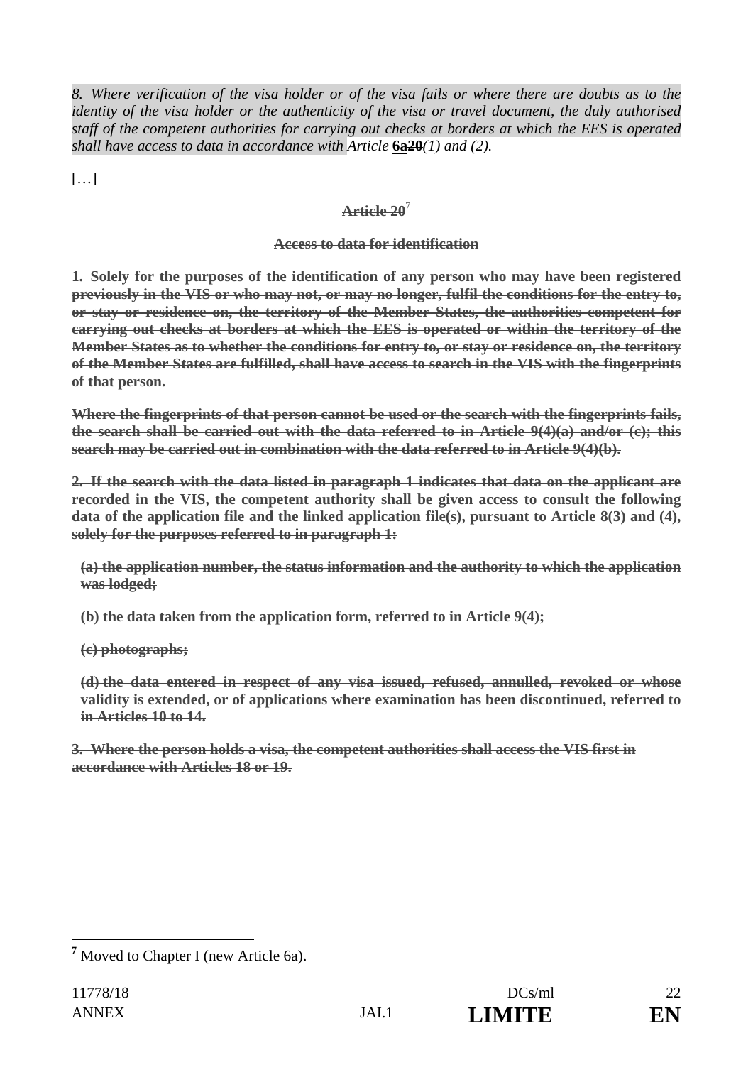*8. Where verification of the visa holder or of the visa fails or where there are doubts as to the identity of the visa holder or the authenticity of the visa or travel document, the duly authorised staff of the competent authorities for carrying out checks at borders at which the EES is operated shall have access to data in accordance with Article* **6a**~~**20**~~*(1) and (2).*

[…]

**~~Article 20~~**[7]

**~~Access to data for identification~~**

**~~1. Solely for the purposes of the identification of any person who may have been registered previously in the VIS or who may not, or may no longer, fulfil the conditions for the entry to, or stay or residence on, the territory of the Member States, the authorities competent for carrying out checks at borders at which the EES is operated or within the territory of the Member States as to whether the conditions for entry to, or stay or residence on, the territory of the Member States are fulfilled, shall have access to search in the VIS with the fingerprints of that person.~~**

**~~Where the fingerprints of that person cannot be used or the search with the fingerprints fails, the search shall be carried out with the data referred to in Article 9(4)(a) and/or (c); this search may be carried out in combination with the data referred to in Article 9(4)(b).~~**

**~~2. If the search with the data listed in paragraph 1 indicates that data on the applicant are recorded in the VIS, the competent authority shall be given access to consult the following data of the application file and the linked application file(s), pursuant to Article 8(3) and (4), solely for the purposes referred to in paragraph 1:~~**

**~~(a) the application number, the status information and the authority to which the application was lodged;~~**

**~~(b) the data taken from the application form, referred to in Article 9(4);~~**

**~~(c) photographs;~~**

**~~(d) the data entered in respect of any visa issued, refused, annulled, revoked or whose validity is extended, or of applications where examination has been discontinued, referred to in Articles 10 to 14.~~**

**~~3. Where the person holds a visa, the competent authorities shall access the VIS first in accordance with Articles 18 or 19.~~**

---

[7] Moved to Chapter I (new Article 6a).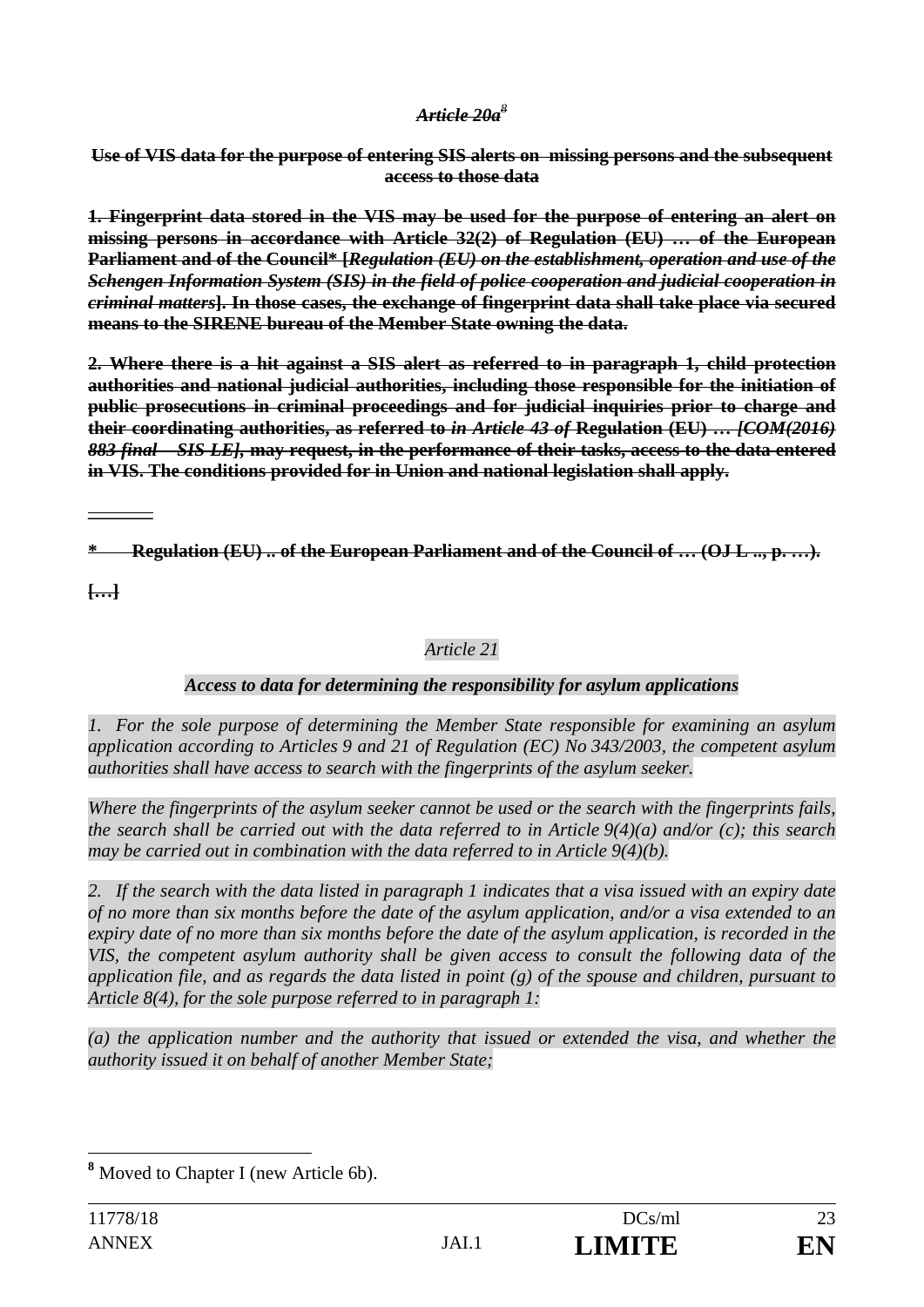~~***Article 20a***~~[8]

~~**Use of VIS data for the purpose of entering SIS alerts on missing persons and the subsequent access to those data**~~

~~**1. Fingerprint data stored in the VIS may be used for the purpose of entering an alert on missing persons in accordance with Article 32(2) of Regulation (EU) … of the European Parliament and of the Council\* [*Regulation (EU) on the establishment, operation and use of the Schengen Information System (SIS) in the field of police cooperation and judicial cooperation in criminal matters*]. In those cases, the exchange of fingerprint data shall take place via secured means to the SIRENE bureau of the Member State owning the data.**~~

~~**2. Where there is a hit against a SIS alert as referred to in paragraph 1, child protection authorities and national judicial authorities, including those responsible for the initiation of public prosecutions in criminal proceedings and for judicial inquiries prior to charge and their coordinating authorities, as referred to *in Article 43 of* Regulation (EU) … *[COM(2016) 883 final – SIS LE]*, may request, in the performance of their tasks, access to the data entered in VIS. The conditions provided for in Union and national legislation shall apply.**~~

---

~~**\* Regulation (EU) .. of the European Parliament and of the Council of … (OJ L .., p. …).**~~

~~**[…]**~~

*Article 21*

***Access to data for determining the responsibility for asylum applications***

*1. For the sole purpose of determining the Member State responsible for examining an asylum application according to Articles 9 and 21 of Regulation (EC) No 343/2003, the competent asylum authorities shall have access to search with the fingerprints of the asylum seeker.*

*Where the fingerprints of the asylum seeker cannot be used or the search with the fingerprints fails, the search shall be carried out with the data referred to in Article 9(4)(a) and/or (c); this search may be carried out in combination with the data referred to in Article 9(4)(b).*

*2. If the search with the data listed in paragraph 1 indicates that a visa issued with an expiry date of no more than six months before the date of the asylum application, and/or a visa extended to an expiry date of no more than six months before the date of the asylum application, is recorded in the VIS, the competent asylum authority shall be given access to consult the following data of the application file, and as regards the data listed in point (g) of the spouse and children, pursuant to Article 8(4), for the sole purpose referred to in paragraph 1:*

*(a) the application number and the authority that issued or extended the visa, and whether the authority issued it on behalf of another Member State;*

---

[8] Moved to Chapter I (new Article 6b).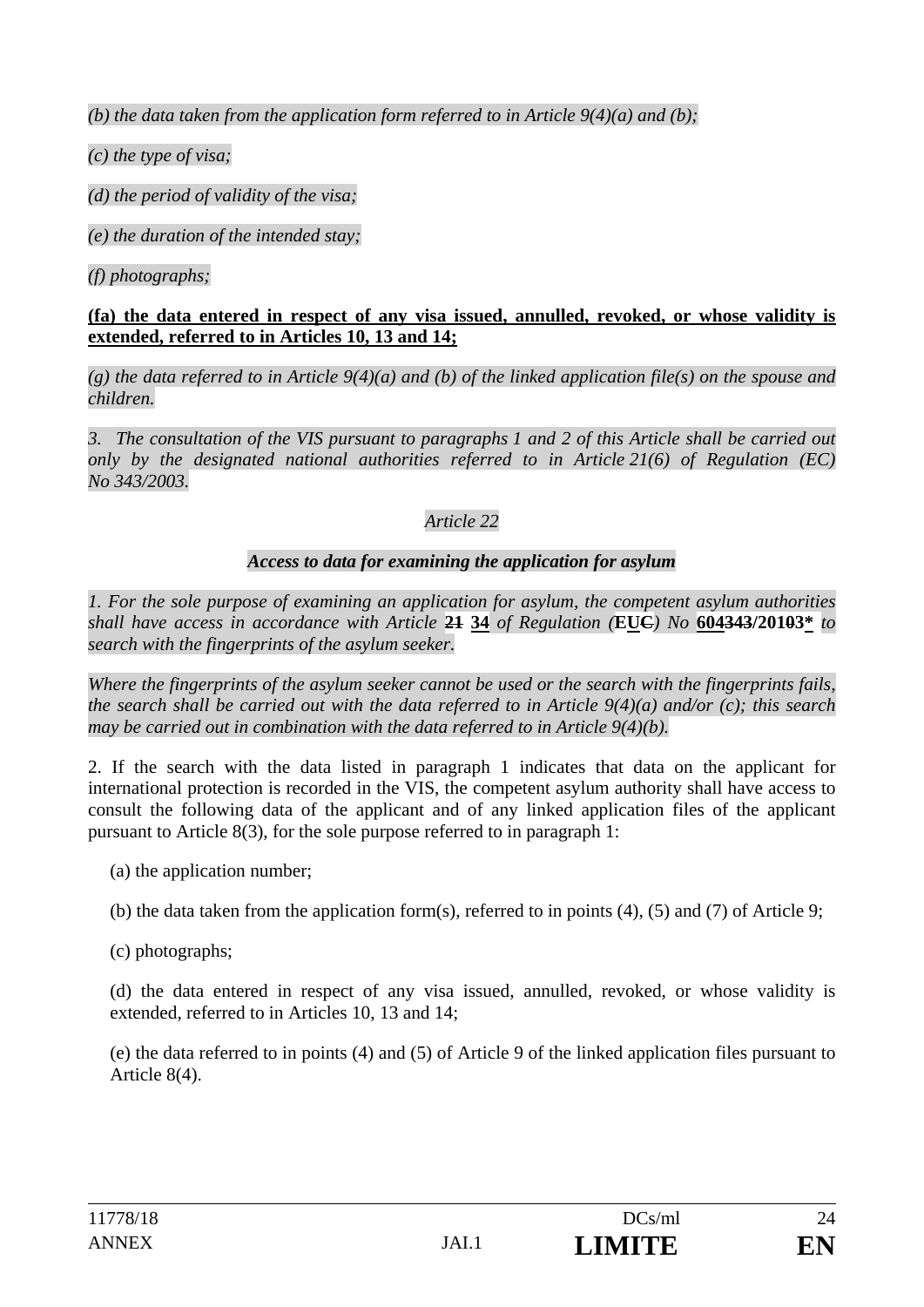*(b) the data taken from the application form referred to in Article 9(4)(a) and (b);*

*(c) the type of visa;*

*(d) the period of validity of the visa;*

*(e) the duration of the intended stay;*

*(f) photographs;*

**(fa) the data entered in respect of any visa issued, annulled, revoked, or whose validity is extended, referred to in Articles 10, 13 and 14;**

*(g) the data referred to in Article 9(4)(a) and (b) of the linked application file(s) on the spouse and children.*

*3. The consultation of the VIS pursuant to paragraphs 1 and 2 of this Article shall be carried out only by the designated national authorities referred to in Article 21(6) of Regulation (EC) No 343/2003.*

*Article 22*

***Access to data for examining the application for asylum***

*1. For the sole purpose of examining an application for asylum, the competent asylum authorities shall have access in accordance with Article* ~~**21**~~ **34** *of Regulation (***EU**~~C~~*) No* **604**~~343~~**/201**~~0~~**3\*** *to search with the fingerprints of the asylum seeker.*

*Where the fingerprints of the asylum seeker cannot be used or the search with the fingerprints fails, the search shall be carried out with the data referred to in Article 9(4)(a) and/or (c); this search may be carried out in combination with the data referred to in Article 9(4)(b).*

2. If the search with the data listed in paragraph 1 indicates that data on the applicant for international protection is recorded in the VIS, the competent asylum authority shall have access to consult the following data of the applicant and of any linked application files of the applicant pursuant to Article 8(3), for the sole purpose referred to in paragraph 1:

(a) the application number;

(b) the data taken from the application form(s), referred to in points (4), (5) and (7) of Article 9;

(c) photographs;

(d) the data entered in respect of any visa issued, annulled, revoked, or whose validity is extended, referred to in Articles 10, 13 and 14;

(e) the data referred to in points (4) and (5) of Article 9 of the linked application files pursuant to Article 8(4).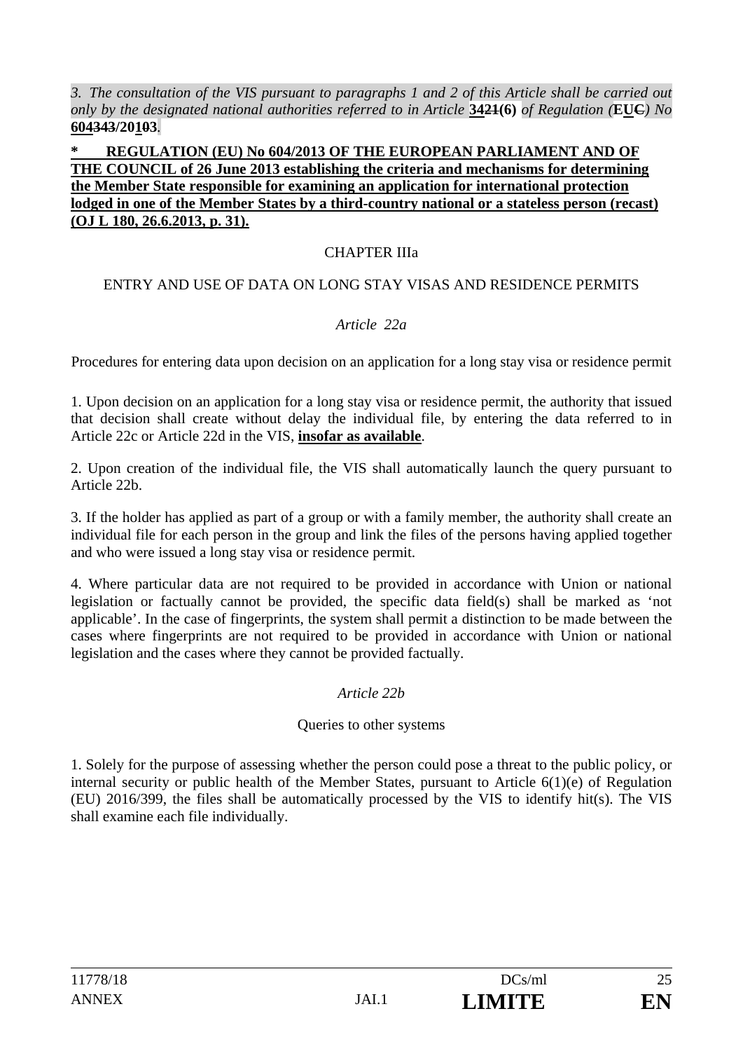*3. The consultation of the VIS pursuant to paragraphs 1 and 2 of this Article shall be carried out only by the designated national authorities referred to in Article* **3421(6)** *of Regulation (***EUC***) No* **604343/20103**.

**\* REGULATION (EU) No 604/2013 OF THE EUROPEAN PARLIAMENT AND OF THE COUNCIL of 26 June 2013 establishing the criteria and mechanisms for determining the Member State responsible for examining an application for international protection lodged in one of the Member States by a third-country national or a stateless person (recast) (OJ L 180, 26.6.2013, p. 31).**

CHAPTER IIIa

ENTRY AND USE OF DATA ON LONG STAY VISAS AND RESIDENCE PERMITS

*Article 22a*

Procedures for entering data upon decision on an application for a long stay visa or residence permit

1. Upon decision on an application for a long stay visa or residence permit, the authority that issued that decision shall create without delay the individual file, by entering the data referred to in Article 22c or Article 22d in the VIS, **insofar as available**.

2. Upon creation of the individual file, the VIS shall automatically launch the query pursuant to Article 22b.

3. If the holder has applied as part of a group or with a family member, the authority shall create an individual file for each person in the group and link the files of the persons having applied together and who were issued a long stay visa or residence permit.

4. Where particular data are not required to be provided in accordance with Union or national legislation or factually cannot be provided, the specific data field(s) shall be marked as 'not applicable'. In the case of fingerprints, the system shall permit a distinction to be made between the cases where fingerprints are not required to be provided in accordance with Union or national legislation and the cases where they cannot be provided factually.

*Article 22b*

Queries to other systems

1. Solely for the purpose of assessing whether the person could pose a threat to the public policy, or internal security or public health of the Member States, pursuant to Article 6(1)(e) of Regulation (EU) 2016/399, the files shall be automatically processed by the VIS to identify hit(s). The VIS shall examine each file individually.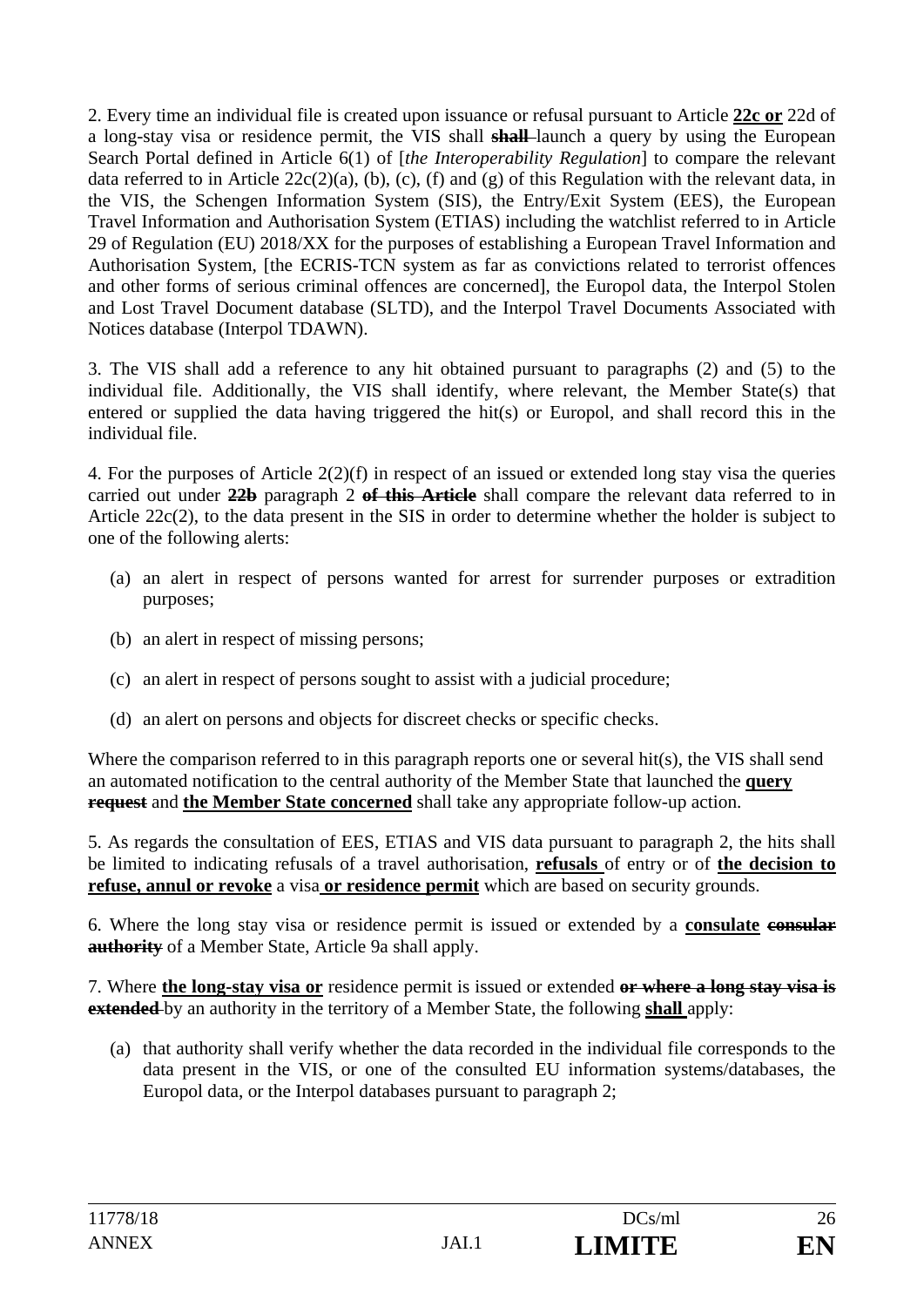2. Every time an individual file is created upon issuance or refusal pursuant to Article **22c or** 22d of a long-stay visa or residence permit, the VIS shall ~~**shall**~~ launch a query by using the European Search Portal defined in Article 6(1) of [*the Interoperability Regulation*] to compare the relevant data referred to in Article 22c(2)(a), (b), (c), (f) and (g) of this Regulation with the relevant data, in the VIS, the Schengen Information System (SIS), the Entry/Exit System (EES), the European Travel Information and Authorisation System (ETIAS) including the watchlist referred to in Article 29 of Regulation (EU) 2018/XX for the purposes of establishing a European Travel Information and Authorisation System, [the ECRIS-TCN system as far as convictions related to terrorist offences and other forms of serious criminal offences are concerned], the Europol data, the Interpol Stolen and Lost Travel Document database (SLTD), and the Interpol Travel Documents Associated with Notices database (Interpol TDAWN).

3. The VIS shall add a reference to any hit obtained pursuant to paragraphs (2) and (5) to the individual file. Additionally, the VIS shall identify, where relevant, the Member State(s) that entered or supplied the data having triggered the hit(s) or Europol, and shall record this in the individual file.

4. For the purposes of Article 2(2)(f) in respect of an issued or extended long stay visa the queries carried out under ~~**22b**~~ paragraph 2 ~~**of this Article**~~ shall compare the relevant data referred to in Article 22c(2), to the data present in the SIS in order to determine whether the holder is subject to one of the following alerts:

(a) an alert in respect of persons wanted for arrest for surrender purposes or extradition purposes;

(b) an alert in respect of missing persons;

(c) an alert in respect of persons sought to assist with a judicial procedure;

(d) an alert on persons and objects for discreet checks or specific checks.

Where the comparison referred to in this paragraph reports one or several hit(s), the VIS shall send an automated notification to the central authority of the Member State that launched the **query** ~~**request**~~ and **the Member State concerned** shall take any appropriate follow-up action.

5. As regards the consultation of EES, ETIAS and VIS data pursuant to paragraph 2, the hits shall be limited to indicating refusals of a travel authorisation, **refusals** of entry or of **the decision to refuse, annul or revoke** a visa **or residence permit** which are based on security grounds.

6. Where the long stay visa or residence permit is issued or extended by a **consulate** ~~**consular authority**~~ of a Member State, Article 9a shall apply.

7. Where **the long-stay visa or** residence permit is issued or extended ~~**or where a long stay visa is extended**~~ by an authority in the territory of a Member State, the following **shall** apply:

(a) that authority shall verify whether the data recorded in the individual file corresponds to the data present in the VIS, or one of the consulted EU information systems/databases, the Europol data, or the Interpol databases pursuant to paragraph 2;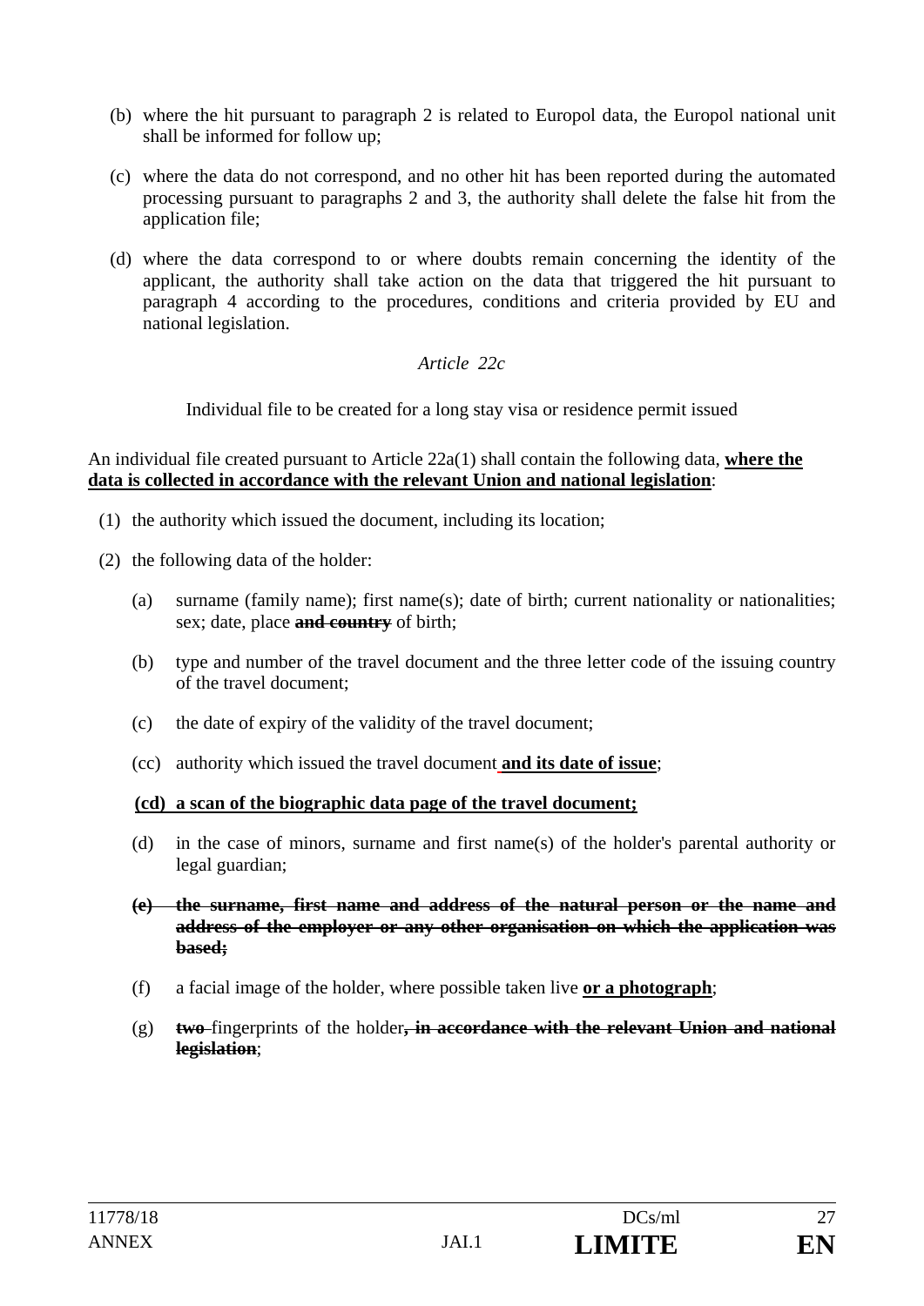(b) where the hit pursuant to paragraph 2 is related to Europol data, the Europol national unit shall be informed for follow up;

(c) where the data do not correspond, and no other hit has been reported during the automated processing pursuant to paragraphs 2 and 3, the authority shall delete the false hit from the application file;

(d) where the data correspond to or where doubts remain concerning the identity of the applicant, the authority shall take action on the data that triggered the hit pursuant to paragraph 4 according to the procedures, conditions and criteria provided by EU and national legislation.

*Article 22c*

Individual file to be created for a long stay visa or residence permit issued

An individual file created pursuant to Article 22a(1) shall contain the following data, **where the data is collected in accordance with the relevant Union and national legislation**:

(1) the authority which issued the document, including its location;

(2) the following data of the holder:

(a) surname (family name); first name(s); date of birth; current nationality or nationalities; sex; date, place ~~**and country**~~ of birth;

(b) type and number of the travel document and the three letter code of the issuing country of the travel document;

(c) the date of expiry of the validity of the travel document;

(cc) authority which issued the travel document **and its date of issue**;

**(cd) a scan of the biographic data page of the travel document;**

(d) in the case of minors, surname and first name(s) of the holder's parental authority or legal guardian;

~~**(e) the surname, first name and address of the natural person or the name and address of the employer or any other organisation on which the application was based;**~~

(f) a facial image of the holder, where possible taken live **or a photograph**;

(g) ~~**two**~~ fingerprints of the holder~~**, in accordance with the relevant Union and national legislation**~~;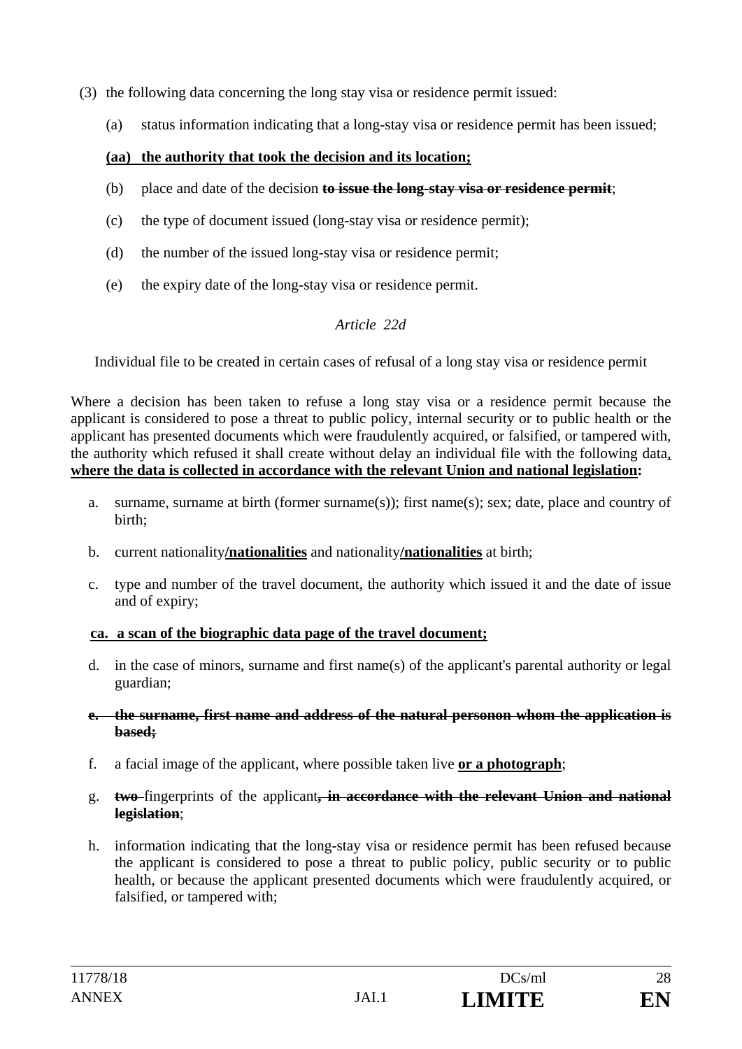(3) the following data concerning the long stay visa or residence permit issued:

(a) status information indicating that a long-stay visa or residence permit has been issued;

**<u>(aa) the authority that took the decision and its location;</u>**

(b) place and date of the decision ~~**to issue the long-stay visa or residence permit**~~;

(c) the type of document issued (long-stay visa or residence permit);

(d) the number of the issued long-stay visa or residence permit;

(e) the expiry date of the long-stay visa or residence permit.

*Article 22d*

Individual file to be created in certain cases of refusal of a long stay visa or residence permit

Where a decision has been taken to refuse a long stay visa or a residence permit because the applicant is considered to pose a threat to public policy, internal security or to public health or the applicant has presented documents which were fraudulently acquired, or falsified, or tampered with, the authority which refused it shall create without delay an individual file with the following data**<u>, where the data is collected in accordance with the relevant Union and national legislation</u>:**

a. surname, surname at birth (former surname(s)); first name(s); sex; date, place and country of birth;

b. current nationality**<u>/nationalities</u>** and nationality**<u>/nationalities</u>** at birth;

c. type and number of the travel document, the authority which issued it and the date of issue and of expiry;

**<u>ca. a scan of the biographic data page of the travel document;</u>**

d. in the case of minors, surname and first name(s) of the applicant's parental authority or legal guardian;

~~**e. the surname, first name and address of the natural personon whom the application is based;**~~

f. a facial image of the applicant, where possible taken live **<u>or a photograph</u>**;

g. ~~**two**~~ fingerprints of the applicant~~**, in accordance with the relevant Union and national legislation**~~;

h. information indicating that the long-stay visa or residence permit has been refused because the applicant is considered to pose a threat to public policy, public security or to public health, or because the applicant presented documents which were fraudulently acquired, or falsified, or tampered with;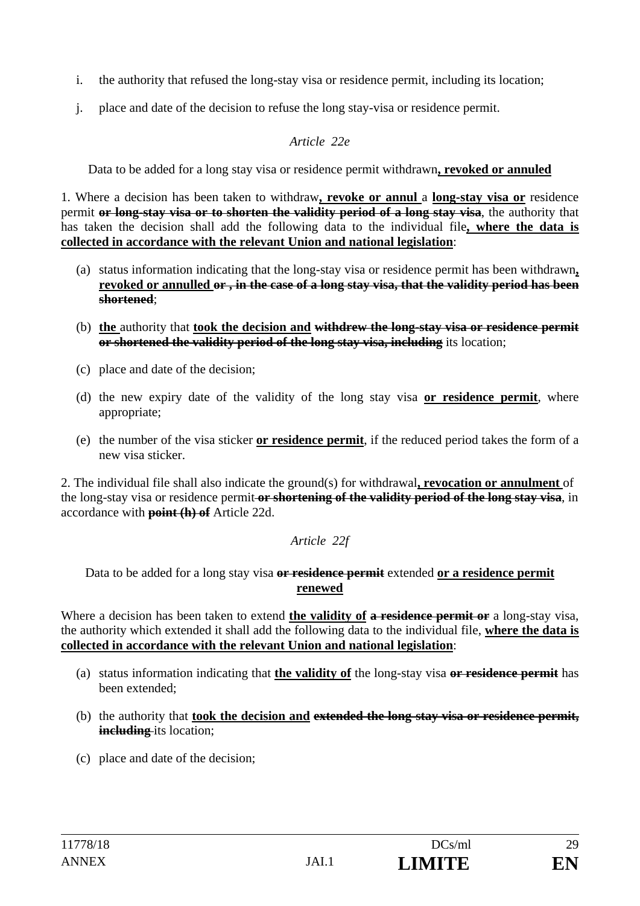i. the authority that refused the long-stay visa or residence permit, including its location;

j. place and date of the decision to refuse the long stay-visa or residence permit.

*Article 22e*

Data to be added for a long stay visa or residence permit withdrawn**, revoked or annuled**

1. Where a decision has been taken to withdraw**, revoke or annul** a **long-stay visa or** residence permit ~~**or long-stay visa or to shorten the validity period of a long stay visa**~~, the authority that has taken the decision shall add the following data to the individual file**, where the data is collected in accordance with the relevant Union and national legislation**:

(a) status information indicating that the long-stay visa or residence permit has been withdrawn**, revoked or annulled** ~~**or , in the case of a long stay visa, that the validity period has been shortened**~~;

(b) **the** authority that **took the decision and** ~~**withdrew the long-stay visa or residence permit or shortened the validity period of the long stay visa, including**~~ its location;

(c) place and date of the decision;

(d) the new expiry date of the validity of the long stay visa **or residence permit**, where appropriate;

(e) the number of the visa sticker **or residence permit**, if the reduced period takes the form of a new visa sticker.

2. The individual file shall also indicate the ground(s) for withdrawal**, revocation or annulment** of the long-stay visa or residence permit ~~**or shortening of the validity period of the long stay visa**~~, in accordance with ~~**point (h) of**~~ Article 22d.

*Article 22f*

Data to be added for a long stay visa ~~**or residence permit**~~ extended **or a residence permit renewed**

Where a decision has been taken to extend **the validity of** ~~**a residence permit or**~~ a long-stay visa, the authority which extended it shall add the following data to the individual file, **where the data is collected in accordance with the relevant Union and national legislation**:

(a) status information indicating that **the validity of** the long-stay visa ~~**or residence permit**~~ has been extended;

(b) the authority that **took the decision and** ~~**extended the long-stay visa or residence permit, including**~~ its location;

(c) place and date of the decision;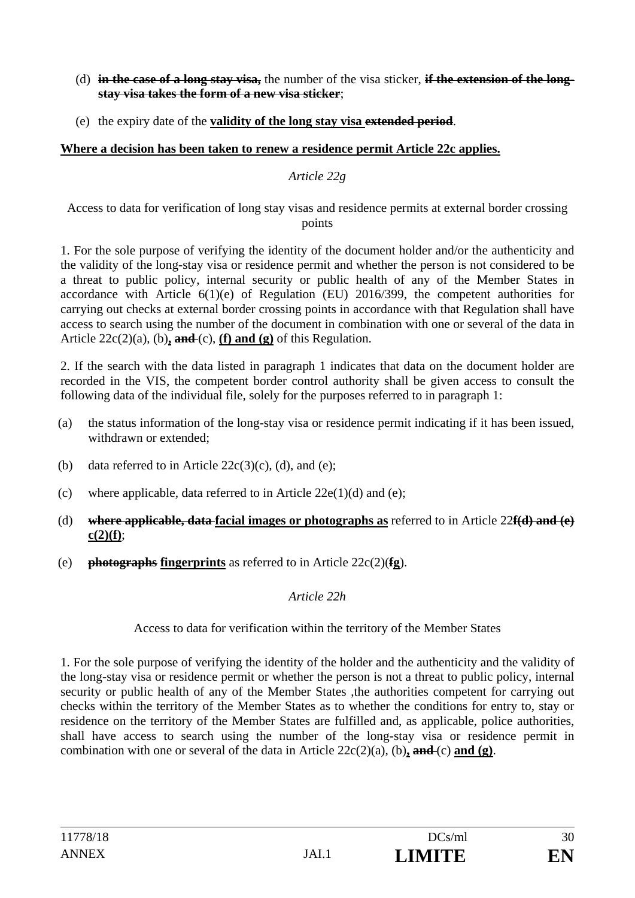(d) ~~**in the case of a long stay visa,**~~ the number of the visa sticker, ~~**if the extension of the long-stay visa takes the form of a new visa sticker**~~;

(e) the expiry date of the **validity of the long stay visa** ~~**extended period**~~.

**Where a decision has been taken to renew a residence permit Article 22c applies.**

*Article 22g*

Access to data for verification of long stay visas and residence permits at external border crossing points

1. For the sole purpose of verifying the identity of the document holder and/or the authenticity and the validity of the long-stay visa or residence permit and whether the person is not considered to be a threat to public policy, internal security or public health of any of the Member States in accordance with Article 6(1)(e) of Regulation (EU) 2016/399, the competent authorities for carrying out checks at external border crossing points in accordance with that Regulation shall have access to search using the number of the document in combination with one or several of the data in Article 22c(2)(a), (b)**,** ~~**and**~~ (c), **(f) and (g)** of this Regulation.

2. If the search with the data listed in paragraph 1 indicates that data on the document holder are recorded in the VIS, the competent border control authority shall be given access to consult the following data of the individual file, solely for the purposes referred to in paragraph 1:

(a) the status information of the long-stay visa or residence permit indicating if it has been issued, withdrawn or extended;

(b) data referred to in Article 22c(3)(c), (d), and (e);

(c) where applicable, data referred to in Article 22e(1)(d) and (e);

(d) ~~**where applicable, data**~~ **facial images or photographs as** referred to in Article 22~~**f(d) and (e)**~~ **c(2)(f)**;

(e) ~~**photographs**~~ **fingerprints** as referred to in Article 22c(2)(~~**f**~~**g**).

*Article 22h*

Access to data for verification within the territory of the Member States

1. For the sole purpose of verifying the identity of the holder and the authenticity and the validity of the long-stay visa or residence permit or whether the person is not a threat to public policy, internal security or public health of any of the Member States ,the authorities competent for carrying out checks within the territory of the Member States as to whether the conditions for entry to, stay or residence on the territory of the Member States are fulfilled and, as applicable, police authorities, shall have access to search using the number of the long-stay visa or residence permit in combination with one or several of the data in Article 22c(2)(a), (b)**,** ~~**and**~~ (c) **and (g)**.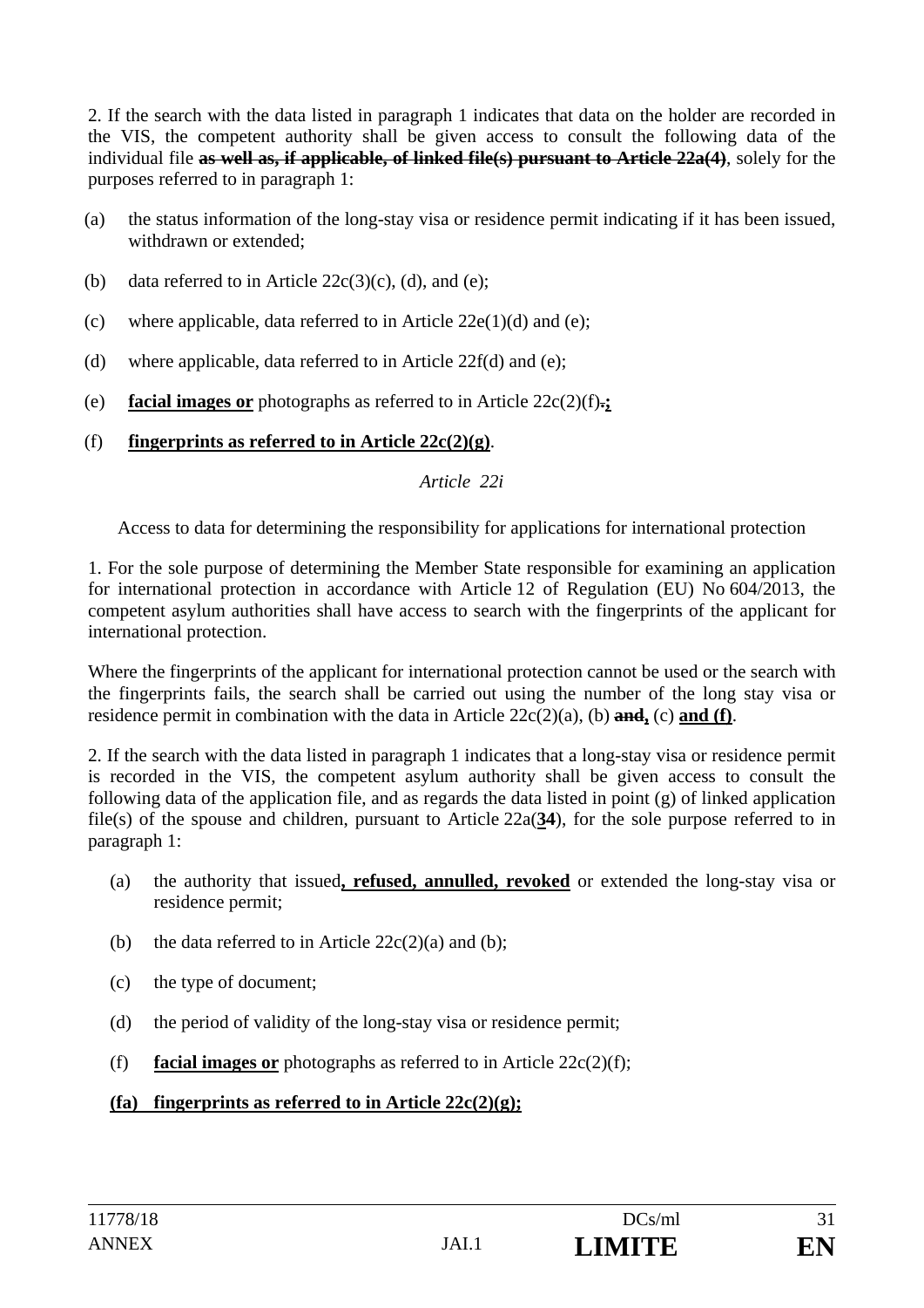2. If the search with the data listed in paragraph 1 indicates that data on the holder are recorded in the VIS, the competent authority shall be given access to consult the following data of the individual file ~~**as well as, if applicable, of linked file(s) pursuant to Article 22a(4)**~~, solely for the purposes referred to in paragraph 1:

(a) the status information of the long-stay visa or residence permit indicating if it has been issued, withdrawn or extended;

(b) data referred to in Article 22c(3)(c), (d), and (e);

(c) where applicable, data referred to in Article 22e(1)(d) and (e);

(d) where applicable, data referred to in Article 22f(d) and (e);

(e) **facial images or** photographs as referred to in Article 22c(2)(f)~~.~~**;**

(f) **fingerprints as referred to in Article 22c(2)(g)**.

*Article 22i*

Access to data for determining the responsibility for applications for international protection

1. For the sole purpose of determining the Member State responsible for examining an application for international protection in accordance with Article 12 of Regulation (EU) No 604/2013, the competent asylum authorities shall have access to search with the fingerprints of the applicant for international protection.

Where the fingerprints of the applicant for international protection cannot be used or the search with the fingerprints fails, the search shall be carried out using the number of the long stay visa or residence permit in combination with the data in Article 22c(2)(a), (b) ~~**and**~~**,** (c) **and (f)**.

2. If the search with the data listed in paragraph 1 indicates that a long-stay visa or residence permit is recorded in the VIS, the competent asylum authority shall be given access to consult the following data of the application file, and as regards the data listed in point (g) of linked application file(s) of the spouse and children, pursuant to Article 22a(**34**), for the sole purpose referred to in paragraph 1:

(a) the authority that issued**, refused, annulled, revoked** or extended the long-stay visa or residence permit;

(b) the data referred to in Article 22c(2)(a) and (b);

(c) the type of document;

(d) the period of validity of the long-stay visa or residence permit;

(f) **facial images or** photographs as referred to in Article 22c(2)(f);

**(fa) fingerprints as referred to in Article 22c(2)(g);**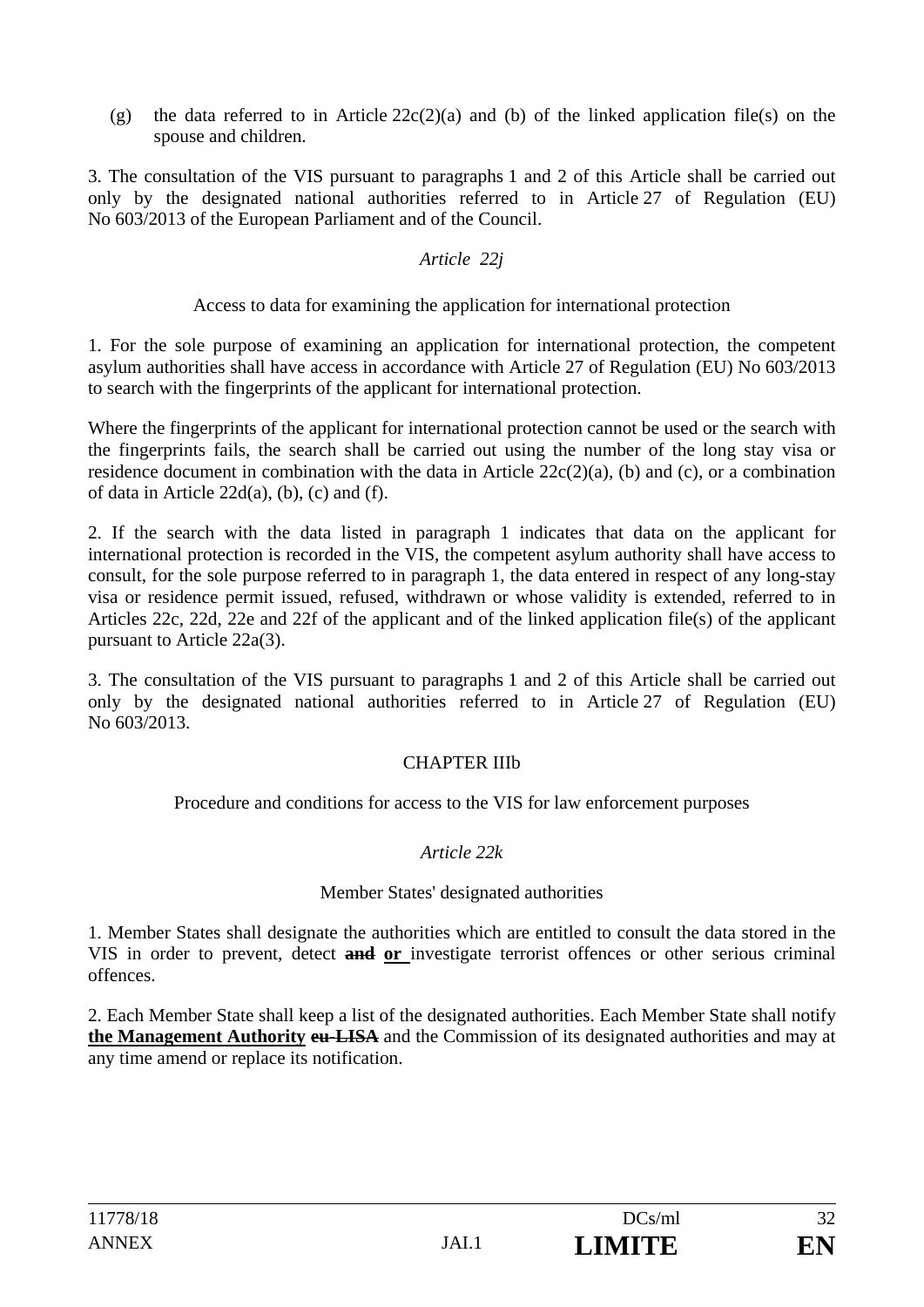(g) the data referred to in Article 22c(2)(a) and (b) of the linked application file(s) on the spouse and children.

3. The consultation of the VIS pursuant to paragraphs 1 and 2 of this Article shall be carried out only by the designated national authorities referred to in Article 27 of Regulation (EU) No 603/2013 of the European Parliament and of the Council.

*Article 22j*

Access to data for examining the application for international protection

1. For the sole purpose of examining an application for international protection, the competent asylum authorities shall have access in accordance with Article 27 of Regulation (EU) No 603/2013 to search with the fingerprints of the applicant for international protection.

Where the fingerprints of the applicant for international protection cannot be used or the search with the fingerprints fails, the search shall be carried out using the number of the long stay visa or residence document in combination with the data in Article 22c(2)(a), (b) and (c), or a combination of data in Article 22d(a), (b), (c) and (f).

2. If the search with the data listed in paragraph 1 indicates that data on the applicant for international protection is recorded in the VIS, the competent asylum authority shall have access to consult, for the sole purpose referred to in paragraph 1, the data entered in respect of any long-stay visa or residence permit issued, refused, withdrawn or whose validity is extended, referred to in Articles 22c, 22d, 22e and 22f of the applicant and of the linked application file(s) of the applicant pursuant to Article 22a(3).

3. The consultation of the VIS pursuant to paragraphs 1 and 2 of this Article shall be carried out only by the designated national authorities referred to in Article 27 of Regulation (EU) No 603/2013.

CHAPTER IIIb

Procedure and conditions for access to the VIS for law enforcement purposes

*Article 22k*

Member States' designated authorities

1. Member States shall designate the authorities which are entitled to consult the data stored in the VIS in order to prevent, detect ~~**and**~~ **or** investigate terrorist offences or other serious criminal offences.

2. Each Member State shall keep a list of the designated authorities. Each Member State shall notify **the Management Authority** ~~**eu-LISA**~~ and the Commission of its designated authorities and may at any time amend or replace its notification.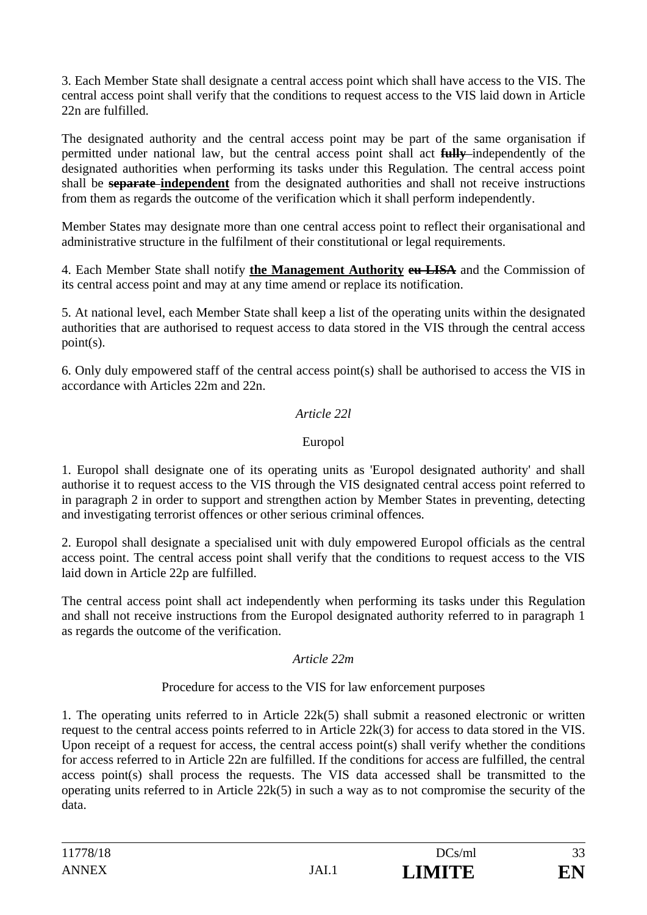3. Each Member State shall designate a central access point which shall have access to the VIS. The central access point shall verify that the conditions to request access to the VIS laid down in Article 22n are fulfilled.

The designated authority and the central access point may be part of the same organisation if permitted under national law, but the central access point shall act ~~**fully**~~ independently of the designated authorities when performing its tasks under this Regulation. The central access point shall be ~~**separate**~~ **independent** from the designated authorities and shall not receive instructions from them as regards the outcome of the verification which it shall perform independently.

Member States may designate more than one central access point to reflect their organisational and administrative structure in the fulfilment of their constitutional or legal requirements.

4. Each Member State shall notify **the Management Authority** ~~**eu-LISA**~~ and the Commission of its central access point and may at any time amend or replace its notification.

5. At national level, each Member State shall keep a list of the operating units within the designated authorities that are authorised to request access to data stored in the VIS through the central access point(s).

6. Only duly empowered staff of the central access point(s) shall be authorised to access the VIS in accordance with Articles 22m and 22n.

*Article 22l*

Europol

1. Europol shall designate one of its operating units as 'Europol designated authority' and shall authorise it to request access to the VIS through the VIS designated central access point referred to in paragraph 2 in order to support and strengthen action by Member States in preventing, detecting and investigating terrorist offences or other serious criminal offences.

2. Europol shall designate a specialised unit with duly empowered Europol officials as the central access point. The central access point shall verify that the conditions to request access to the VIS laid down in Article 22p are fulfilled.

The central access point shall act independently when performing its tasks under this Regulation and shall not receive instructions from the Europol designated authority referred to in paragraph 1 as regards the outcome of the verification.

*Article 22m*

Procedure for access to the VIS for law enforcement purposes

1. The operating units referred to in Article 22k(5) shall submit a reasoned electronic or written request to the central access points referred to in Article 22k(3) for access to data stored in the VIS. Upon receipt of a request for access, the central access point(s) shall verify whether the conditions for access referred to in Article 22n are fulfilled. If the conditions for access are fulfilled, the central access point(s) shall process the requests. The VIS data accessed shall be transmitted to the operating units referred to in Article 22k(5) in such a way as to not compromise the security of the data.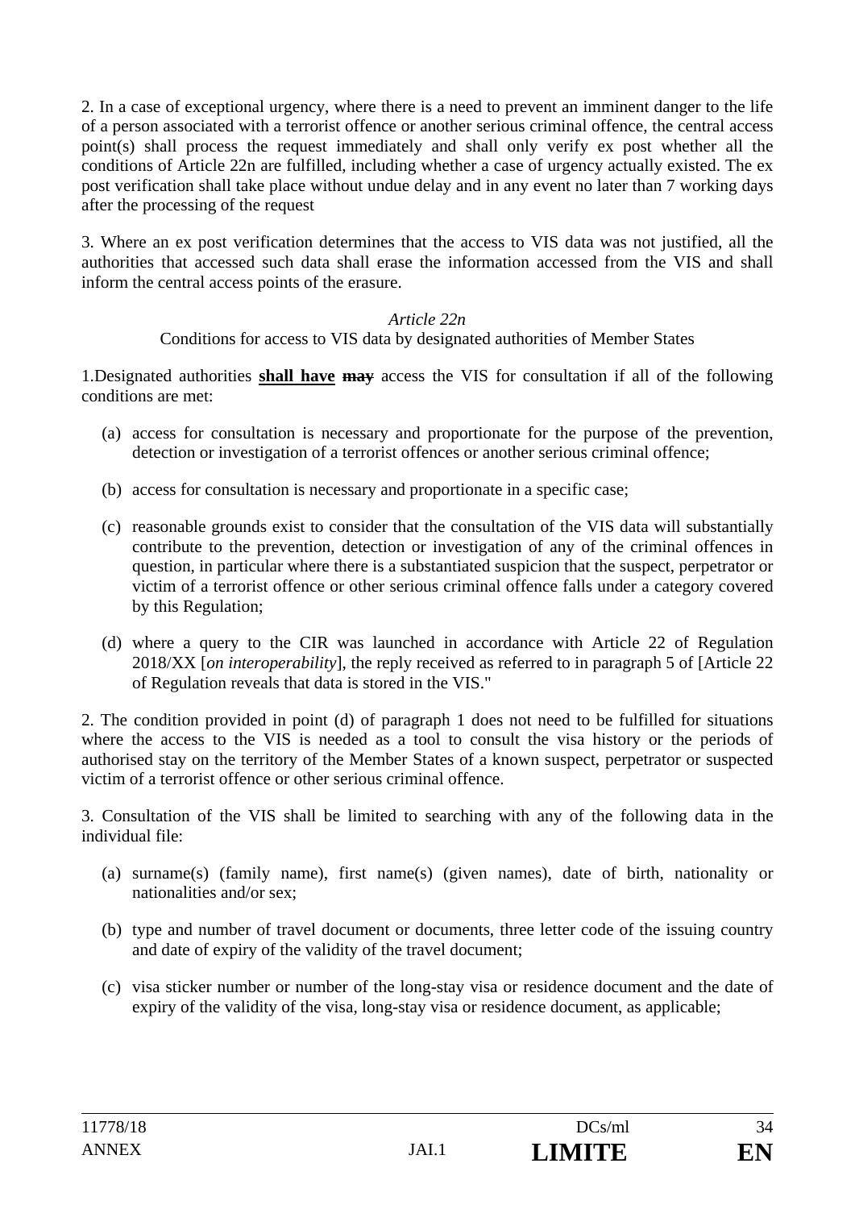2. In a case of exceptional urgency, where there is a need to prevent an imminent danger to the life of a person associated with a terrorist offence or another serious criminal offence, the central access point(s) shall process the request immediately and shall only verify ex post whether all the conditions of Article 22n are fulfilled, including whether a case of urgency actually existed. The ex post verification shall take place without undue delay and in any event no later than 7 working days after the processing of the request

3. Where an ex post verification determines that the access to VIS data was not justified, all the authorities that accessed such data shall erase the information accessed from the VIS and shall inform the central access points of the erasure.

*Article 22n*

Conditions for access to VIS data by designated authorities of Member States

1.Designated authorities **shall have** ~~may~~ access the VIS for consultation if all of the following conditions are met:

(a) access for consultation is necessary and proportionate for the purpose of the prevention, detection or investigation of a terrorist offences or another serious criminal offence;

(b) access for consultation is necessary and proportionate in a specific case;

(c) reasonable grounds exist to consider that the consultation of the VIS data will substantially contribute to the prevention, detection or investigation of any of the criminal offences in question, in particular where there is a substantiated suspicion that the suspect, perpetrator or victim of a terrorist offence or other serious criminal offence falls under a category covered by this Regulation;

(d) where a query to the CIR was launched in accordance with Article 22 of Regulation 2018/XX [*on interoperability*], the reply received as referred to in paragraph 5 of [Article 22 of Regulation reveals that data is stored in the VIS."

2. The condition provided in point (d) of paragraph 1 does not need to be fulfilled for situations where the access to the VIS is needed as a tool to consult the visa history or the periods of authorised stay on the territory of the Member States of a known suspect, perpetrator or suspected victim of a terrorist offence or other serious criminal offence.

3. Consultation of the VIS shall be limited to searching with any of the following data in the individual file:

(a) surname(s) (family name), first name(s) (given names), date of birth, nationality or nationalities and/or sex;

(b) type and number of travel document or documents, three letter code of the issuing country and date of expiry of the validity of the travel document;

(c) visa sticker number or number of the long-stay visa or residence document and the date of expiry of the validity of the visa, long-stay visa or residence document, as applicable;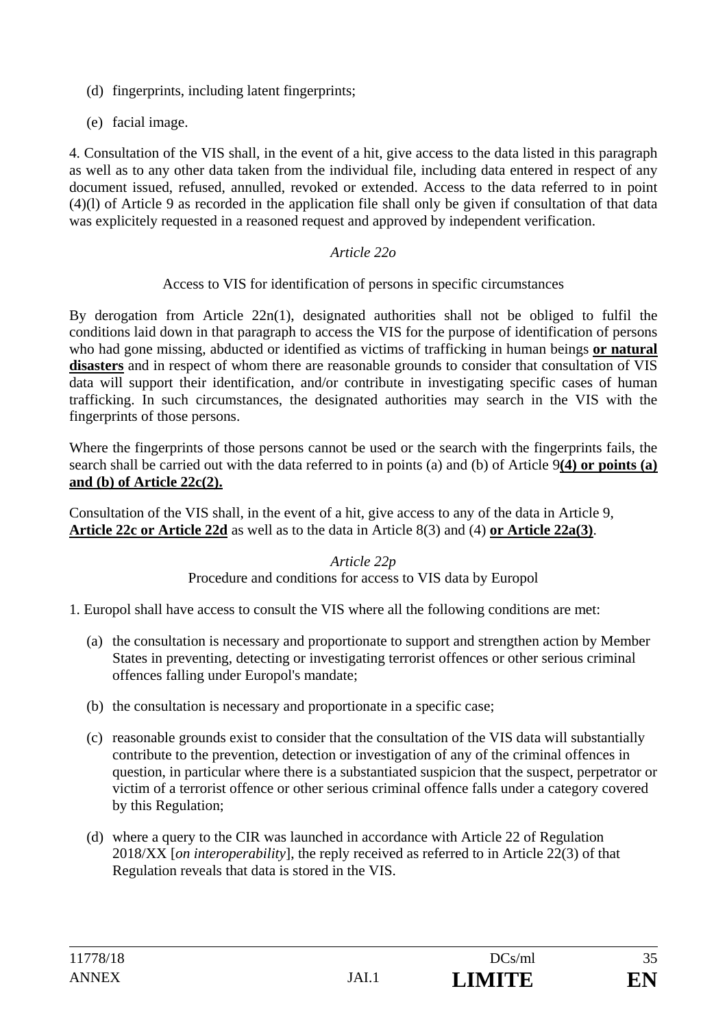(d) fingerprints, including latent fingerprints;

(e) facial image.

4. Consultation of the VIS shall, in the event of a hit, give access to the data listed in this paragraph as well as to any other data taken from the individual file, including data entered in respect of any document issued, refused, annulled, revoked or extended. Access to the data referred to in point (4)(l) of Article 9 as recorded in the application file shall only be given if consultation of that data was explicitely requested in a reasoned request and approved by independent verification.

*Article 22o*

Access to VIS for identification of persons in specific circumstances

By derogation from Article 22n(1), designated authorities shall not be obliged to fulfil the conditions laid down in that paragraph to access the VIS for the purpose of identification of persons who had gone missing, abducted or identified as victims of trafficking in human beings **or natural disasters** and in respect of whom there are reasonable grounds to consider that consultation of VIS data will support their identification, and/or contribute in investigating specific cases of human trafficking. In such circumstances, the designated authorities may search in the VIS with the fingerprints of those persons.

Where the fingerprints of those persons cannot be used or the search with the fingerprints fails, the search shall be carried out with the data referred to in points (a) and (b) of Article 9**(4) or points (a) and (b) of Article 22c(2).**

Consultation of the VIS shall, in the event of a hit, give access to any of the data in Article 9, **Article 22c or Article 22d** as well as to the data in Article 8(3) and (4) **or Article 22a(3)**.

*Article 22p*

Procedure and conditions for access to VIS data by Europol

1. Europol shall have access to consult the VIS where all the following conditions are met:

(a) the consultation is necessary and proportionate to support and strengthen action by Member States in preventing, detecting or investigating terrorist offences or other serious criminal offences falling under Europol's mandate;

(b) the consultation is necessary and proportionate in a specific case;

(c) reasonable grounds exist to consider that the consultation of the VIS data will substantially contribute to the prevention, detection or investigation of any of the criminal offences in question, in particular where there is a substantiated suspicion that the suspect, perpetrator or victim of a terrorist offence or other serious criminal offence falls under a category covered by this Regulation;

(d) where a query to the CIR was launched in accordance with Article 22 of Regulation 2018/XX [*on interoperability*], the reply received as referred to in Article 22(3) of that Regulation reveals that data is stored in the VIS.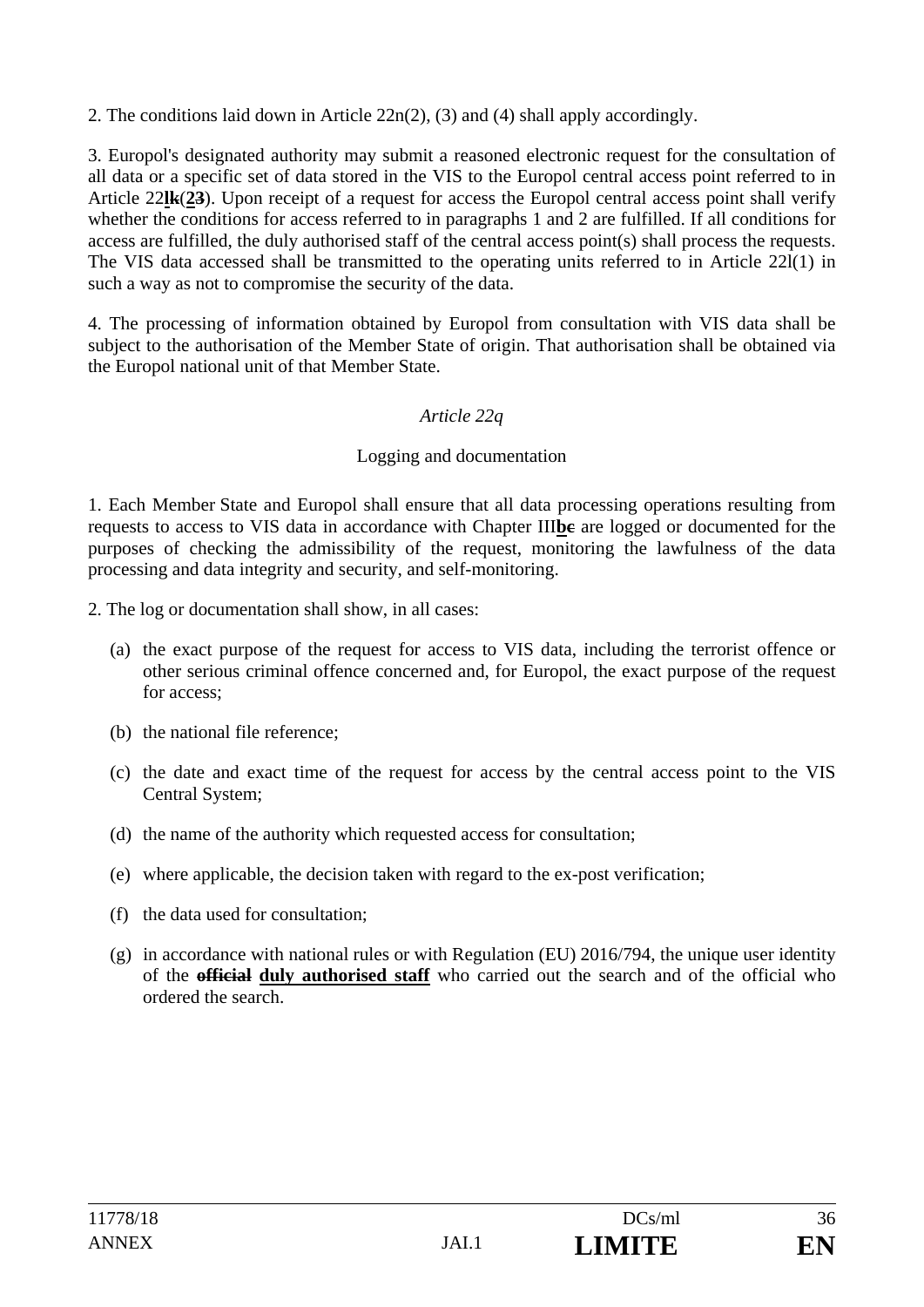2. The conditions laid down in Article 22n(2), (3) and (4) shall apply accordingly.

3. Europol's designated authority may submit a reasoned electronic request for the consultation of all data or a specific set of data stored in the VIS to the Europol central access point referred to in Article 22**l**~~k~~(**2**~~3~~). Upon receipt of a request for access the Europol central access point shall verify whether the conditions for access referred to in paragraphs 1 and 2 are fulfilled. If all conditions for access are fulfilled, the duly authorised staff of the central access point(s) shall process the requests. The VIS data accessed shall be transmitted to the operating units referred to in Article 22l(1) in such a way as not to compromise the security of the data.

4. The processing of information obtained by Europol from consultation with VIS data shall be subject to the authorisation of the Member State of origin. That authorisation shall be obtained via the Europol national unit of that Member State.

*Article 22q*

Logging and documentation

1. Each Member State and Europol shall ensure that all data processing operations resulting from requests to access to VIS data in accordance with Chapter III**b**~~c~~ are logged or documented for the purposes of checking the admissibility of the request, monitoring the lawfulness of the data processing and data integrity and security, and self-monitoring.

2. The log or documentation shall show, in all cases:

(a) the exact purpose of the request for access to VIS data, including the terrorist offence or other serious criminal offence concerned and, for Europol, the exact purpose of the request for access;

(b) the national file reference;

(c) the date and exact time of the request for access by the central access point to the VIS Central System;

(d) the name of the authority which requested access for consultation;

(e) where applicable, the decision taken with regard to the ex-post verification;

(f) the data used for consultation;

(g) in accordance with national rules or with Regulation (EU) 2016/794, the unique user identity of the ~~**official**~~ **duly authorised staff** who carried out the search and of the official who ordered the search.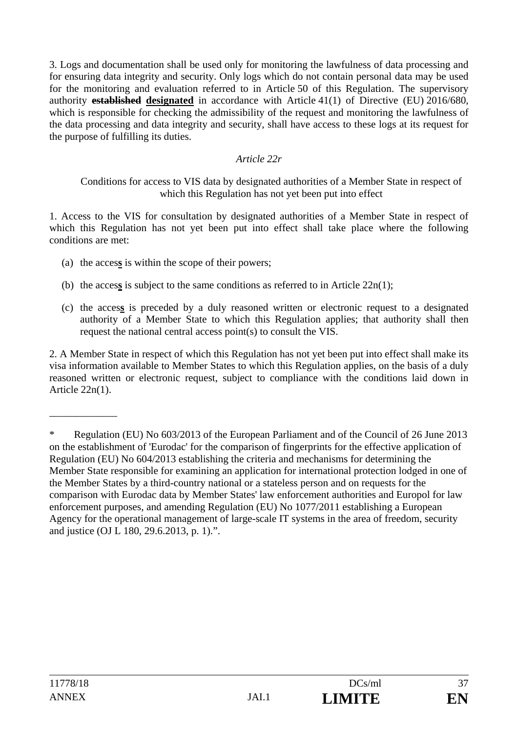3. Logs and documentation shall be used only for monitoring the lawfulness of data processing and for ensuring data integrity and security. Only logs which do not contain personal data may be used for the monitoring and evaluation referred to in Article 50 of this Regulation. The supervisory authority ~~**established**~~ **designated** in accordance with Article 41(1) of Directive (EU) 2016/680, which is responsible for checking the admissibility of the request and monitoring the lawfulness of the data processing and data integrity and security, shall have access to these logs at its request for the purpose of fulfilling its duties.

*Article 22r*

Conditions for access to VIS data by designated authorities of a Member State in respect of which this Regulation has not yet been put into effect

1. Access to the VIS for consultation by designated authorities of a Member State in respect of which this Regulation has not yet been put into effect shall take place where the following conditions are met:

(a) the acces**s** is within the scope of their powers;

(b) the acces**s** is subject to the same conditions as referred to in Article 22n(1);

(c) the acces**s** is preceded by a duly reasoned written or electronic request to a designated authority of a Member State to which this Regulation applies; that authority shall then request the national central access point(s) to consult the VIS.

2. A Member State in respect of which this Regulation has not yet been put into effect shall make its visa information available to Member States to which this Regulation applies, on the basis of a duly reasoned written or electronic request, subject to compliance with the conditions laid down in Article 22n(1).

\_\_\_\_\_\_\_\_\_\_\_\_\_

\* Regulation (EU) No 603/2013 of the European Parliament and of the Council of 26 June 2013 on the establishment of 'Eurodac' for the comparison of fingerprints for the effective application of Regulation (EU) No 604/2013 establishing the criteria and mechanisms for determining the Member State responsible for examining an application for international protection lodged in one of the Member States by a third-country national or a stateless person and on requests for the comparison with Eurodac data by Member States' law enforcement authorities and Europol for law enforcement purposes, and amending Regulation (EU) No 1077/2011 establishing a European Agency for the operational management of large-scale IT systems in the area of freedom, security and justice (OJ L 180, 29.6.2013, p. 1).".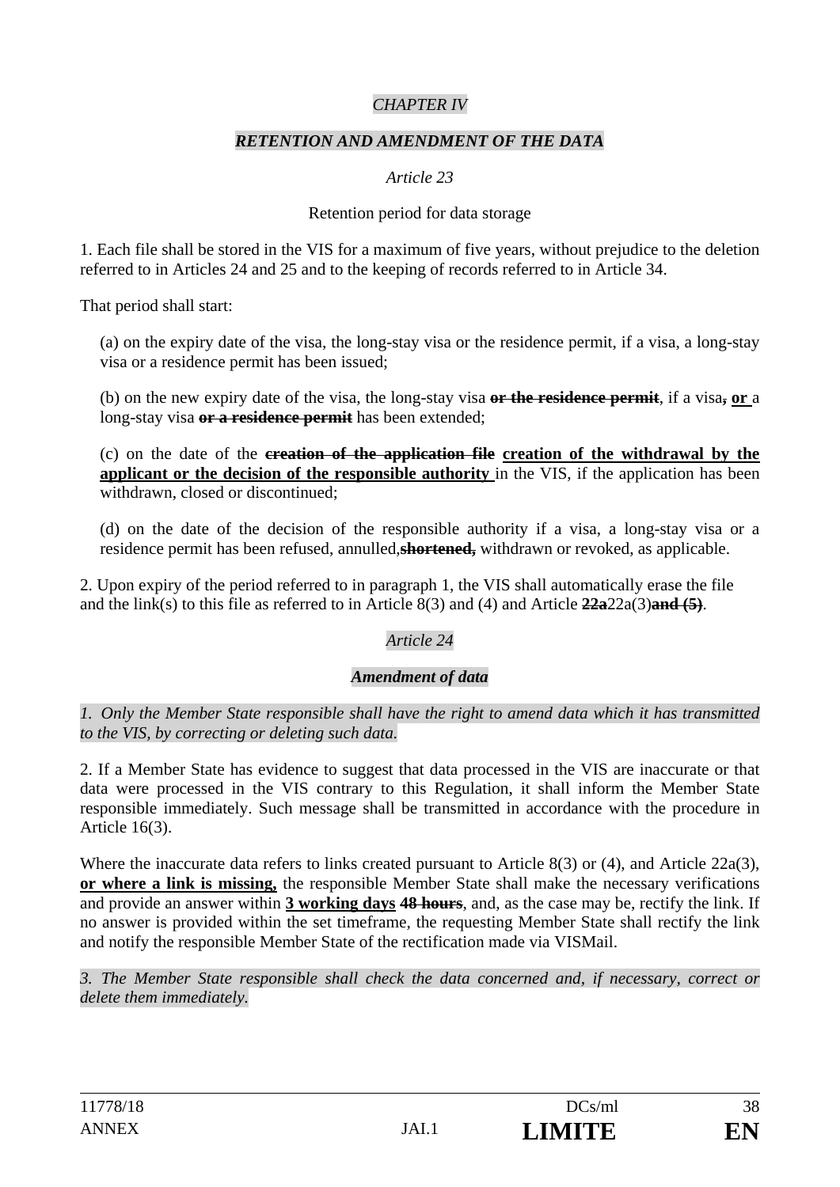*CHAPTER IV*

***RETENTION AND AMENDMENT OF THE DATA***

*Article 23*

Retention period for data storage

1. Each file shall be stored in the VIS for a maximum of five years, without prejudice to the deletion referred to in Articles 24 and 25 and to the keeping of records referred to in Article 34.

That period shall start:

(a) on the expiry date of the visa, the long-stay visa or the residence permit, if a visa, a long-stay visa or a residence permit has been issued;

(b) on the new expiry date of the visa, the long-stay visa ~~**or the residence permit**~~, if a visa**~~,~~** **or** a long-stay visa ~~**or a residence permit**~~ has been extended;

(c) on the date of the ~~**creation of the application file**~~ **creation of the withdrawal by the applicant or the decision of the responsible authority** in the VIS, if the application has been withdrawn, closed or discontinued;

(d) on the date of the decision of the responsible authority if a visa, a long-stay visa or a residence permit has been refused, annulled,~~**shortened,**~~ withdrawn or revoked, as applicable.

2. Upon expiry of the period referred to in paragraph 1, the VIS shall automatically erase the file and the link(s) to this file as referred to in Article 8(3) and (4) and Article ~~**22a**~~22a(3)~~**and (5)**~~.

*Article 24*

***Amendment of data***

*1. Only the Member State responsible shall have the right to amend data which it has transmitted to the VIS, by correcting or deleting such data.*

2. If a Member State has evidence to suggest that data processed in the VIS are inaccurate or that data were processed in the VIS contrary to this Regulation, it shall inform the Member State responsible immediately. Such message shall be transmitted in accordance with the procedure in Article 16(3).

Where the inaccurate data refers to links created pursuant to Article 8(3) or (4), and Article 22a(3), **or where a link is missing,** the responsible Member State shall make the necessary verifications and provide an answer within **3 working days** ~~**48 hours**~~, and, as the case may be, rectify the link. If no answer is provided within the set timeframe, the requesting Member State shall rectify the link and notify the responsible Member State of the rectification made via VISMail.

*3. The Member State responsible shall check the data concerned and, if necessary, correct or delete them immediately.*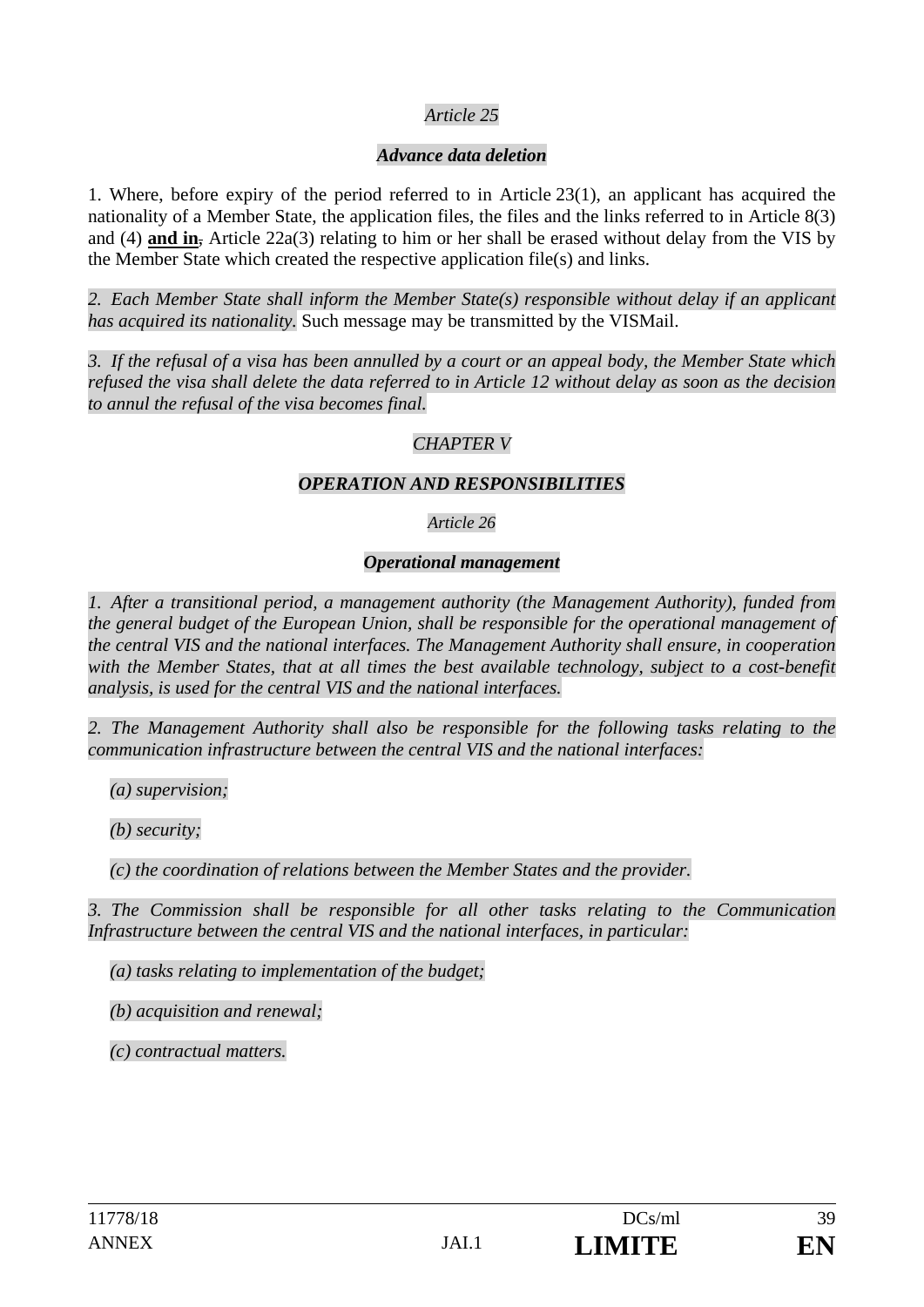*Article 25*

***Advance data deletion***

1. Where, before expiry of the period referred to in Article 23(1), an applicant has acquired the nationality of a Member State, the application files, the files and the links referred to in Article 8(3) and (4) **and in**, Article 22a(3) relating to him or her shall be erased without delay from the VIS by the Member State which created the respective application file(s) and links.

*2. Each Member State shall inform the Member State(s) responsible without delay if an applicant has acquired its nationality.* Such message may be transmitted by the VISMail.

*3. If the refusal of a visa has been annulled by a court or an appeal body, the Member State which refused the visa shall delete the data referred to in Article 12 without delay as soon as the decision to annul the refusal of the visa becomes final.*

*CHAPTER V*

***OPERATION AND RESPONSIBILITIES***

*Article 26*

***Operational management***

*1. After a transitional period, a management authority (the Management Authority), funded from the general budget of the European Union, shall be responsible for the operational management of the central VIS and the national interfaces. The Management Authority shall ensure, in cooperation with the Member States, that at all times the best available technology, subject to a cost-benefit analysis, is used for the central VIS and the national interfaces.*

*2. The Management Authority shall also be responsible for the following tasks relating to the communication infrastructure between the central VIS and the national interfaces:*

*(a) supervision;*

*(b) security;*

*(c) the coordination of relations between the Member States and the provider.*

*3. The Commission shall be responsible for all other tasks relating to the Communication Infrastructure between the central VIS and the national interfaces, in particular:*

*(a) tasks relating to implementation of the budget;*

*(b) acquisition and renewal;*

*(c) contractual matters.*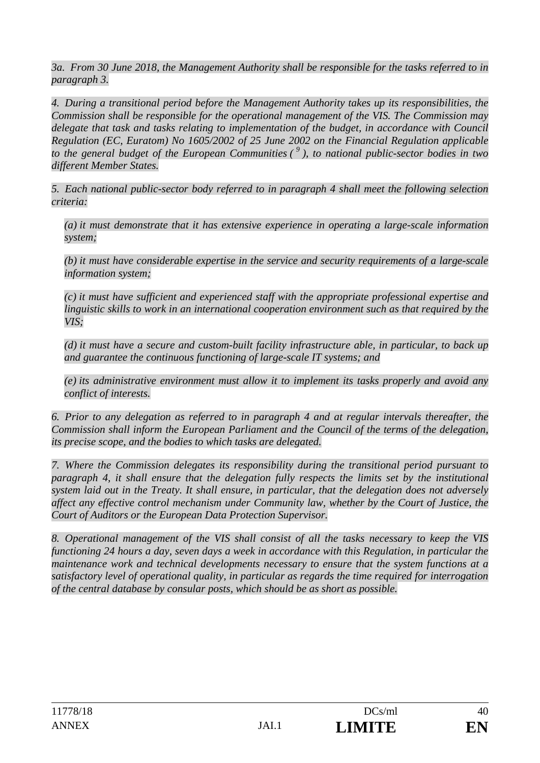*3a. From 30 June 2018, the Management Authority shall be responsible for the tasks referred to in paragraph 3.*

*4. During a transitional period before the Management Authority takes up its responsibilities, the Commission shall be responsible for the operational management of the VIS. The Commission may delegate that task and tasks relating to implementation of the budget, in accordance with Council Regulation (EC, Euratom) No 1605/2002 of 25 June 2002 on the Financial Regulation applicable to the general budget of the European Communities ( [9] ), to national public-sector bodies in two different Member States.*

*5. Each national public-sector body referred to in paragraph 4 shall meet the following selection criteria:*

*(a) it must demonstrate that it has extensive experience in operating a large-scale information system;*

*(b) it must have considerable expertise in the service and security requirements of a large-scale information system;*

*(c) it must have sufficient and experienced staff with the appropriate professional expertise and linguistic skills to work in an international cooperation environment such as that required by the VIS;*

*(d) it must have a secure and custom-built facility infrastructure able, in particular, to back up and guarantee the continuous functioning of large-scale IT systems; and*

*(e) its administrative environment must allow it to implement its tasks properly and avoid any conflict of interests.*

*6. Prior to any delegation as referred to in paragraph 4 and at regular intervals thereafter, the Commission shall inform the European Parliament and the Council of the terms of the delegation, its precise scope, and the bodies to which tasks are delegated.*

*7. Where the Commission delegates its responsibility during the transitional period pursuant to paragraph 4, it shall ensure that the delegation fully respects the limits set by the institutional system laid out in the Treaty. It shall ensure, in particular, that the delegation does not adversely affect any effective control mechanism under Community law, whether by the Court of Justice, the Court of Auditors or the European Data Protection Supervisor.*

*8. Operational management of the VIS shall consist of all the tasks necessary to keep the VIS functioning 24 hours a day, seven days a week in accordance with this Regulation, in particular the maintenance work and technical developments necessary to ensure that the system functions at a satisfactory level of operational quality, in particular as regards the time required for interrogation of the central database by consular posts, which should be as short as possible.*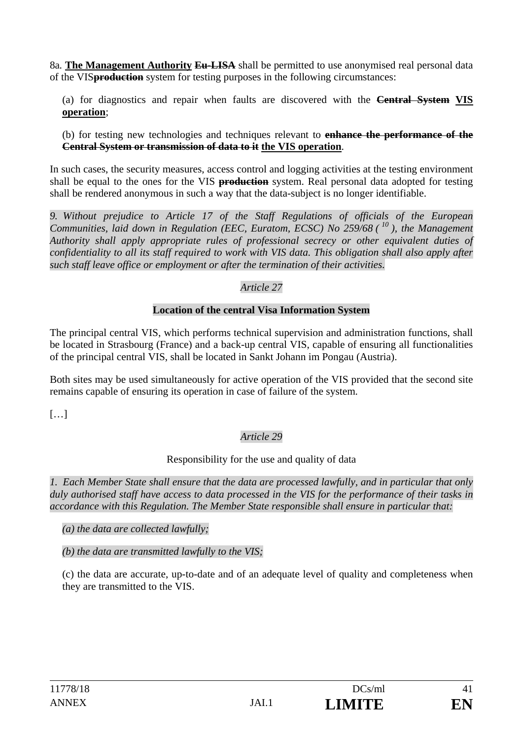8a. **The Management Authority** ~~**Eu-LISA**~~ shall be permitted to use anonymised real personal data of the VIS~~**production**~~ system for testing purposes in the following circumstances:

(a) for diagnostics and repair when faults are discovered with the ~~**Central System**~~ **VIS operation**;

(b) for testing new technologies and techniques relevant to ~~**enhance the performance of the Central System or transmission of data to it**~~ **the VIS operation**.

In such cases, the security measures, access control and logging activities at the testing environment shall be equal to the ones for the VIS ~~**production**~~ system. Real personal data adopted for testing shall be rendered anonymous in such a way that the data-subject is no longer identifiable.

*9. Without prejudice to Article 17 of the Staff Regulations of officials of the European Communities, laid down in Regulation (EEC, Euratom, ECSC) No 259/68 ( [10] ), the Management Authority shall apply appropriate rules of professional secrecy or other equivalent duties of confidentiality to all its staff required to work with VIS data. This obligation shall also apply after such staff leave office or employment or after the termination of their activities.*

*Article 27*

**Location of the central Visa Information System**

The principal central VIS, which performs technical supervision and administration functions, shall be located in Strasbourg (France) and a back-up central VIS, capable of ensuring all functionalities of the principal central VIS, shall be located in Sankt Johann im Pongau (Austria).

Both sites may be used simultaneously for active operation of the VIS provided that the second site remains capable of ensuring its operation in case of failure of the system.

[…]

*Article 29*

Responsibility for the use and quality of data

*1. Each Member State shall ensure that the data are processed lawfully, and in particular that only duly authorised staff have access to data processed in the VIS for the performance of their tasks in accordance with this Regulation. The Member State responsible shall ensure in particular that:*

*(a) the data are collected lawfully;*

*(b) the data are transmitted lawfully to the VIS;*

(c) the data are accurate, up-to-date and of an adequate level of quality and completeness when they are transmitted to the VIS.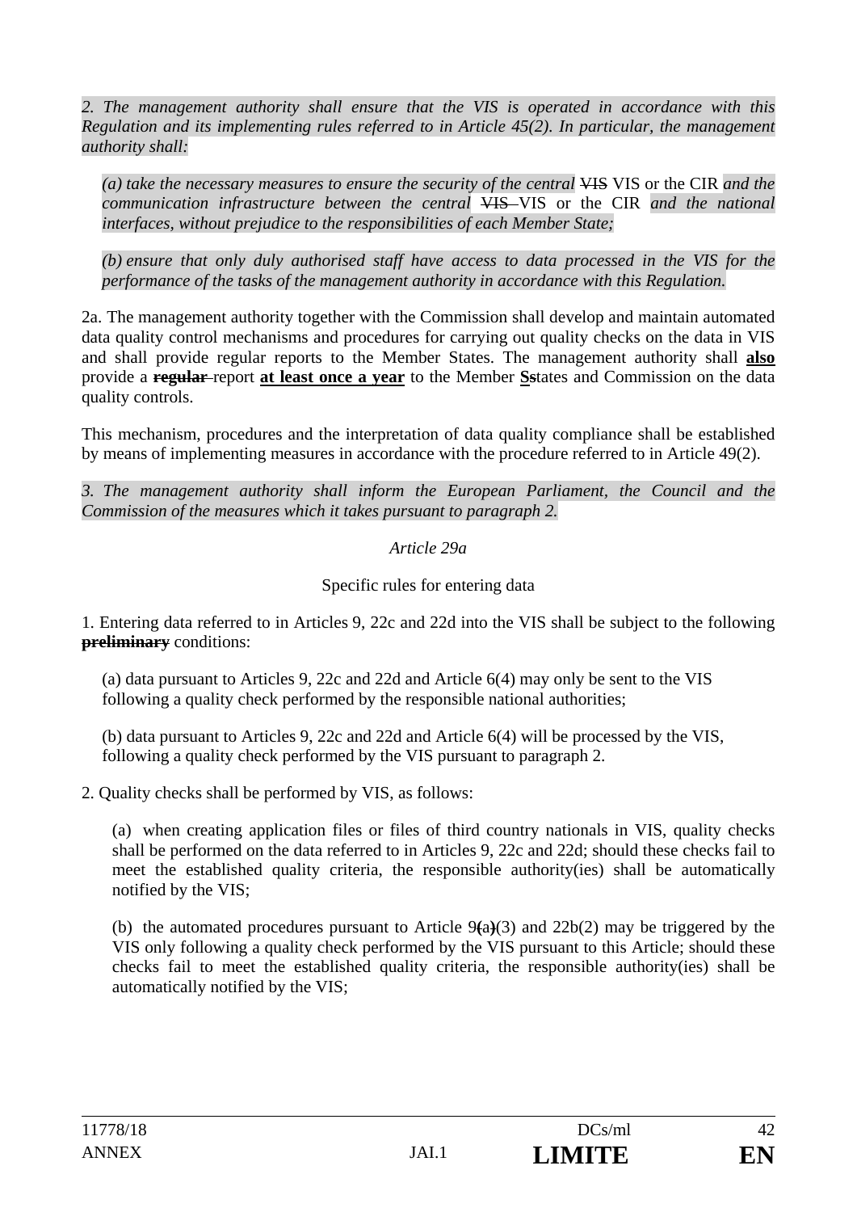*2. The management authority shall ensure that the VIS is operated in accordance with this Regulation and its implementing rules referred to in Article 45(2). In particular, the management authority shall:*

*(a) take the necessary measures to ensure the security of the central* ~~VIS~~ VIS or the CIR *and the communication infrastructure between the central* ~~VIS~~ VIS or the CIR *and the national interfaces, without prejudice to the responsibilities of each Member State;*

*(b) ensure that only duly authorised staff have access to data processed in the VIS for the performance of the tasks of the management authority in accordance with this Regulation.*

2a. The management authority together with the Commission shall develop and maintain automated data quality control mechanisms and procedures for carrying out quality checks on the data in VIS and shall provide regular reports to the Member States. The management authority shall **also** provide a ~~**regular**~~ report **at least once a year** to the Member **S**~~s~~tates and Commission on the data quality controls.

This mechanism, procedures and the interpretation of data quality compliance shall be established by means of implementing measures in accordance with the procedure referred to in Article 49(2).

*3. The management authority shall inform the European Parliament, the Council and the Commission of the measures which it takes pursuant to paragraph 2.*

*Article 29a*

Specific rules for entering data

1. Entering data referred to in Articles 9, 22c and 22d into the VIS shall be subject to the following ~~**preliminary**~~ conditions:

(a) data pursuant to Articles 9, 22c and 22d and Article 6(4) may only be sent to the VIS following a quality check performed by the responsible national authorities;

(b) data pursuant to Articles 9, 22c and 22d and Article 6(4) will be processed by the VIS, following a quality check performed by the VIS pursuant to paragraph 2.

2. Quality checks shall be performed by VIS, as follows:

(a) when creating application files or files of third country nationals in VIS, quality checks shall be performed on the data referred to in Articles 9, 22c and 22d; should these checks fail to meet the established quality criteria, the responsible authority(ies) shall be automatically notified by the VIS;

(b) the automated procedures pursuant to Article 9~~(a)~~(3) and 22b(2) may be triggered by the VIS only following a quality check performed by the VIS pursuant to this Article; should these checks fail to meet the established quality criteria, the responsible authority(ies) shall be automatically notified by the VIS;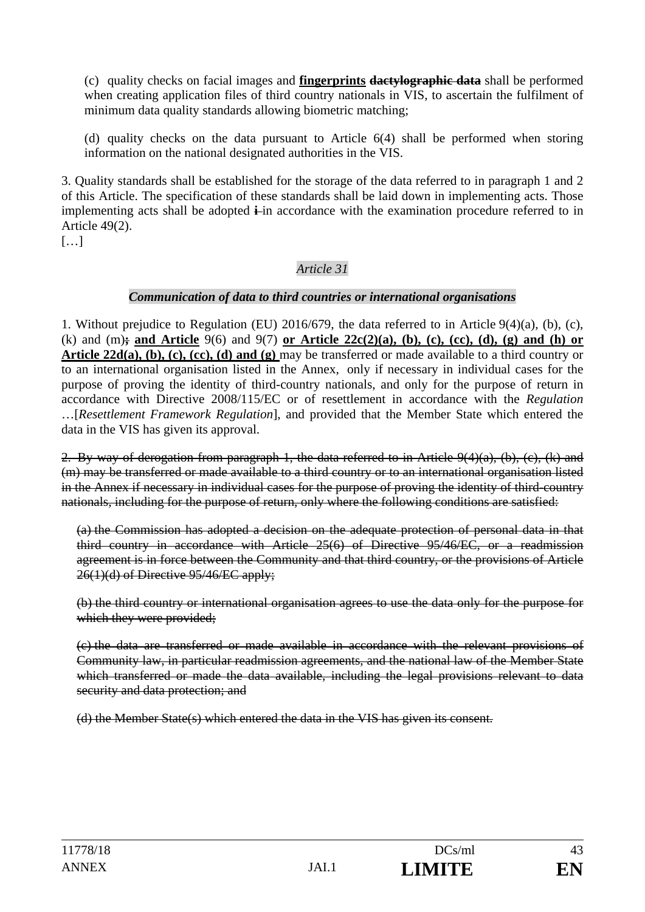(c) quality checks on facial images and **<u>fingerprints</u>** ~~**dactylographic data**~~ shall be performed when creating application files of third country nationals in VIS, to ascertain the fulfilment of minimum data quality standards allowing biometric matching;

(d) quality checks on the data pursuant to Article 6(4) shall be performed when storing information on the national designated authorities in the VIS.

3. Quality standards shall be established for the storage of the data referred to in paragraph 1 and 2 of this Article. The specification of these standards shall be laid down in implementing acts. Those implementing acts shall be adopted ~~i~~ in accordance with the examination procedure referred to in Article 49(2).

[…]

*Article 31*

***Communication of data to third countries or international organisations***

1. Without prejudice to Regulation (EU) 2016/679, the data referred to in Article 9(4)(a), (b), (c), (k) and (m)~~;~~ **<u>and Article</u>** 9(6) and 9(7) **<u>or Article 22c(2)(a), (b), (c), (cc), (d), (g) and (h) or Article 22d(a), (b), (c), (cc), (d) and (g)</u>** may be transferred or made available to a third country or to an international organisation listed in the Annex, only if necessary in individual cases for the purpose of proving the identity of third-country nationals, and only for the purpose of return in accordance with Directive 2008/115/EC or of resettlement in accordance with the *Regulation* …[*Resettlement Framework Regulation*], and provided that the Member State which entered the data in the VIS has given its approval.

~~2. By way of derogation from paragraph 1, the data referred to in Article 9(4)(a), (b), (c), (k) and (m) may be transferred or made available to a third country or to an international organisation listed in the Annex if necessary in individual cases for the purpose of proving the identity of third-country nationals, including for the purpose of return, only where the following conditions are satisfied:~~

~~(a) the Commission has adopted a decision on the adequate protection of personal data in that third country in accordance with Article 25(6) of Directive 95/46/EC, or a readmission agreement is in force between the Community and that third country, or the provisions of Article 26(1)(d) of Directive 95/46/EC apply;~~

~~(b) the third country or international organisation agrees to use the data only for the purpose for which they were provided;~~

~~(c) the data are transferred or made available in accordance with the relevant provisions of Community law, in particular readmission agreements, and the national law of the Member State which transferred or made the data available, including the legal provisions relevant to data security and data protection; and~~

~~(d) the Member State(s) which entered the data in the VIS has given its consent.~~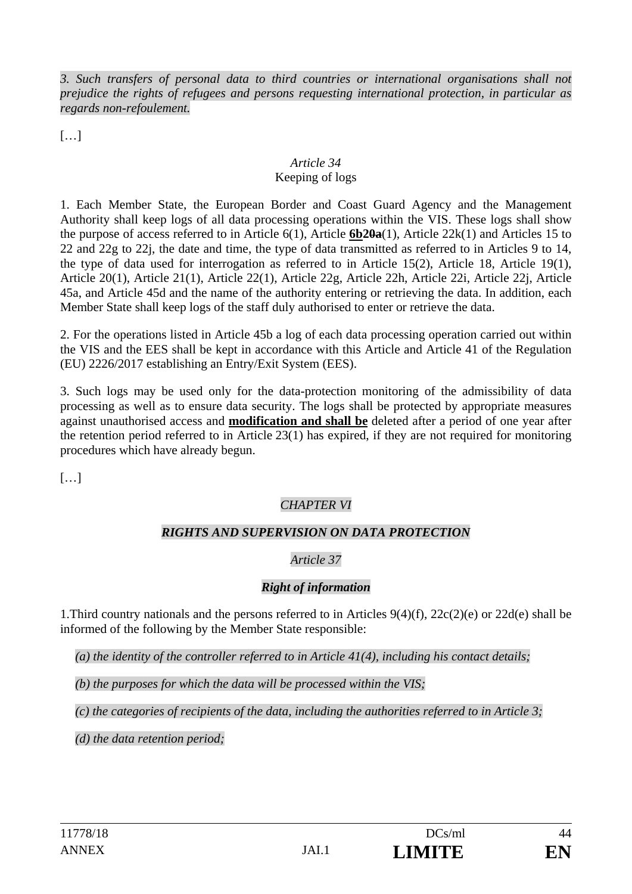*3. Such transfers of personal data to third countries or international organisations shall not prejudice the rights of refugees and persons requesting international protection, in particular as regards non-refoulement.*

[…]

*Article 34*
Keeping of logs

1. Each Member State, the European Border and Coast Guard Agency and the Management Authority shall keep logs of all data processing operations within the VIS. These logs shall show the purpose of access referred to in Article 6(1), Article **6b**~~20a~~(1), Article 22k(1) and Articles 15 to 22 and 22g to 22j, the date and time, the type of data transmitted as referred to in Articles 9 to 14, the type of data used for interrogation as referred to in Article 15(2), Article 18, Article 19(1), Article 20(1), Article 21(1), Article 22(1), Article 22g, Article 22h, Article 22i, Article 22j, Article 45a, and Article 45d and the name of the authority entering or retrieving the data. In addition, each Member State shall keep logs of the staff duly authorised to enter or retrieve the data.

2. For the operations listed in Article 45b a log of each data processing operation carried out within the VIS and the EES shall be kept in accordance with this Article and Article 41 of the Regulation (EU) 2226/2017 establishing an Entry/Exit System (EES).

3. Such logs may be used only for the data-protection monitoring of the admissibility of data processing as well as to ensure data security. The logs shall be protected by appropriate measures against unauthorised access and **modification and shall be** deleted after a period of one year after the retention period referred to in Article 23(1) has expired, if they are not required for monitoring procedures which have already begun.

[…]

*CHAPTER VI*

***RIGHTS AND SUPERVISION ON DATA PROTECTION***

*Article 37*

***Right of information***

1.Third country nationals and the persons referred to in Articles 9(4)(f), 22c(2)(e) or 22d(e) shall be informed of the following by the Member State responsible:

*(a) the identity of the controller referred to in Article 41(4), including his contact details;*

*(b) the purposes for which the data will be processed within the VIS;*

*(c) the categories of recipients of the data, including the authorities referred to in Article 3;*

*(d) the data retention period;*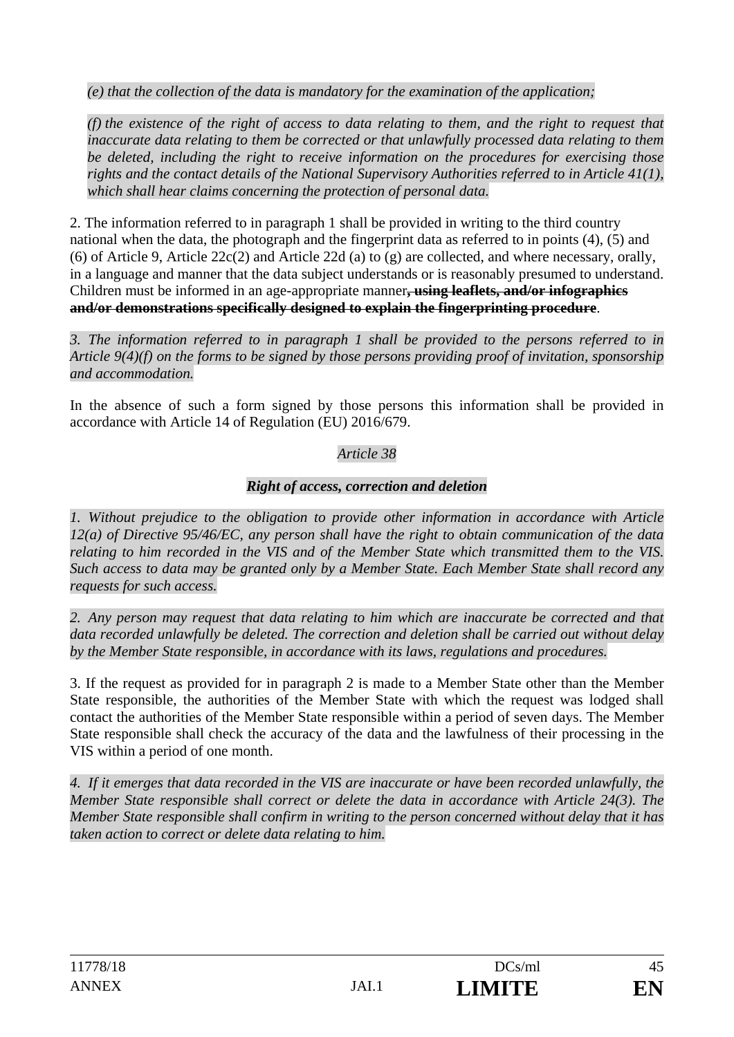*(e) that the collection of the data is mandatory for the examination of the application;*

*(f) the existence of the right of access to data relating to them, and the right to request that inaccurate data relating to them be corrected or that unlawfully processed data relating to them be deleted, including the right to receive information on the procedures for exercising those rights and the contact details of the National Supervisory Authorities referred to in Article 41(1), which shall hear claims concerning the protection of personal data.*

2. The information referred to in paragraph 1 shall be provided in writing to the third country national when the data, the photograph and the fingerprint data as referred to in points (4), (5) and (6) of Article 9, Article 22c(2) and Article 22d (a) to (g) are collected, and where necessary, orally, in a language and manner that the data subject understands or is reasonably presumed to understand. Children must be informed in an age-appropriate manner~~**, using leaflets, and/or infographics and/or demonstrations specifically designed to explain the fingerprinting procedure**~~.

*3. The information referred to in paragraph 1 shall be provided to the persons referred to in Article 9(4)(f) on the forms to be signed by those persons providing proof of invitation, sponsorship and accommodation.*

In the absence of such a form signed by those persons this information shall be provided in accordance with Article 14 of Regulation (EU) 2016/679.

*Article 38*

***Right of access, correction and deletion***

*1. Without prejudice to the obligation to provide other information in accordance with Article 12(a) of Directive 95/46/EC, any person shall have the right to obtain communication of the data relating to him recorded in the VIS and of the Member State which transmitted them to the VIS. Such access to data may be granted only by a Member State. Each Member State shall record any requests for such access.*

*2. Any person may request that data relating to him which are inaccurate be corrected and that data recorded unlawfully be deleted. The correction and deletion shall be carried out without delay by the Member State responsible, in accordance with its laws, regulations and procedures.*

3. If the request as provided for in paragraph 2 is made to a Member State other than the Member State responsible, the authorities of the Member State with which the request was lodged shall contact the authorities of the Member State responsible within a period of seven days. The Member State responsible shall check the accuracy of the data and the lawfulness of their processing in the VIS within a period of one month.

*4. If it emerges that data recorded in the VIS are inaccurate or have been recorded unlawfully, the Member State responsible shall correct or delete the data in accordance with Article 24(3). The Member State responsible shall confirm in writing to the person concerned without delay that it has taken action to correct or delete data relating to him.*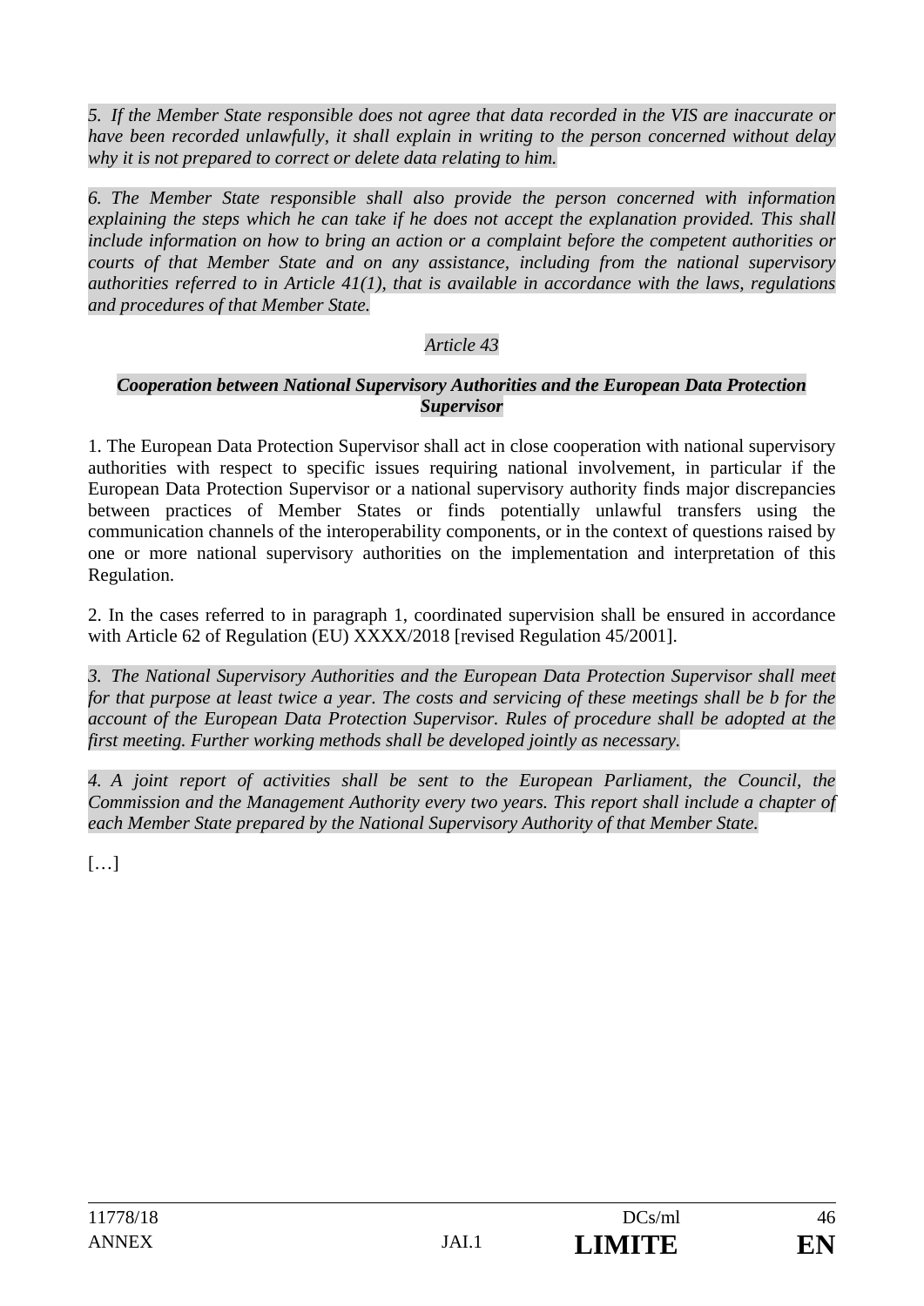*5. If the Member State responsible does not agree that data recorded in the VIS are inaccurate or have been recorded unlawfully, it shall explain in writing to the person concerned without delay why it is not prepared to correct or delete data relating to him.*

*6. The Member State responsible shall also provide the person concerned with information explaining the steps which he can take if he does not accept the explanation provided. This shall include information on how to bring an action or a complaint before the competent authorities or courts of that Member State and on any assistance, including from the national supervisory authorities referred to in Article 41(1), that is available in accordance with the laws, regulations and procedures of that Member State.*

*Article 43*

***Cooperation between National Supervisory Authorities and the European Data Protection Supervisor***

1. The European Data Protection Supervisor shall act in close cooperation with national supervisory authorities with respect to specific issues requiring national involvement, in particular if the European Data Protection Supervisor or a national supervisory authority finds major discrepancies between practices of Member States or finds potentially unlawful transfers using the communication channels of the interoperability components, or in the context of questions raised by one or more national supervisory authorities on the implementation and interpretation of this Regulation.

2. In the cases referred to in paragraph 1, coordinated supervision shall be ensured in accordance with Article 62 of Regulation (EU) XXXX/2018 [revised Regulation 45/2001].

*3. The National Supervisory Authorities and the European Data Protection Supervisor shall meet for that purpose at least twice a year. The costs and servicing of these meetings shall be b for the account of the European Data Protection Supervisor. Rules of procedure shall be adopted at the first meeting. Further working methods shall be developed jointly as necessary.*

*4. A joint report of activities shall be sent to the European Parliament, the Council, the Commission and the Management Authority every two years. This report shall include a chapter of each Member State prepared by the National Supervisory Authority of that Member State.*

[…]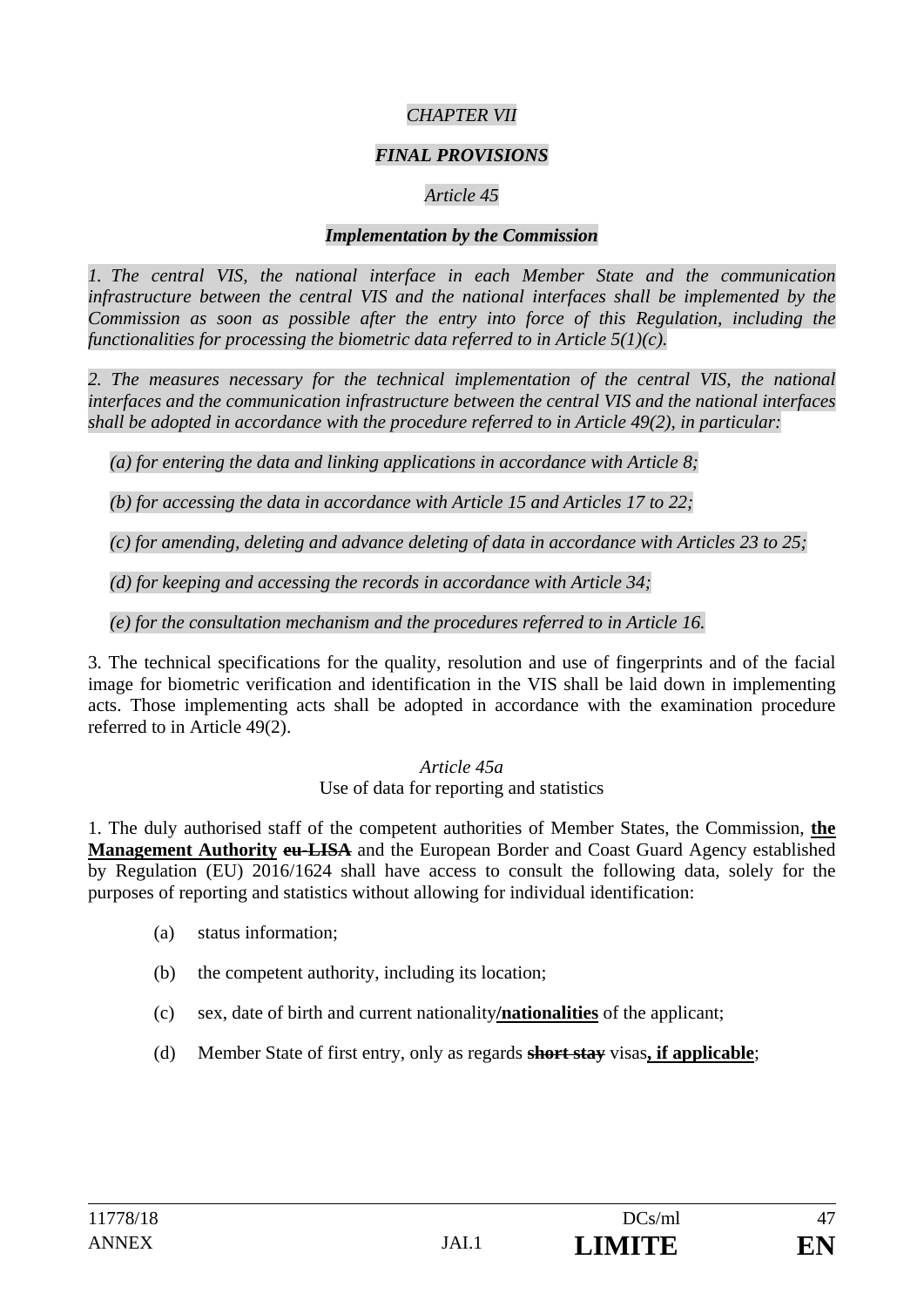*CHAPTER VII*

***FINAL PROVISIONS***

*Article 45*

***Implementation by the Commission***

*1. The central VIS, the national interface in each Member State and the communication infrastructure between the central VIS and the national interfaces shall be implemented by the Commission as soon as possible after the entry into force of this Regulation, including the functionalities for processing the biometric data referred to in Article 5(1)(c).*

*2. The measures necessary for the technical implementation of the central VIS, the national interfaces and the communication infrastructure between the central VIS and the national interfaces shall be adopted in accordance with the procedure referred to in Article 49(2), in particular:*

*(a) for entering the data and linking applications in accordance with Article 8;*

*(b) for accessing the data in accordance with Article 15 and Articles 17 to 22;*

*(c) for amending, deleting and advance deleting of data in accordance with Articles 23 to 25;*

*(d) for keeping and accessing the records in accordance with Article 34;*

*(e) for the consultation mechanism and the procedures referred to in Article 16.*

3. The technical specifications for the quality, resolution and use of fingerprints and of the facial image for biometric verification and identification in the VIS shall be laid down in implementing acts. Those implementing acts shall be adopted in accordance with the examination procedure referred to in Article 49(2).

*Article 45a*

Use of data for reporting and statistics

1. The duly authorised staff of the competent authorities of Member States, the Commission, **the Management Authority** ~~**eu-LISA**~~ and the European Border and Coast Guard Agency established by Regulation (EU) 2016/1624 shall have access to consult the following data, solely for the purposes of reporting and statistics without allowing for individual identification:

(a) status information;

(b) the competent authority, including its location;

(c) sex, date of birth and current nationality**/nationalities** of the applicant;

(d) Member State of first entry, only as regards ~~**short stay**~~ visas**, if applicable**;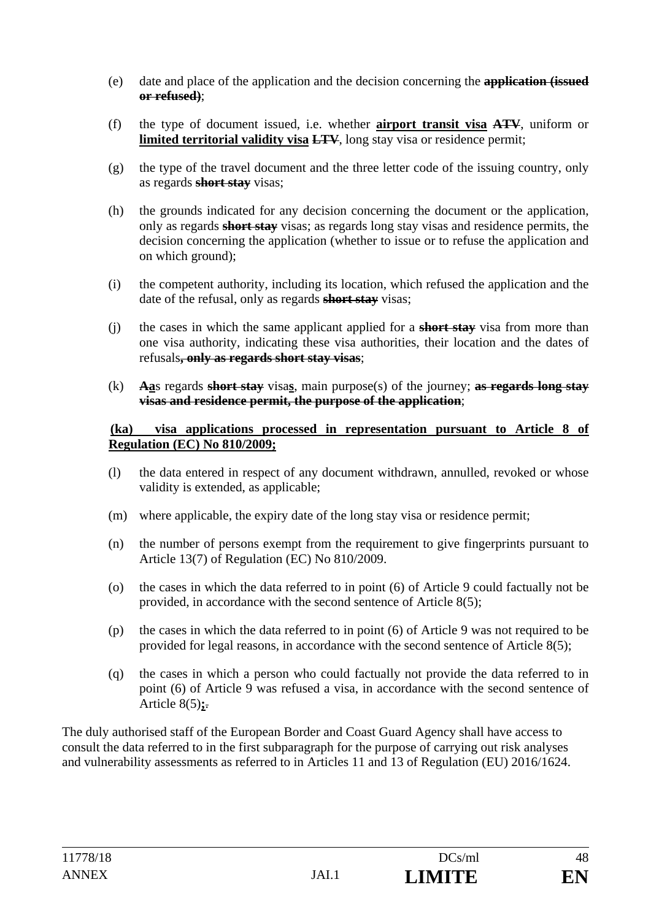(e) date and place of the application and the decision concerning the ~~**application (issued or refused)**~~;

(f) the type of document issued, i.e. whether **airport transit visa** ~~**ATV**~~, uniform or **limited territorial validity visa** ~~**LTV**~~, long stay visa or residence permit;

(g) the type of the travel document and the three letter code of the issuing country, only as regards ~~**short stay**~~ visas;

(h) the grounds indicated for any decision concerning the document or the application, only as regards ~~**short stay**~~ visas; as regards long stay visas and residence permits, the decision concerning the application (whether to issue or to refuse the application and on which ground);

(i) the competent authority, including its location, which refused the application and the date of the refusal, only as regards ~~**short stay**~~ visas;

(j) the cases in which the same applicant applied for a ~~**short stay**~~ visa from more than one visa authority, indicating these visa authorities, their location and the dates of refusals~~**, only as regards short stay visas**~~;

(k) ~~**A**~~**a**s regards ~~**short stay**~~ visa**s**, main purpose(s) of the journey; ~~**as regards long stay visas and residence permit, the purpose of the application**~~;

**(ka) visa applications processed in representation pursuant to Article 8 of Regulation (EC) No 810/2009;**

(l) the data entered in respect of any document withdrawn, annulled, revoked or whose validity is extended, as applicable;

(m) where applicable, the expiry date of the long stay visa or residence permit;

(n) the number of persons exempt from the requirement to give fingerprints pursuant to Article 13(7) of Regulation (EC) No 810/2009.

(o) the cases in which the data referred to in point (6) of Article 9 could factually not be provided, in accordance with the second sentence of Article 8(5);

(p) the cases in which the data referred to in point (6) of Article 9 was not required to be provided for legal reasons, in accordance with the second sentence of Article 8(5);

(q) the cases in which a person who could factually not provide the data referred to in point (6) of Article 9 was refused a visa, in accordance with the second sentence of Article 8(5)**;**~~.~~

The duly authorised staff of the European Border and Coast Guard Agency shall have access to consult the data referred to in the first subparagraph for the purpose of carrying out risk analyses and vulnerability assessments as referred to in Articles 11 and 13 of Regulation (EU) 2016/1624.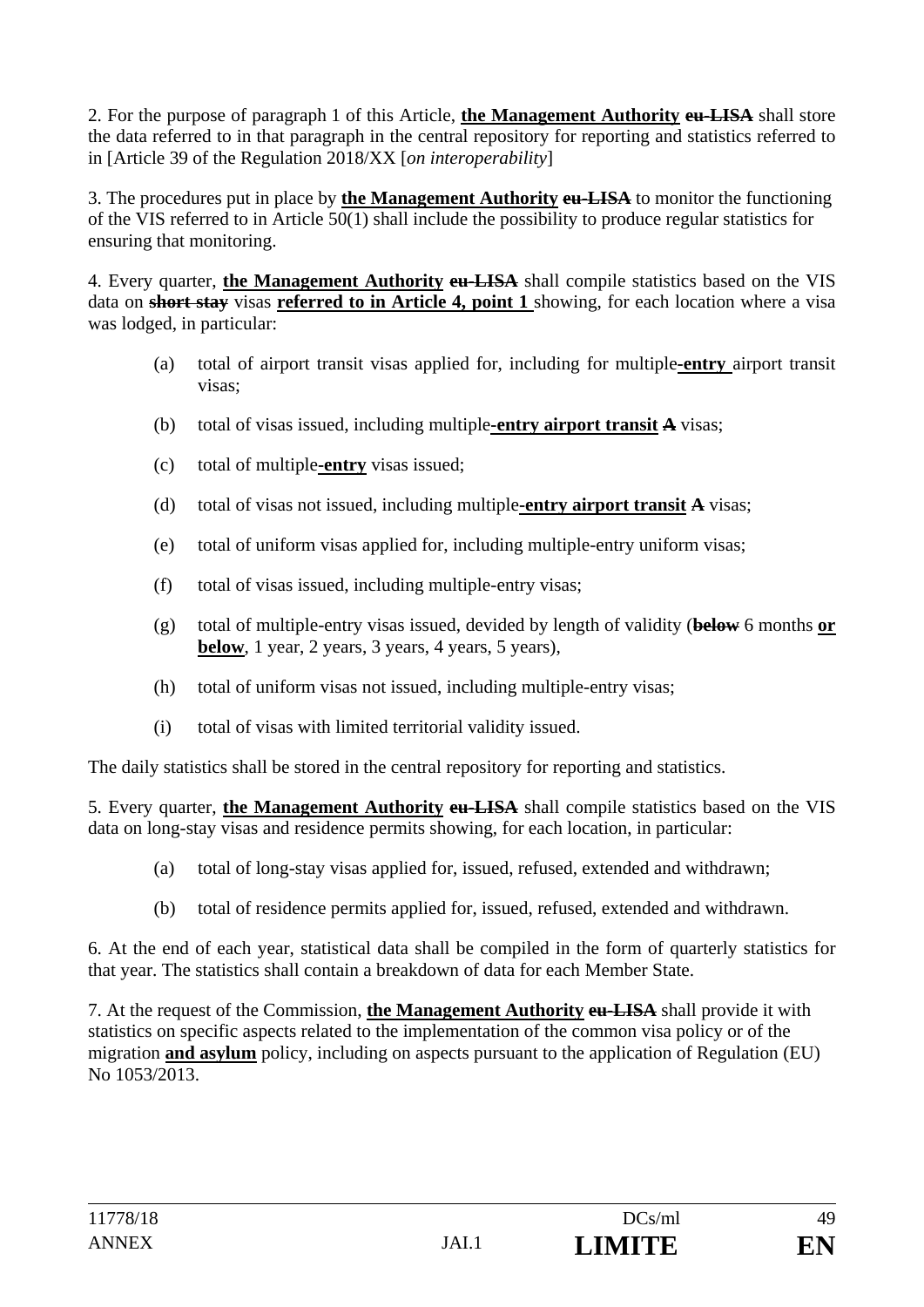2. For the purpose of paragraph 1 of this Article, **the Management Authority** ~~eu-LISA~~ shall store the data referred to in that paragraph in the central repository for reporting and statistics referred to in [Article 39 of the Regulation 2018/XX [*on interoperability*]

3. The procedures put in place by **the Management Authority** ~~eu-LISA~~ to monitor the functioning of the VIS referred to in Article 50(1) shall include the possibility to produce regular statistics for ensuring that monitoring.

4. Every quarter, **the Management Authority** ~~eu-LISA~~ shall compile statistics based on the VIS data on ~~**short stay**~~ visas **referred to in Article 4, point 1** showing, for each location where a visa was lodged, in particular:

(a) total of airport transit visas applied for, including for multiple**-entry** airport transit visas;

(b) total of visas issued, including multiple**-entry airport transit** ~~A~~ visas;

(c) total of multiple**-entry** visas issued;

(d) total of visas not issued, including multiple**-entry airport transit** ~~A~~ visas;

(e) total of uniform visas applied for, including multiple-entry uniform visas;

(f) total of visas issued, including multiple-entry visas;

(g) total of multiple-entry visas issued, devided by length of validity (~~**below**~~ 6 months **or below**, 1 year, 2 years, 3 years, 4 years, 5 years),

(h) total of uniform visas not issued, including multiple-entry visas;

(i) total of visas with limited territorial validity issued.

The daily statistics shall be stored in the central repository for reporting and statistics.

5. Every quarter, **the Management Authority** ~~eu-LISA~~ shall compile statistics based on the VIS data on long-stay visas and residence permits showing, for each location, in particular:

(a) total of long-stay visas applied for, issued, refused, extended and withdrawn;

(b) total of residence permits applied for, issued, refused, extended and withdrawn.

6. At the end of each year, statistical data shall be compiled in the form of quarterly statistics for that year. The statistics shall contain a breakdown of data for each Member State.

7. At the request of the Commission, **the Management Authority** ~~eu-LISA~~ shall provide it with statistics on specific aspects related to the implementation of the common visa policy or of the migration **and asylum** policy, including on aspects pursuant to the application of Regulation (EU) No 1053/2013.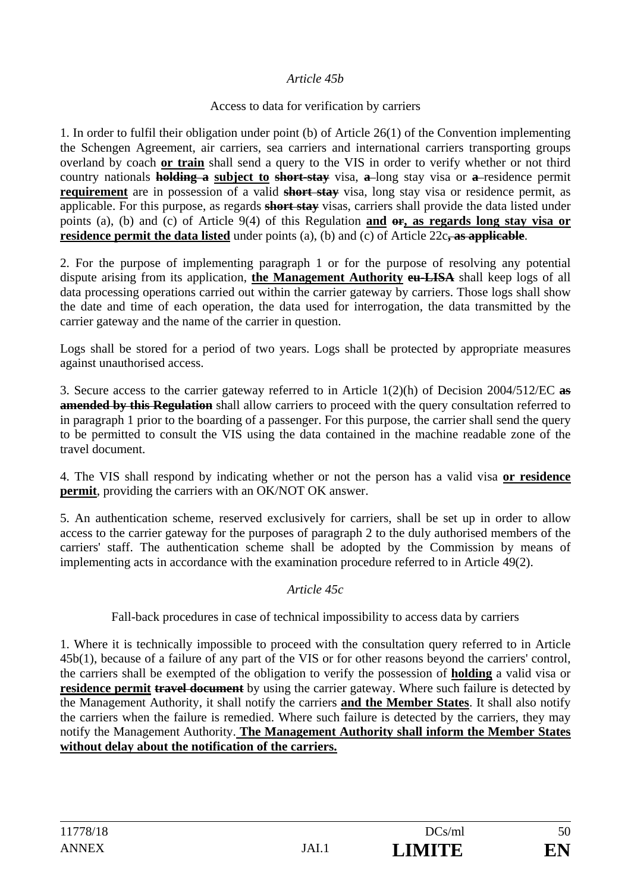*Article 45b*

Access to data for verification by carriers

1. In order to fulfil their obligation under point (b) of Article 26(1) of the Convention implementing the Schengen Agreement, air carriers, sea carriers and international carriers transporting groups overland by coach **or train** shall send a query to the VIS in order to verify whether or not third country nationals ~~holding a~~ **subject to** ~~short-stay~~ visa, ~~a~~ long stay visa or ~~a~~ residence permit **requirement** are in possession of a valid ~~short stay~~ visa, long stay visa or residence permit, as applicable. For this purpose, as regards ~~short stay~~ visas, carriers shall provide the data listed under points (a), (b) and (c) of Article 9(4) of this Regulation **and** ~~or~~**, as regards long stay visa or residence permit the data listed** under points (a), (b) and (c) of Article 22c~~, as applicable~~.

2. For the purpose of implementing paragraph 1 or for the purpose of resolving any potential dispute arising from its application, **the Management Authority** ~~eu-LISA~~ shall keep logs of all data processing operations carried out within the carrier gateway by carriers. Those logs shall show the date and time of each operation, the data used for interrogation, the data transmitted by the carrier gateway and the name of the carrier in question.

Logs shall be stored for a period of two years. Logs shall be protected by appropriate measures against unauthorised access.

3. Secure access to the carrier gateway referred to in Article 1(2)(h) of Decision 2004/512/EC ~~as amended by this Regulation~~ shall allow carriers to proceed with the query consultation referred to in paragraph 1 prior to the boarding of a passenger. For this purpose, the carrier shall send the query to be permitted to consult the VIS using the data contained in the machine readable zone of the travel document.

4. The VIS shall respond by indicating whether or not the person has a valid visa **or residence permit**, providing the carriers with an OK/NOT OK answer.

5. An authentication scheme, reserved exclusively for carriers, shall be set up in order to allow access to the carrier gateway for the purposes of paragraph 2 to the duly authorised members of the carriers' staff. The authentication scheme shall be adopted by the Commission by means of implementing acts in accordance with the examination procedure referred to in Article 49(2).

*Article 45c*

Fall-back procedures in case of technical impossibility to access data by carriers

1. Where it is technically impossible to proceed with the consultation query referred to in Article 45b(1), because of a failure of any part of the VIS or for other reasons beyond the carriers' control, the carriers shall be exempted of the obligation to verify the possession of **holding** a valid visa or **residence permit** ~~travel document~~ by using the carrier gateway. Where such failure is detected by the Management Authority, it shall notify the carriers **and the Member States**. It shall also notify the carriers when the failure is remedied. Where such failure is detected by the carriers, they may notify the Management Authority. **The Management Authority shall inform the Member States without delay about the notification of the carriers.**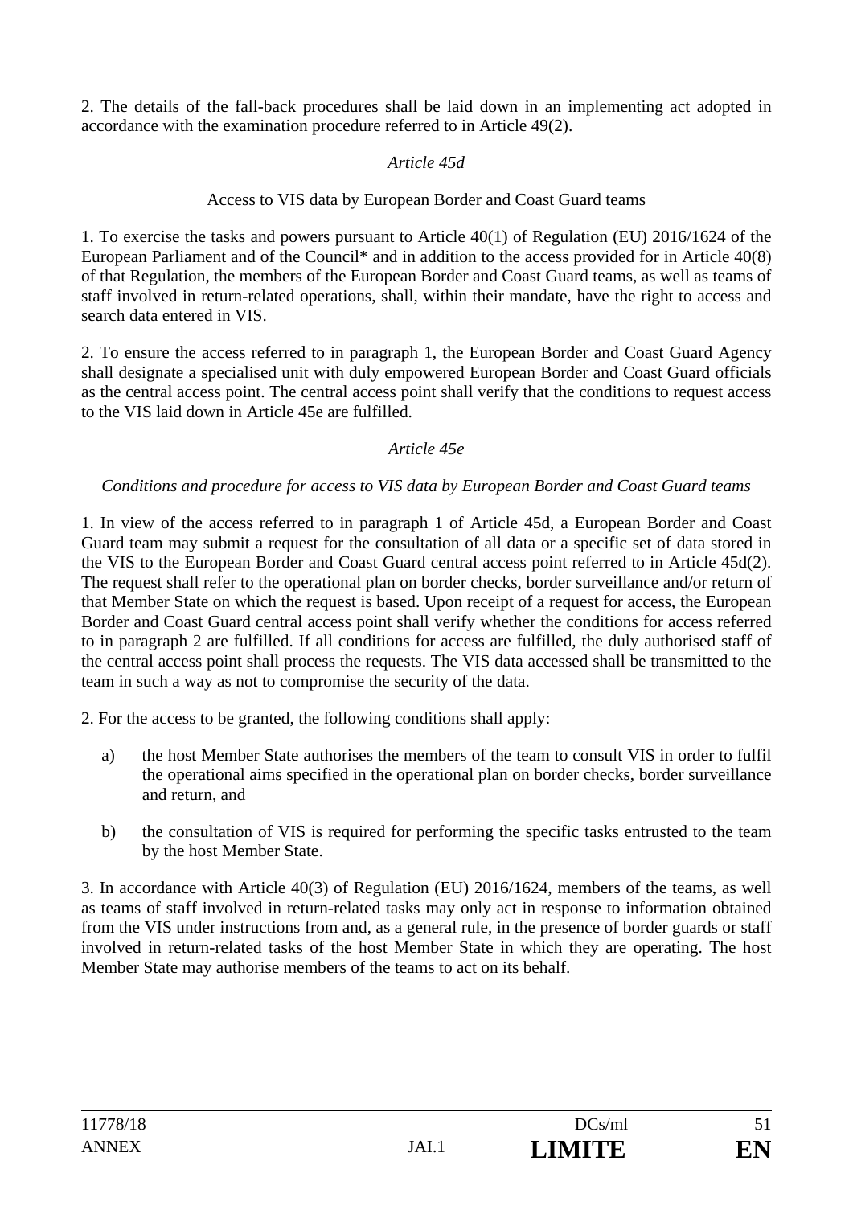2. The details of the fall-back procedures shall be laid down in an implementing act adopted in accordance with the examination procedure referred to in Article 49(2).

*Article 45d*

Access to VIS data by European Border and Coast Guard teams

1. To exercise the tasks and powers pursuant to Article 40(1) of Regulation (EU) 2016/1624 of the European Parliament and of the Council* and in addition to the access provided for in Article 40(8) of that Regulation, the members of the European Border and Coast Guard teams, as well as teams of staff involved in return-related operations, shall, within their mandate, have the right to access and search data entered in VIS.

2. To ensure the access referred to in paragraph 1, the European Border and Coast Guard Agency shall designate a specialised unit with duly empowered European Border and Coast Guard officials as the central access point. The central access point shall verify that the conditions to request access to the VIS laid down in Article 45e are fulfilled.

*Article 45e*

*Conditions and procedure for access to VIS data by European Border and Coast Guard teams*

1. In view of the access referred to in paragraph 1 of Article 45d, a European Border and Coast Guard team may submit a request for the consultation of all data or a specific set of data stored in the VIS to the European Border and Coast Guard central access point referred to in Article 45d(2). The request shall refer to the operational plan on border checks, border surveillance and/or return of that Member State on which the request is based. Upon receipt of a request for access, the European Border and Coast Guard central access point shall verify whether the conditions for access referred to in paragraph 2 are fulfilled. If all conditions for access are fulfilled, the duly authorised staff of the central access point shall process the requests. The VIS data accessed shall be transmitted to the team in such a way as not to compromise the security of the data.

2. For the access to be granted, the following conditions shall apply:

a) the host Member State authorises the members of the team to consult VIS in order to fulfil the operational aims specified in the operational plan on border checks, border surveillance and return, and

b) the consultation of VIS is required for performing the specific tasks entrusted to the team by the host Member State.

3. In accordance with Article 40(3) of Regulation (EU) 2016/1624, members of the teams, as well as teams of staff involved in return-related tasks may only act in response to information obtained from the VIS under instructions from and, as a general rule, in the presence of border guards or staff involved in return-related tasks of the host Member State in which they are operating. The host Member State may authorise members of the teams to act on its behalf.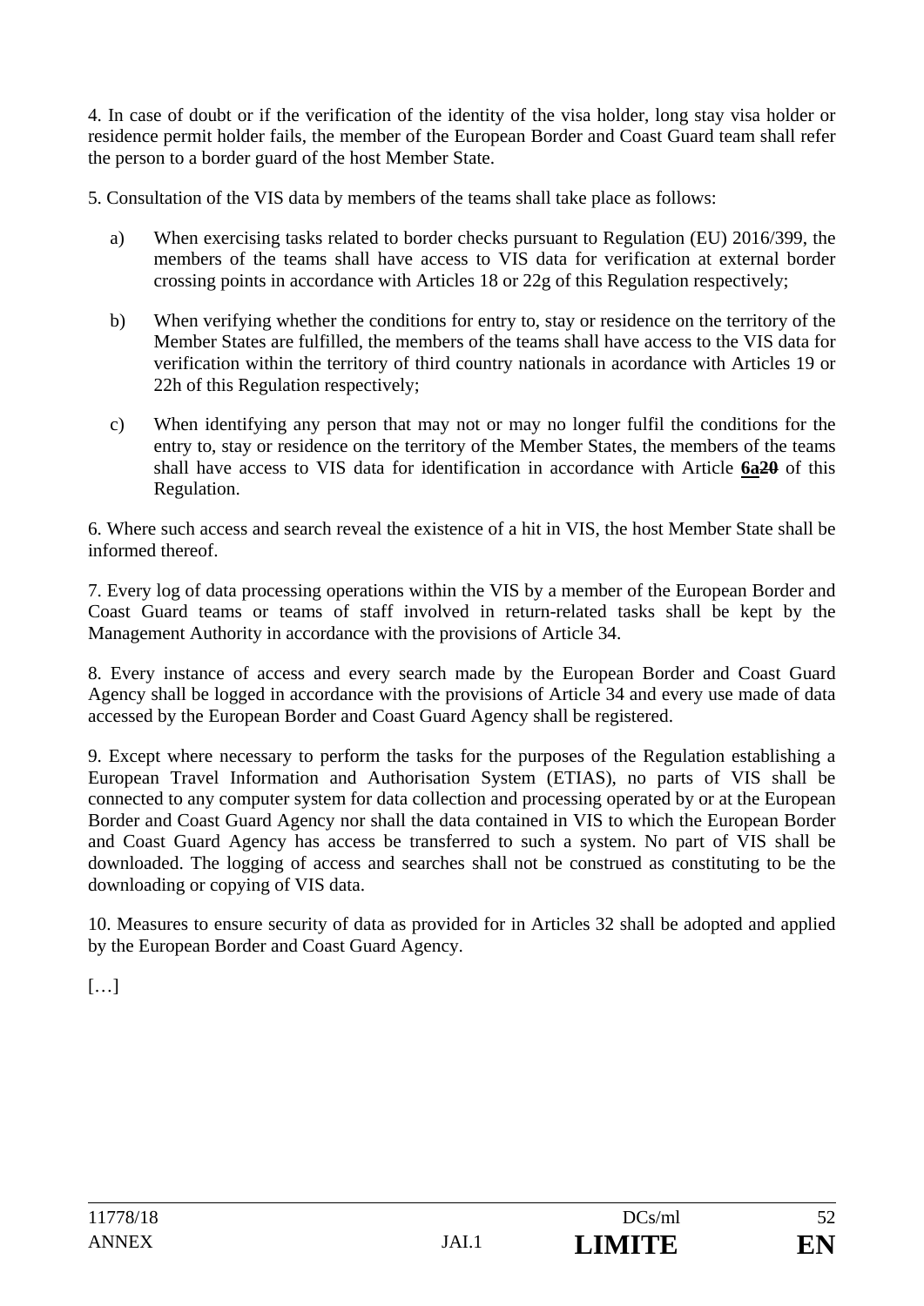4. In case of doubt or if the verification of the identity of the visa holder, long stay visa holder or residence permit holder fails, the member of the European Border and Coast Guard team shall refer the person to a border guard of the host Member State.

5. Consultation of the VIS data by members of the teams shall take place as follows:

a) When exercising tasks related to border checks pursuant to Regulation (EU) 2016/399, the members of the teams shall have access to VIS data for verification at external border crossing points in accordance with Articles 18 or 22g of this Regulation respectively;

b) When verifying whether the conditions for entry to, stay or residence on the territory of the Member States are fulfilled, the members of the teams shall have access to the VIS data for verification within the territory of third country nationals in acordance with Articles 19 or 22h of this Regulation respectively;

c) When identifying any person that may not or may no longer fulfil the conditions for the entry to, stay or residence on the territory of the Member States, the members of the teams shall have access to VIS data for identification in accordance with Article **<u>6a</u>**~~20~~ of this Regulation.

6. Where such access and search reveal the existence of a hit in VIS, the host Member State shall be informed thereof.

7. Every log of data processing operations within the VIS by a member of the European Border and Coast Guard teams or teams of staff involved in return-related tasks shall be kept by the Management Authority in accordance with the provisions of Article 34.

8. Every instance of access and every search made by the European Border and Coast Guard Agency shall be logged in accordance with the provisions of Article 34 and every use made of data accessed by the European Border and Coast Guard Agency shall be registered.

9. Except where necessary to perform the tasks for the purposes of the Regulation establishing a European Travel Information and Authorisation System (ETIAS), no parts of VIS shall be connected to any computer system for data collection and processing operated by or at the European Border and Coast Guard Agency nor shall the data contained in VIS to which the European Border and Coast Guard Agency has access be transferred to such a system. No part of VIS shall be downloaded. The logging of access and searches shall not be construed as constituting to be the downloading or copying of VIS data.

10. Measures to ensure security of data as provided for in Articles 32 shall be adopted and applied by the European Border and Coast Guard Agency.

[…]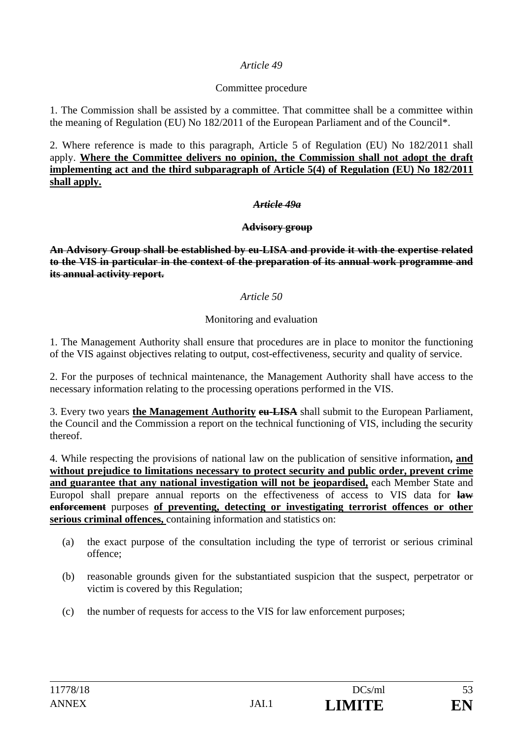*Article 49*

Committee procedure

1. The Commission shall be assisted by a committee. That committee shall be a committee within the meaning of Regulation (EU) No 182/2011 of the European Parliament and of the Council*.

2. Where reference is made to this paragraph, Article 5 of Regulation (EU) No 182/2011 shall apply. <u>**Where the Committee delivers no opinion, the Commission shall not adopt the draft implementing act and the third subparagraph of Article 5(4) of Regulation (EU) No 182/2011 shall apply.**</u>

~~***Article 49a***~~

~~**Advisory group**~~

~~**An Advisory Group shall be established by eu-LISA and provide it with the expertise related to the VIS in particular in the context of the preparation of its annual work programme and its annual activity report.**~~

*Article 50*

Monitoring and evaluation

1. The Management Authority shall ensure that procedures are in place to monitor the functioning of the VIS against objectives relating to output, cost-effectiveness, security and quality of service.

2. For the purposes of technical maintenance, the Management Authority shall have access to the necessary information relating to the processing operations performed in the VIS.

3. Every two years <u>**the Management Authority**</u> ~~**eu-LISA**~~ shall submit to the European Parliament, the Council and the Commission a report on the technical functioning of VIS, including the security thereof.

4. While respecting the provisions of national law on the publication of sensitive information<u>**, and without prejudice to limitations necessary to protect security and public order, prevent crime and guarantee that any national investigation will not be jeopardised,**</u> each Member State and Europol shall prepare annual reports on the effectiveness of access to VIS data for ~~**law enforcement**~~ purposes <u>**of preventing, detecting or investigating terrorist offences or other serious criminal offences,**</u> containing information and statistics on:

(a) the exact purpose of the consultation including the type of terrorist or serious criminal offence;

(b) reasonable grounds given for the substantiated suspicion that the suspect, perpetrator or victim is covered by this Regulation;

(c) the number of requests for access to the VIS for law enforcement purposes;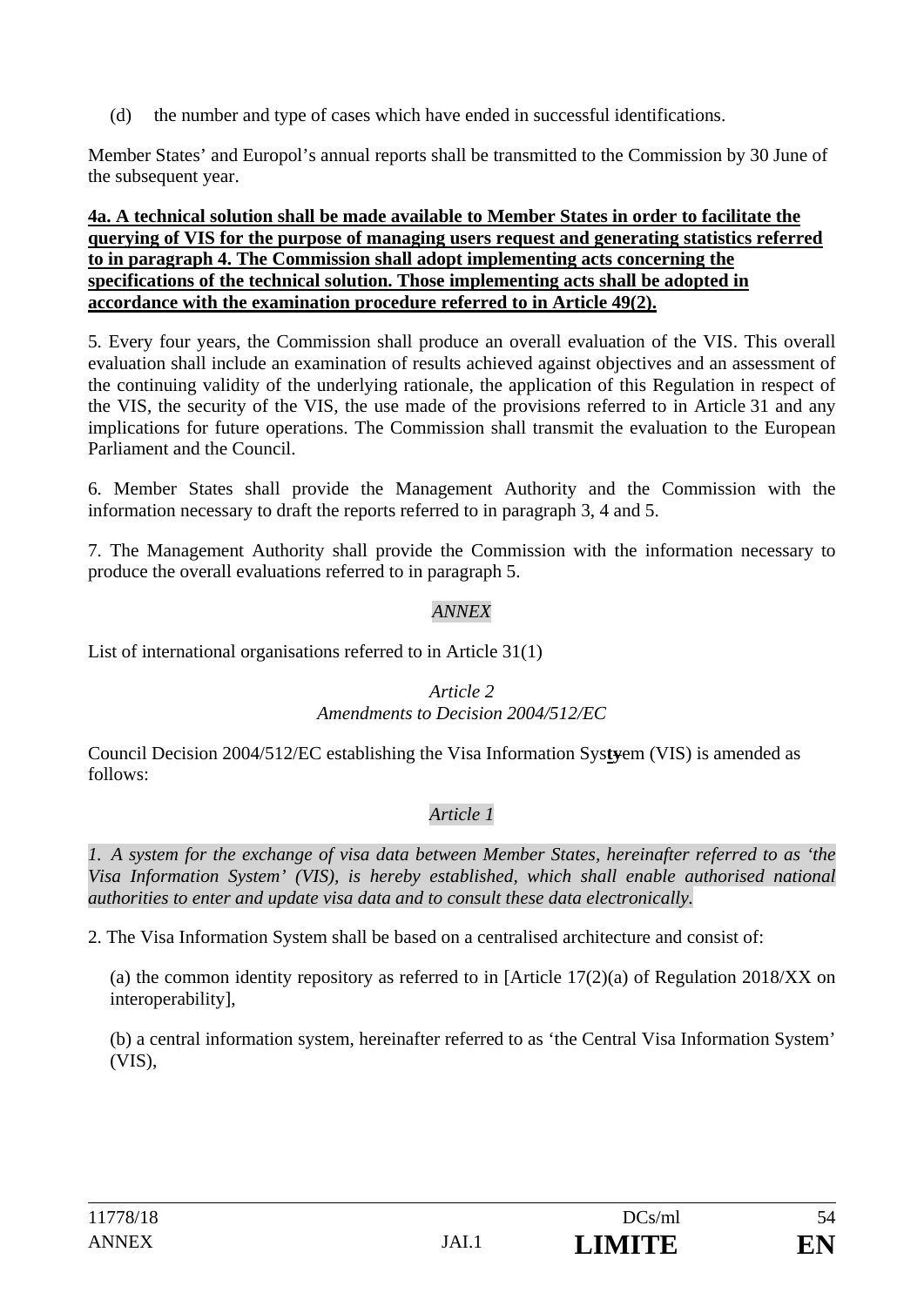(d) the number and type of cases which have ended in successful identifications.

Member States' and Europol's annual reports shall be transmitted to the Commission by 30 June of the subsequent year.

**4a. A technical solution shall be made available to Member States in order to facilitate the querying of VIS for the purpose of managing users request and generating statistics referred to in paragraph 4. The Commission shall adopt implementing acts concerning the specifications of the technical solution. Those implementing acts shall be adopted in accordance with the examination procedure referred to in Article 49(2).**

5. Every four years, the Commission shall produce an overall evaluation of the VIS. This overall evaluation shall include an examination of results achieved against objectives and an assessment of the continuing validity of the underlying rationale, the application of this Regulation in respect of the VIS, the security of the VIS, the use made of the provisions referred to in Article 31 and any implications for future operations. The Commission shall transmit the evaluation to the European Parliament and the Council.

6. Member States shall provide the Management Authority and the Commission with the information necessary to draft the reports referred to in paragraph 3, 4 and 5.

7. The Management Authority shall provide the Commission with the information necessary to produce the overall evaluations referred to in paragraph 5.

*ANNEX*

List of international organisations referred to in Article 31(1)

*Article 2*
*Amendments to Decision 2004/512/EC*

Council Decision 2004/512/EC establishing the Visa Information Sys~~y~~**t**em (VIS) is amended as follows:

*Article 1*

*1. A system for the exchange of visa data between Member States, hereinafter referred to as 'the Visa Information System' (VIS), is hereby established, which shall enable authorised national authorities to enter and update visa data and to consult these data electronically.*

2. The Visa Information System shall be based on a centralised architecture and consist of:

(a) the common identity repository as referred to in [Article 17(2)(a) of Regulation 2018/XX on interoperability],

(b) a central information system, hereinafter referred to as 'the Central Visa Information System' (VIS),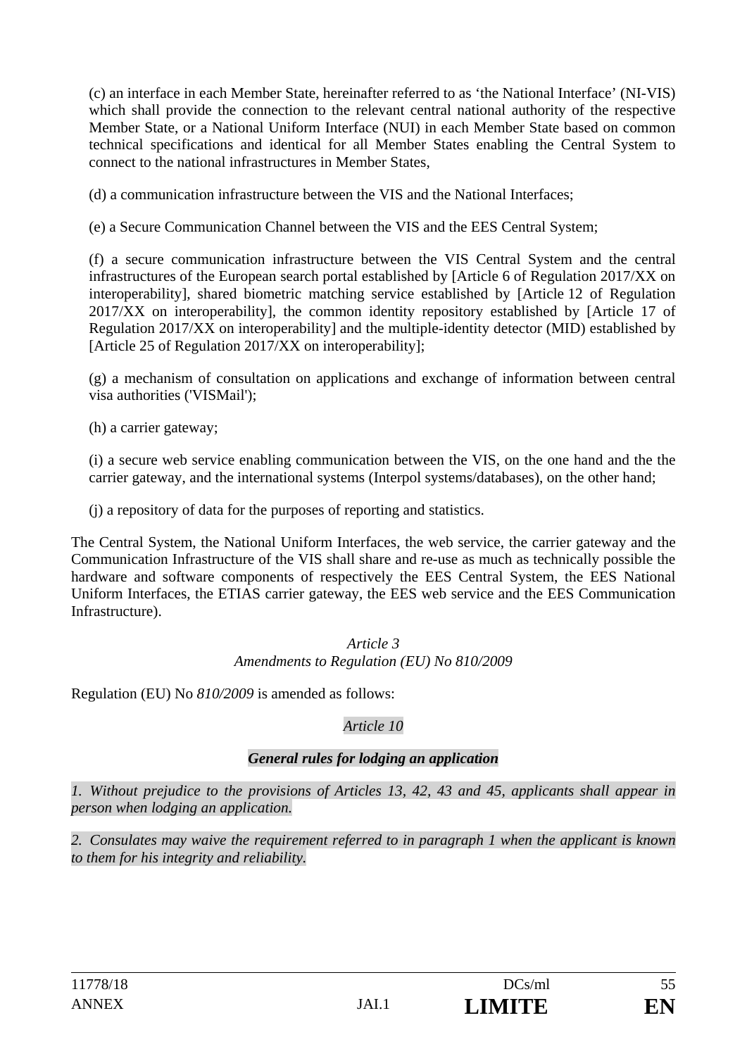(c) an interface in each Member State, hereinafter referred to as 'the National Interface' (NI-VIS) which shall provide the connection to the relevant central national authority of the respective Member State, or a National Uniform Interface (NUI) in each Member State based on common technical specifications and identical for all Member States enabling the Central System to connect to the national infrastructures in Member States,

(d) a communication infrastructure between the VIS and the National Interfaces;

(e) a Secure Communication Channel between the VIS and the EES Central System;

(f) a secure communication infrastructure between the VIS Central System and the central infrastructures of the European search portal established by [Article 6 of Regulation 2017/XX on interoperability], shared biometric matching service established by [Article 12 of Regulation 2017/XX on interoperability], the common identity repository established by [Article 17 of Regulation 2017/XX on interoperability] and the multiple-identity detector (MID) established by [Article 25 of Regulation 2017/XX on interoperability];

(g) a mechanism of consultation on applications and exchange of information between central visa authorities ('VISMail');

(h) a carrier gateway;

(i) a secure web service enabling communication between the VIS, on the one hand and the the carrier gateway, and the international systems (Interpol systems/databases), on the other hand;

(j) a repository of data for the purposes of reporting and statistics.

The Central System, the National Uniform Interfaces, the web service, the carrier gateway and the Communication Infrastructure of the VIS shall share and re-use as much as technically possible the hardware and software components of respectively the EES Central System, the EES National Uniform Interfaces, the ETIAS carrier gateway, the EES web service and the EES Communication Infrastructure).

*Article 3*
*Amendments to Regulation (EU) No 810/2009*

Regulation (EU) No *810/2009* is amended as follows:

*Article 10*

***General rules for lodging an application***

*1. Without prejudice to the provisions of Articles 13, 42, 43 and 45, applicants shall appear in person when lodging an application.*

*2. Consulates may waive the requirement referred to in paragraph 1 when the applicant is known to them for his integrity and reliability.*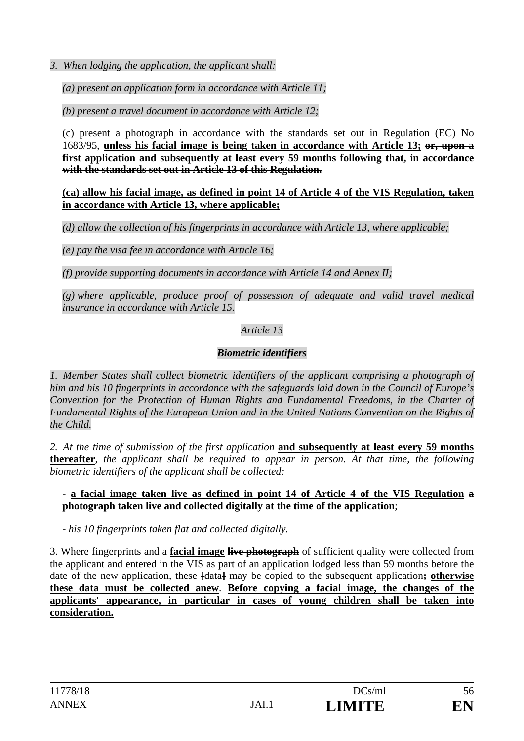*3. When lodging the application, the applicant shall:*

*(a) present an application form in accordance with Article 11;*

*(b) present a travel document in accordance with Article 12;*

(c) present a photograph in accordance with the standards set out in Regulation (EC) No 1683/95, **unless his facial image is being taken in accordance with Article 13;** ~~**or, upon a first application and subsequently at least every 59 months following that, in accordance with the standards set out in Article 13 of this Regulation.**~~

**(ca) allow his facial image, as defined in point 14 of Article 4 of the VIS Regulation, taken in accordance with Article 13, where applicable;**

*(d) allow the collection of his fingerprints in accordance with Article 13, where applicable;*

*(e) pay the visa fee in accordance with Article 16;*

*(f) provide supporting documents in accordance with Article 14 and Annex II;*

*(g) where applicable, produce proof of possession of adequate and valid travel medical insurance in accordance with Article 15.*

*Article 13*

***Biometric identifiers***

*1. Member States shall collect biometric identifiers of the applicant comprising a photograph of him and his 10 fingerprints in accordance with the safeguards laid down in the Council of Europe's Convention for the Protection of Human Rights and Fundamental Freedoms, in the Charter of Fundamental Rights of the European Union and in the United Nations Convention on the Rights of the Child.*

*2. At the time of submission of the first application* **and subsequently at least every 59 months thereafter**, *the applicant shall be required to appear in person. At that time, the following biometric identifiers of the applicant shall be collected:*

- **a facial image taken live as defined in point 14 of Article 4 of the VIS Regulation** ~~**a photograph taken live and collected digitally at the time of the application**~~;

- *his 10 fingerprints taken flat and collected digitally.*

3. Where fingerprints and a **facial image** ~~**live photograph**~~ of sufficient quality were collected from the applicant and entered in the VIS as part of an application lodged less than 59 months before the date of the new application, these ~~**[**~~data~~**]**~~ may be copied to the subsequent application**; otherwise these data must be collected anew**. **Before copying a facial image, the changes of the applicants' appearance, in particular in cases of young children shall be taken into consideration.**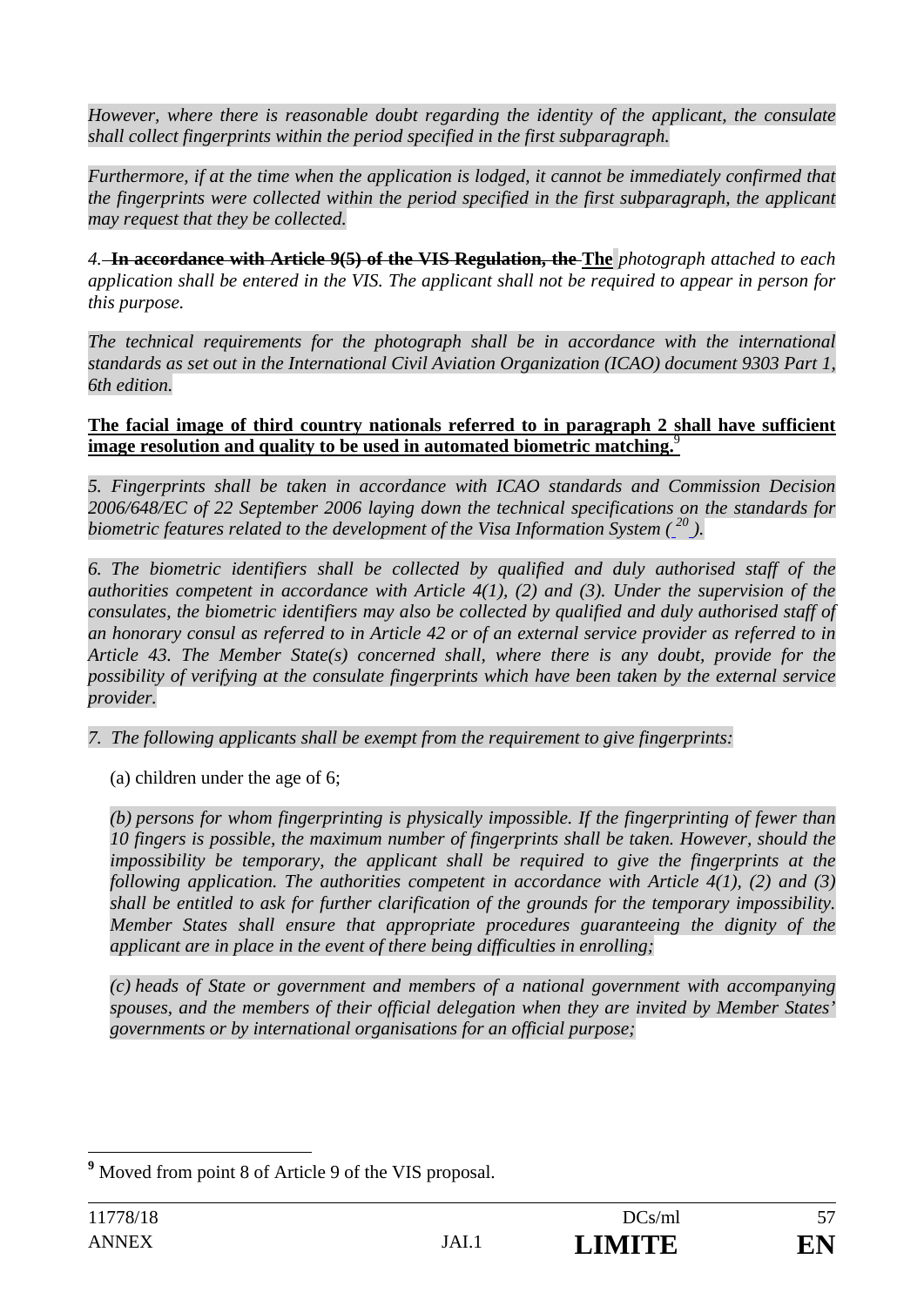*However, where there is reasonable doubt regarding the identity of the applicant, the consulate shall collect fingerprints within the period specified in the first subparagraph.*

*Furthermore, if at the time when the application is lodged, it cannot be immediately confirmed that the fingerprints were collected within the period specified in the first subparagraph, the applicant may request that they be collected.*

*4.* ~~**In accordance with Article 9(5) of the VIS Regulation, the**~~ **The** *photograph attached to each application shall be entered in the VIS. The applicant shall not be required to appear in person for this purpose.*

*The technical requirements for the photograph shall be in accordance with the international standards as set out in the International Civil Aviation Organization (ICAO) document 9303 Part 1, 6th edition.*

**The facial image of third country nationals referred to in paragraph 2 shall have sufficient image resolution and quality to be used in automated biometric matching.**[9]

*5. Fingerprints shall be taken in accordance with ICAO standards and Commission Decision 2006/648/EC of 22 September 2006 laying down the technical specifications on the standards for biometric features related to the development of the Visa Information System ([20]).*

*6. The biometric identifiers shall be collected by qualified and duly authorised staff of the authorities competent in accordance with Article 4(1), (2) and (3). Under the supervision of the consulates, the biometric identifiers may also be collected by qualified and duly authorised staff of an honorary consul as referred to in Article 42 or of an external service provider as referred to in Article 43. The Member State(s) concerned shall, where there is any doubt, provide for the possibility of verifying at the consulate fingerprints which have been taken by the external service provider.*

*7. The following applicants shall be exempt from the requirement to give fingerprints:*

(a) children under the age of 6;

*(b) persons for whom fingerprinting is physically impossible. If the fingerprinting of fewer than 10 fingers is possible, the maximum number of fingerprints shall be taken. However, should the impossibility be temporary, the applicant shall be required to give the fingerprints at the following application. The authorities competent in accordance with Article 4(1), (2) and (3) shall be entitled to ask for further clarification of the grounds for the temporary impossibility. Member States shall ensure that appropriate procedures guaranteeing the dignity of the applicant are in place in the event of there being difficulties in enrolling;*

*(c) heads of State or government and members of a national government with accompanying spouses, and the members of their official delegation when they are invited by Member States' governments or by international organisations for an official purpose;*

---

[9] Moved from point 8 of Article 9 of the VIS proposal.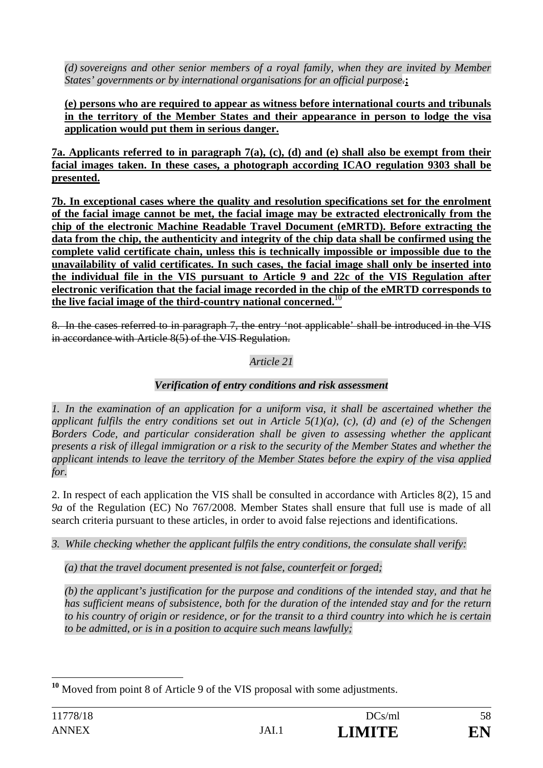*(d) sovereigns and other senior members of a royal family, when they are invited by Member States' governments or by international organisations for an official purpose*~~.~~**;**

**(e) persons who are required to appear as witness before international courts and tribunals in the territory of the Member States and their appearance in person to lodge the visa application would put them in serious danger.**

**7a. Applicants referred to in paragraph 7(a), (c), (d) and (e) shall also be exempt from their facial images taken. In these cases, a photograph according ICAO regulation 9303 shall be presented.**

**7b. In exceptional cases where the quality and resolution specifications set for the enrolment of the facial image cannot be met, the facial image may be extracted electronically from the chip of the electronic Machine Readable Travel Document (eMRTD). Before extracting the data from the chip, the authenticity and integrity of the chip data shall be confirmed using the complete valid certificate chain, unless this is technically impossible or impossible due to the unavailability of valid certificates. In such cases, the facial image shall only be inserted into the individual file in the VIS pursuant to Article 9 and 22c of the VIS Regulation after electronic verification that the facial image recorded in the chip of the eMRTD corresponds to the live facial image of the third-country national concerned.**[10]

~~8. In the cases referred to in paragraph 7, the entry 'not applicable' shall be introduced in the VIS in accordance with Article 8(5) of the VIS Regulation.~~

*Article 21*

***Verification of entry conditions and risk assessment***

*1. In the examination of an application for a uniform visa, it shall be ascertained whether the applicant fulfils the entry conditions set out in Article 5(1)(a), (c), (d) and (e) of the Schengen Borders Code, and particular consideration shall be given to assessing whether the applicant presents a risk of illegal immigration or a risk to the security of the Member States and whether the applicant intends to leave the territory of the Member States before the expiry of the visa applied for.*

2. In respect of each application the VIS shall be consulted in accordance with Articles 8(2), 15 and *9a* of the Regulation (EC) No 767/2008. Member States shall ensure that full use is made of all search criteria pursuant to these articles, in order to avoid false rejections and identifications.

*3. While checking whether the applicant fulfils the entry conditions, the consulate shall verify:*

*(a) that the travel document presented is not false, counterfeit or forged;*

*(b) the applicant's justification for the purpose and conditions of the intended stay, and that he has sufficient means of subsistence, both for the duration of the intended stay and for the return to his country of origin or residence, or for the transit to a third country into which he is certain to be admitted, or is in a position to acquire such means lawfully;*

---

[10] Moved from point 8 of Article 9 of the VIS proposal with some adjustments.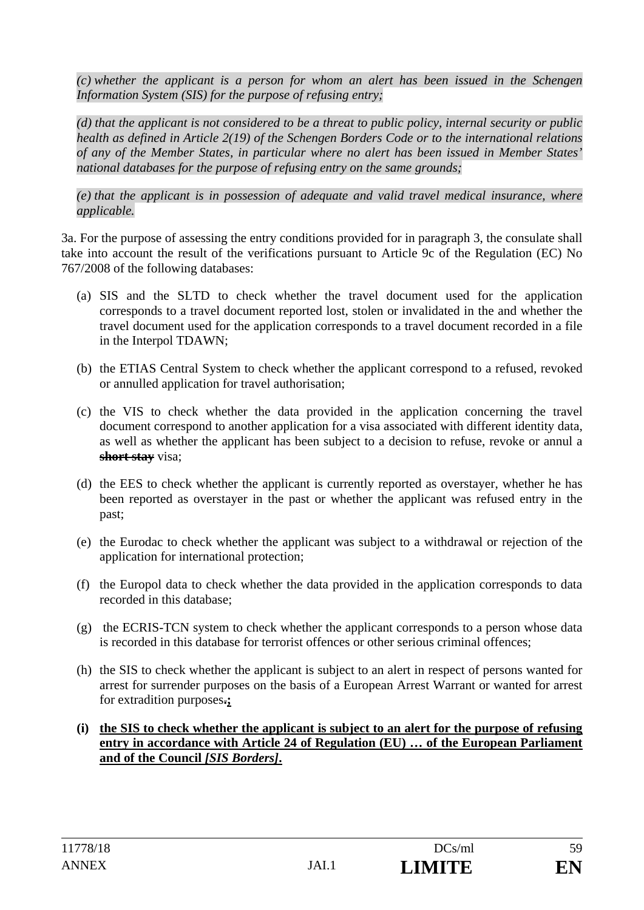*(c) whether the applicant is a person for whom an alert has been issued in the Schengen Information System (SIS) for the purpose of refusing entry;*

*(d) that the applicant is not considered to be a threat to public policy, internal security or public health as defined in Article 2(19) of the Schengen Borders Code or to the international relations of any of the Member States, in particular where no alert has been issued in Member States' national databases for the purpose of refusing entry on the same grounds;*

*(e) that the applicant is in possession of adequate and valid travel medical insurance, where applicable.*

3a. For the purpose of assessing the entry conditions provided for in paragraph 3, the consulate shall take into account the result of the verifications pursuant to Article 9c of the Regulation (EC) No 767/2008 of the following databases:

(a) SIS and the SLTD to check whether the travel document used for the application corresponds to a travel document reported lost, stolen or invalidated in the and whether the travel document used for the application corresponds to a travel document recorded in a file in the Interpol TDAWN;

(b) the ETIAS Central System to check whether the applicant correspond to a refused, revoked or annulled application for travel authorisation;

(c) the VIS to check whether the data provided in the application concerning the travel document correspond to another application for a visa associated with different identity data, as well as whether the applicant has been subject to a decision to refuse, revoke or annul a ~~**short stay**~~ visa;

(d) the EES to check whether the applicant is currently reported as overstayer, whether he has been reported as overstayer in the past or whether the applicant was refused entry in the past;

(e) the Eurodac to check whether the applicant was subject to a withdrawal or rejection of the application for international protection;

(f) the Europol data to check whether the data provided in the application corresponds to data recorded in this database;

(g) the ECRIS-TCN system to check whether the applicant corresponds to a person whose data is recorded in this database for terrorist offences or other serious criminal offences;

(h) the SIS to check whether the applicant is subject to an alert in respect of persons wanted for arrest for surrender purposes on the basis of a European Arrest Warrant or wanted for arrest for extradition purposes~~.~~**;**

**(i) the SIS to check whether the applicant is subject to an alert for the purpose of refusing entry in accordance with Article 24 of Regulation (EU) … of the European Parliament and of the Council *[SIS Borders]*.**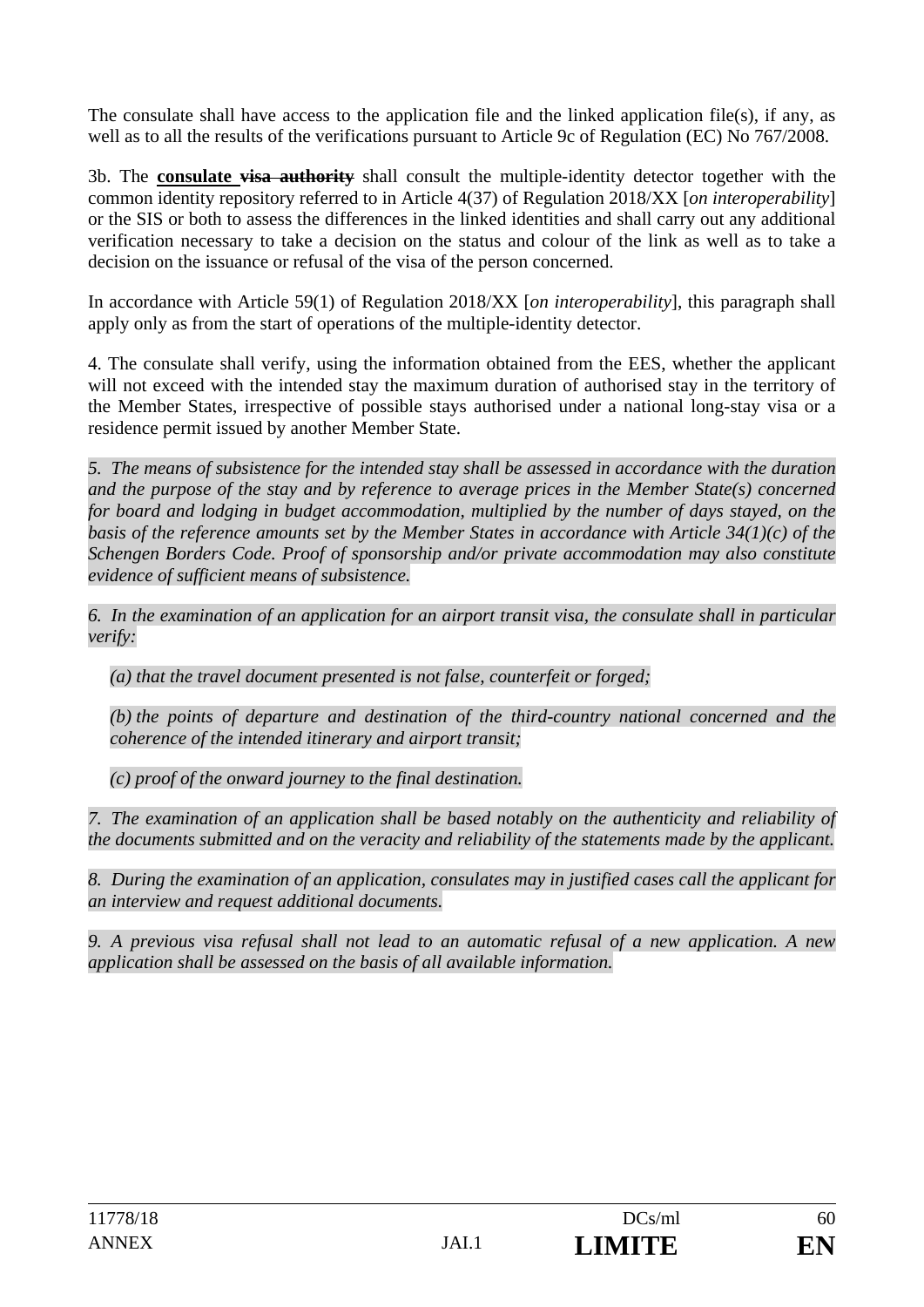The consulate shall have access to the application file and the linked application file(s), if any, as well as to all the results of the verifications pursuant to Article 9c of Regulation (EC) No 767/2008.

3b. The **consulate** ~~visa authority~~ shall consult the multiple-identity detector together with the common identity repository referred to in Article 4(37) of Regulation 2018/XX [*on interoperability*] or the SIS or both to assess the differences in the linked identities and shall carry out any additional verification necessary to take a decision on the status and colour of the link as well as to take a decision on the issuance or refusal of the visa of the person concerned.

In accordance with Article 59(1) of Regulation 2018/XX [*on interoperability*], this paragraph shall apply only as from the start of operations of the multiple-identity detector.

4. The consulate shall verify, using the information obtained from the EES, whether the applicant will not exceed with the intended stay the maximum duration of authorised stay in the territory of the Member States, irrespective of possible stays authorised under a national long-stay visa or a residence permit issued by another Member State.

*5. The means of subsistence for the intended stay shall be assessed in accordance with the duration and the purpose of the stay and by reference to average prices in the Member State(s) concerned for board and lodging in budget accommodation, multiplied by the number of days stayed, on the basis of the reference amounts set by the Member States in accordance with Article 34(1)(c) of the Schengen Borders Code. Proof of sponsorship and/or private accommodation may also constitute evidence of sufficient means of subsistence.*

*6. In the examination of an application for an airport transit visa, the consulate shall in particular verify:*

*(a) that the travel document presented is not false, counterfeit or forged;*

*(b) the points of departure and destination of the third-country national concerned and the coherence of the intended itinerary and airport transit;*

*(c) proof of the onward journey to the final destination.*

*7. The examination of an application shall be based notably on the authenticity and reliability of the documents submitted and on the veracity and reliability of the statements made by the applicant.*

*8. During the examination of an application, consulates may in justified cases call the applicant for an interview and request additional documents.*

*9. A previous visa refusal shall not lead to an automatic refusal of a new application. A new application shall be assessed on the basis of all available information.*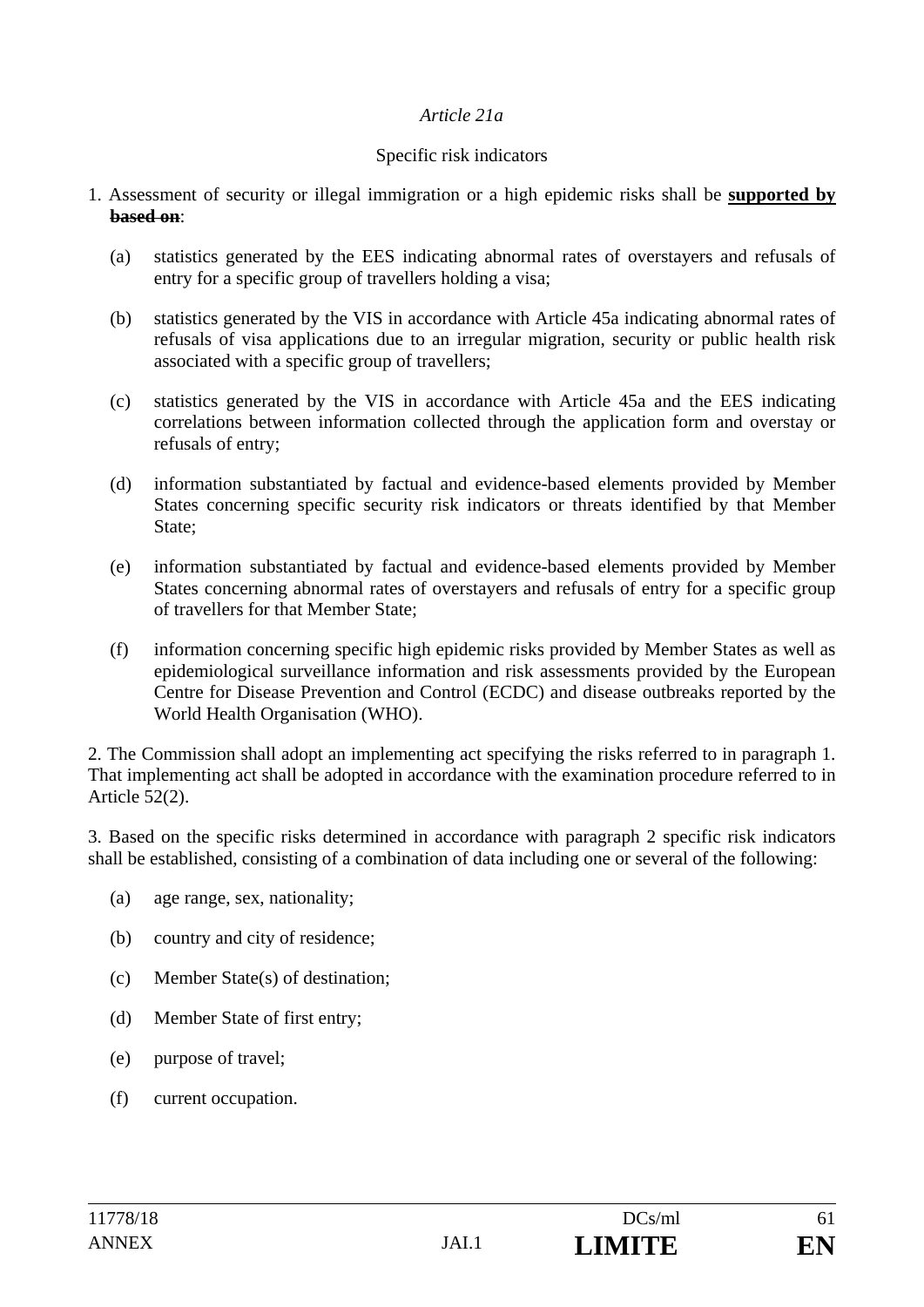*Article 21a*

Specific risk indicators

1. Assessment of security or illegal immigration or a high epidemic risks shall be **supported by** ~~**based on**~~:

   (a) statistics generated by the EES indicating abnormal rates of overstayers and refusals of entry for a specific group of travellers holding a visa;

   (b) statistics generated by the VIS in accordance with Article 45a indicating abnormal rates of refusals of visa applications due to an irregular migration, security or public health risk associated with a specific group of travellers;

   (c) statistics generated by the VIS in accordance with Article 45a and the EES indicating correlations between information collected through the application form and overstay or refusals of entry;

   (d) information substantiated by factual and evidence-based elements provided by Member States concerning specific security risk indicators or threats identified by that Member State;

   (e) information substantiated by factual and evidence-based elements provided by Member States concerning abnormal rates of overstayers and refusals of entry for a specific group of travellers for that Member State;

   (f) information concerning specific high epidemic risks provided by Member States as well as epidemiological surveillance information and risk assessments provided by the European Centre for Disease Prevention and Control (ECDC) and disease outbreaks reported by the World Health Organisation (WHO).

2. The Commission shall adopt an implementing act specifying the risks referred to in paragraph 1. That implementing act shall be adopted in accordance with the examination procedure referred to in Article 52(2).

3. Based on the specific risks determined in accordance with paragraph 2 specific risk indicators shall be established, consisting of a combination of data including one or several of the following:

   (a) age range, sex, nationality;

   (b) country and city of residence;

   (c) Member State(s) of destination;

   (d) Member State of first entry;

   (e) purpose of travel;

   (f) current occupation.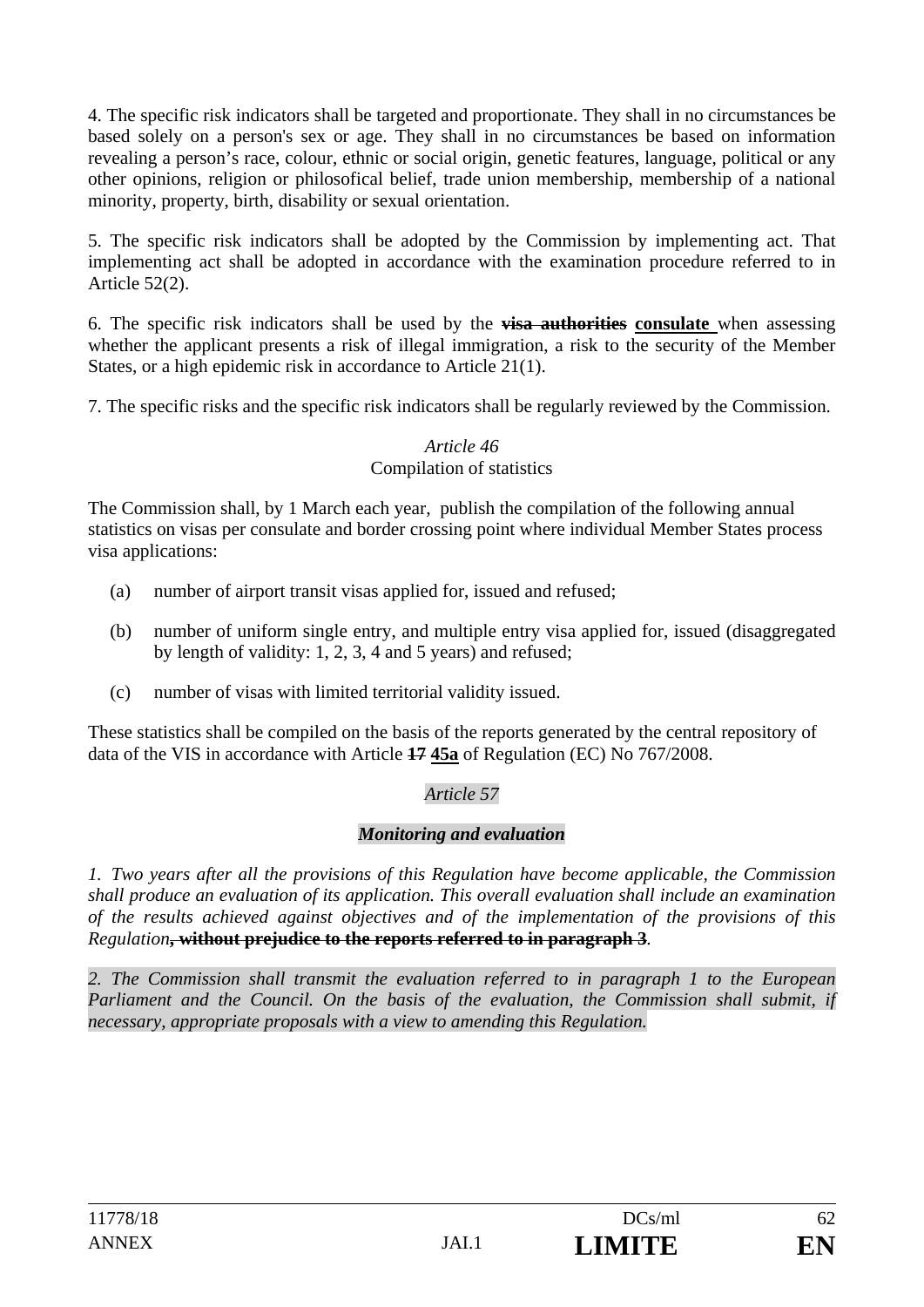4. The specific risk indicators shall be targeted and proportionate. They shall in no circumstances be based solely on a person's sex or age. They shall in no circumstances be based on information revealing a person's race, colour, ethnic or social origin, genetic features, language, political or any other opinions, religion or philosofical belief, trade union membership, membership of a national minority, property, birth, disability or sexual orientation.

5. The specific risk indicators shall be adopted by the Commission by implementing act. That implementing act shall be adopted in accordance with the examination procedure referred to in Article 52(2).

6. The specific risk indicators shall be used by the ~~**visa authorities**~~ **consulate** when assessing whether the applicant presents a risk of illegal immigration, a risk to the security of the Member States, or a high epidemic risk in accordance to Article 21(1).

7. The specific risks and the specific risk indicators shall be regularly reviewed by the Commission.

*Article 46*

Compilation of statistics

The Commission shall, by 1 March each year, publish the compilation of the following annual statistics on visas per consulate and border crossing point where individual Member States process visa applications:

(a) number of airport transit visas applied for, issued and refused;

(b) number of uniform single entry, and multiple entry visa applied for, issued (disaggregated by length of validity: 1, 2, 3, 4 and 5 years) and refused;

(c) number of visas with limited territorial validity issued.

These statistics shall be compiled on the basis of the reports generated by the central repository of data of the VIS in accordance with Article ~~17~~ **45a** of Regulation (EC) No 767/2008.

*Article 57*

***Monitoring and evaluation***

*1. Two years after all the provisions of this Regulation have become applicable, the Commission shall produce an evaluation of its application. This overall evaluation shall include an examination of the results achieved against objectives and of the implementation of the provisions of this Regulation*~~**, without prejudice to the reports referred to in paragraph 3**~~*.*

*2. The Commission shall transmit the evaluation referred to in paragraph 1 to the European Parliament and the Council. On the basis of the evaluation, the Commission shall submit, if necessary, appropriate proposals with a view to amending this Regulation.*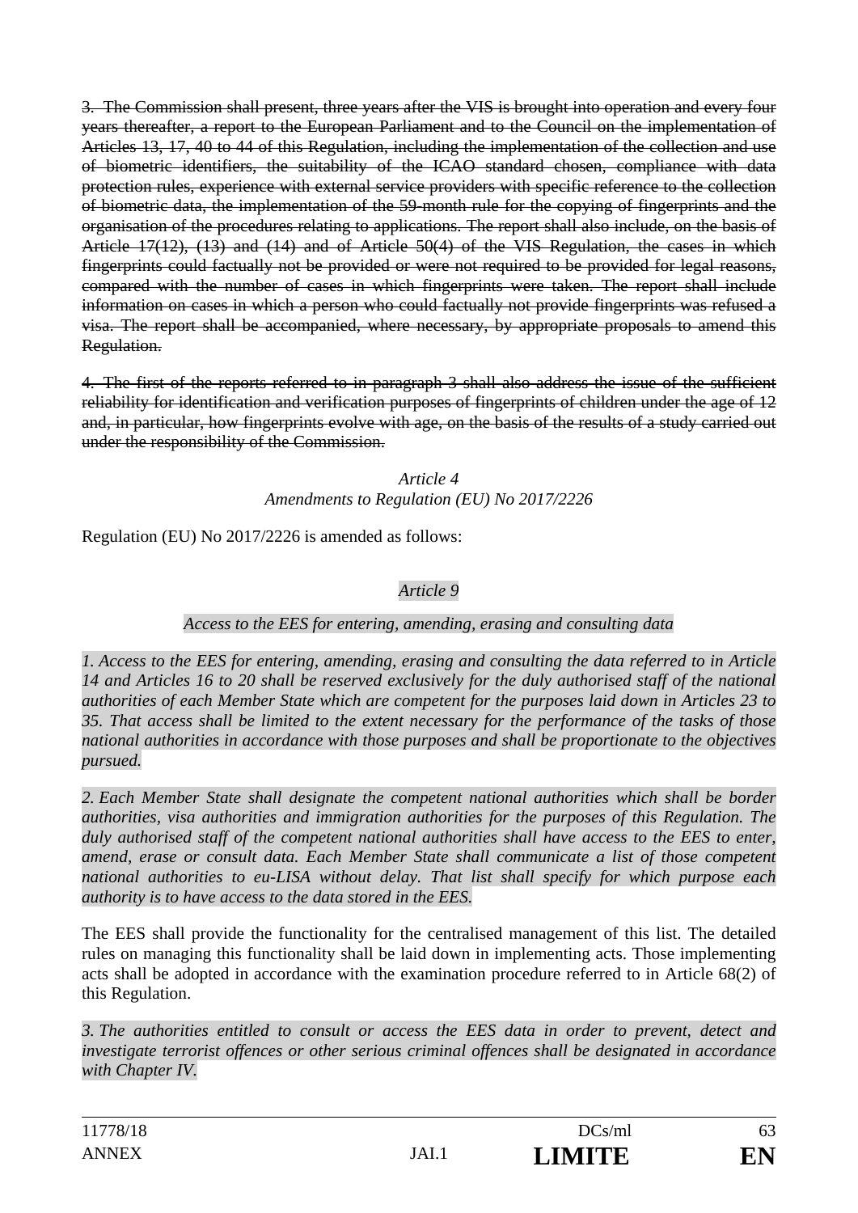~~3. The Commission shall present, three years after the VIS is brought into operation and every four years thereafter, a report to the European Parliament and to the Council on the implementation of Articles 13, 17, 40 to 44 of this Regulation, including the implementation of the collection and use of biometric identifiers, the suitability of the ICAO standard chosen, compliance with data protection rules, experience with external service providers with specific reference to the collection of biometric data, the implementation of the 59-month rule for the copying of fingerprints and the organisation of the procedures relating to applications. The report shall also include, on the basis of Article 17(12), (13) and (14) and of Article 50(4) of the VIS Regulation, the cases in which fingerprints could factually not be provided or were not required to be provided for legal reasons, compared with the number of cases in which fingerprints were taken. The report shall include information on cases in which a person who could factually not provide fingerprints was refused a visa. The report shall be accompanied, where necessary, by appropriate proposals to amend this Regulation.~~

~~4. The first of the reports referred to in paragraph 3 shall also address the issue of the sufficient reliability for identification and verification purposes of fingerprints of children under the age of 12 and, in particular, how fingerprints evolve with age, on the basis of the results of a study carried out under the responsibility of the Commission.~~

*Article 4*
*Amendments to Regulation (EU) No 2017/2226*

Regulation (EU) No 2017/2226 is amended as follows:

*Article 9*

*Access to the EES for entering, amending, erasing and consulting data*

*1. Access to the EES for entering, amending, erasing and consulting the data referred to in Article 14 and Articles 16 to 20 shall be reserved exclusively for the duly authorised staff of the national authorities of each Member State which are competent for the purposes laid down in Articles 23 to 35. That access shall be limited to the extent necessary for the performance of the tasks of those national authorities in accordance with those purposes and shall be proportionate to the objectives pursued.*

*2. Each Member State shall designate the competent national authorities which shall be border authorities, visa authorities and immigration authorities for the purposes of this Regulation. The duly authorised staff of the competent national authorities shall have access to the EES to enter, amend, erase or consult data. Each Member State shall communicate a list of those competent national authorities to eu-LISA without delay. That list shall specify for which purpose each authority is to have access to the data stored in the EES.*

The EES shall provide the functionality for the centralised management of this list. The detailed rules on managing this functionality shall be laid down in implementing acts. Those implementing acts shall be adopted in accordance with the examination procedure referred to in Article 68(2) of this Regulation.

*3. The authorities entitled to consult or access the EES data in order to prevent, detect and investigate terrorist offences or other serious criminal offences shall be designated in accordance with Chapter IV.*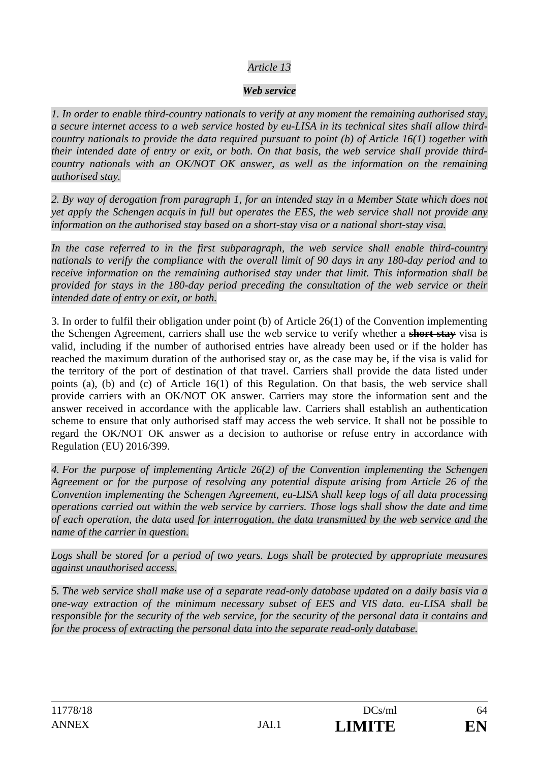*Article 13*

***Web service***

*1. In order to enable third-country nationals to verify at any moment the remaining authorised stay, a secure internet access to a web service hosted by eu-LISA in its technical sites shall allow third-country nationals to provide the data required pursuant to point (b) of Article 16(1) together with their intended date of entry or exit, or both. On that basis, the web service shall provide third-country nationals with an OK/NOT OK answer, as well as the information on the remaining authorised stay.*

*2. By way of derogation from paragraph 1, for an intended stay in a Member State which does not yet apply the Schengen acquis in full but operates the EES, the web service shall not provide any information on the authorised stay based on a short-stay visa or a national short-stay visa.*

*In the case referred to in the first subparagraph, the web service shall enable third-country nationals to verify the compliance with the overall limit of 90 days in any 180-day period and to receive information on the remaining authorised stay under that limit. This information shall be provided for stays in the 180-day period preceding the consultation of the web service or their intended date of entry or exit, or both.*

3. In order to fulfil their obligation under point (b) of Article 26(1) of the Convention implementing the Schengen Agreement, carriers shall use the web service to verify whether a ~~**short-stay**~~ visa is valid, including if the number of authorised entries have already been used or if the holder has reached the maximum duration of the authorised stay or, as the case may be, if the visa is valid for the territory of the port of destination of that travel. Carriers shall provide the data listed under points (a), (b) and (c) of Article 16(1) of this Regulation. On that basis, the web service shall provide carriers with an OK/NOT OK answer. Carriers may store the information sent and the answer received in accordance with the applicable law. Carriers shall establish an authentication scheme to ensure that only authorised staff may access the web service. It shall not be possible to regard the OK/NOT OK answer as a decision to authorise or refuse entry in accordance with Regulation (EU) 2016/399.

*4. For the purpose of implementing Article 26(2) of the Convention implementing the Schengen Agreement or for the purpose of resolving any potential dispute arising from Article 26 of the Convention implementing the Schengen Agreement, eu-LISA shall keep logs of all data processing operations carried out within the web service by carriers. Those logs shall show the date and time of each operation, the data used for interrogation, the data transmitted by the web service and the name of the carrier in question.*

*Logs shall be stored for a period of two years. Logs shall be protected by appropriate measures against unauthorised access.*

*5. The web service shall make use of a separate read-only database updated on a daily basis via a one-way extraction of the minimum necessary subset of EES and VIS data. eu-LISA shall be responsible for the security of the web service, for the security of the personal data it contains and for the process of extracting the personal data into the separate read-only database.*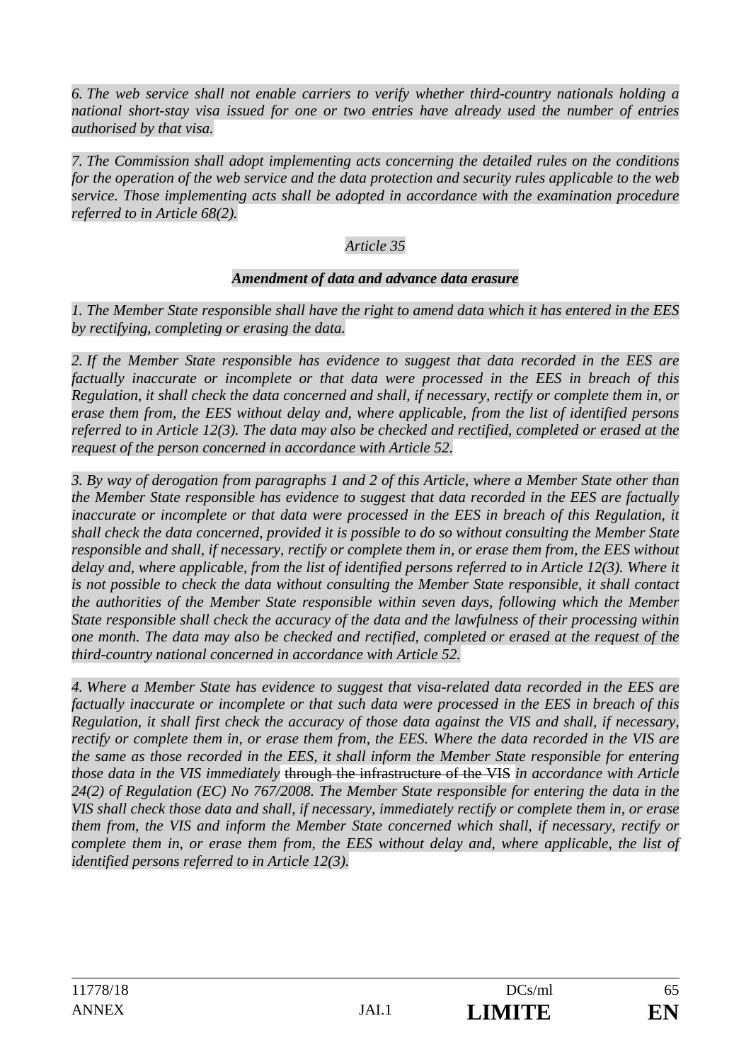*6. The web service shall not enable carriers to verify whether third-country nationals holding a national short-stay visa issued for one or two entries have already used the number of entries authorised by that visa.*

*7. The Commission shall adopt implementing acts concerning the detailed rules on the conditions for the operation of the web service and the data protection and security rules applicable to the web service. Those implementing acts shall be adopted in accordance with the examination procedure referred to in Article 68(2).*

*Article 35*

***Amendment of data and advance data erasure***

*1. The Member State responsible shall have the right to amend data which it has entered in the EES by rectifying, completing or erasing the data.*

*2. If the Member State responsible has evidence to suggest that data recorded in the EES are factually inaccurate or incomplete or that data were processed in the EES in breach of this Regulation, it shall check the data concerned and shall, if necessary, rectify or complete them in, or erase them from, the EES without delay and, where applicable, from the list of identified persons referred to in Article 12(3). The data may also be checked and rectified, completed or erased at the request of the person concerned in accordance with Article 52.*

*3. By way of derogation from paragraphs 1 and 2 of this Article, where a Member State other than the Member State responsible has evidence to suggest that data recorded in the EES are factually inaccurate or incomplete or that data were processed in the EES in breach of this Regulation, it shall check the data concerned, provided it is possible to do so without consulting the Member State responsible and shall, if necessary, rectify or complete them in, or erase them from, the EES without delay and, where applicable, from the list of identified persons referred to in Article 12(3). Where it is not possible to check the data without consulting the Member State responsible, it shall contact the authorities of the Member State responsible within seven days, following which the Member State responsible shall check the accuracy of the data and the lawfulness of their processing within one month. The data may also be checked and rectified, completed or erased at the request of the third-country national concerned in accordance with Article 52.*

*4. Where a Member State has evidence to suggest that visa-related data recorded in the EES are factually inaccurate or incomplete or that such data were processed in the EES in breach of this Regulation, it shall first check the accuracy of those data against the VIS and shall, if necessary, rectify or complete them in, or erase them from, the EES. Where the data recorded in the VIS are the same as those recorded in the EES, it shall inform the Member State responsible for entering those data in the VIS immediately* ~~through the infrastructure of the VIS~~ *in accordance with Article 24(2) of Regulation (EC) No 767/2008. The Member State responsible for entering the data in the VIS shall check those data and shall, if necessary, immediately rectify or complete them in, or erase them from, the VIS and inform the Member State concerned which shall, if necessary, rectify or complete them in, or erase them from, the EES without delay and, where applicable, the list of identified persons referred to in Article 12(3).*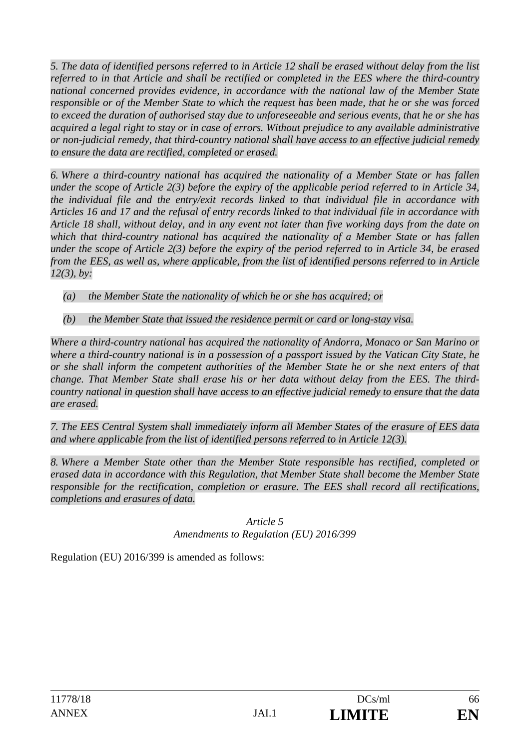*5. The data of identified persons referred to in Article 12 shall be erased without delay from the list referred to in that Article and shall be rectified or completed in the EES where the third-country national concerned provides evidence, in accordance with the national law of the Member State responsible or of the Member State to which the request has been made, that he or she was forced to exceed the duration of authorised stay due to unforeseeable and serious events, that he or she has acquired a legal right to stay or in case of errors. Without prejudice to any available administrative or non-judicial remedy, that third-country national shall have access to an effective judicial remedy to ensure the data are rectified, completed or erased.*

*6. Where a third-country national has acquired the nationality of a Member State or has fallen under the scope of Article 2(3) before the expiry of the applicable period referred to in Article 34, the individual file and the entry/exit records linked to that individual file in accordance with Articles 16 and 17 and the refusal of entry records linked to that individual file in accordance with Article 18 shall, without delay, and in any event not later than five working days from the date on which that third-country national has acquired the nationality of a Member State or has fallen under the scope of Article 2(3) before the expiry of the period referred to in Article 34, be erased from the EES, as well as, where applicable, from the list of identified persons referred to in Article 12(3), by:*

*(a) the Member State the nationality of which he or she has acquired; or*

*(b) the Member State that issued the residence permit or card or long-stay visa.*

*Where a third-country national has acquired the nationality of Andorra, Monaco or San Marino or where a third-country national is in a possession of a passport issued by the Vatican City State, he or she shall inform the competent authorities of the Member State he or she next enters of that change. That Member State shall erase his or her data without delay from the EES. The third-country national in question shall have access to an effective judicial remedy to ensure that the data are erased.*

*7. The EES Central System shall immediately inform all Member States of the erasure of EES data and where applicable from the list of identified persons referred to in Article 12(3).*

*8. Where a Member State other than the Member State responsible has rectified, completed or erased data in accordance with this Regulation, that Member State shall become the Member State responsible for the rectification, completion or erasure. The EES shall record all rectifications, completions and erasures of data.*

*Article 5*
*Amendments to Regulation (EU) 2016/399*

Regulation (EU) 2016/399 is amended as follows: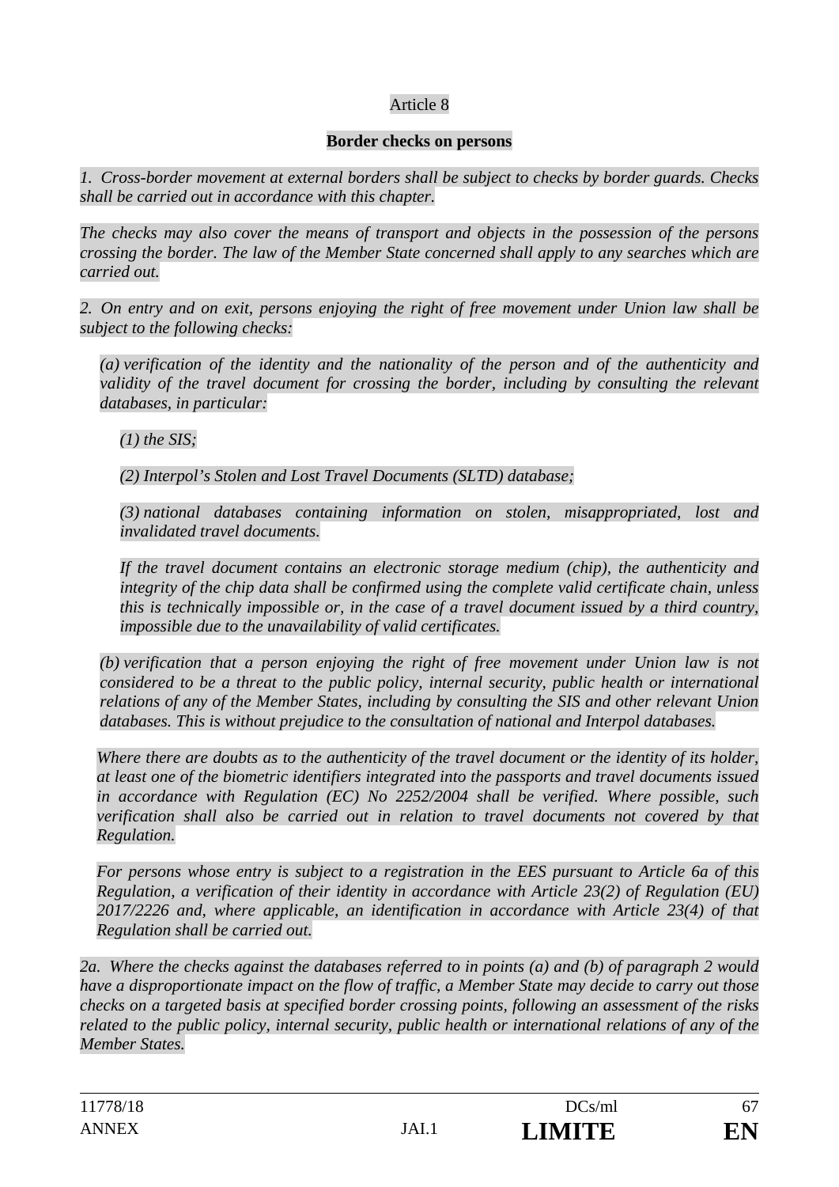Article 8

**Border checks on persons**

*1. Cross-border movement at external borders shall be subject to checks by border guards. Checks shall be carried out in accordance with this chapter.*

*The checks may also cover the means of transport and objects in the possession of the persons crossing the border. The law of the Member State concerned shall apply to any searches which are carried out.*

*2. On entry and on exit, persons enjoying the right of free movement under Union law shall be subject to the following checks:*

*(a) verification of the identity and the nationality of the person and of the authenticity and validity of the travel document for crossing the border, including by consulting the relevant databases, in particular:*

*(1) the SIS;*

*(2) Interpol's Stolen and Lost Travel Documents (SLTD) database;*

*(3) national databases containing information on stolen, misappropriated, lost and invalidated travel documents.*

*If the travel document contains an electronic storage medium (chip), the authenticity and integrity of the chip data shall be confirmed using the complete valid certificate chain, unless this is technically impossible or, in the case of a travel document issued by a third country, impossible due to the unavailability of valid certificates.*

*(b) verification that a person enjoying the right of free movement under Union law is not considered to be a threat to the public policy, internal security, public health or international relations of any of the Member States, including by consulting the SIS and other relevant Union databases. This is without prejudice to the consultation of national and Interpol databases.*

*Where there are doubts as to the authenticity of the travel document or the identity of its holder, at least one of the biometric identifiers integrated into the passports and travel documents issued in accordance with Regulation (EC) No 2252/2004 shall be verified. Where possible, such verification shall also be carried out in relation to travel documents not covered by that Regulation.*

*For persons whose entry is subject to a registration in the EES pursuant to Article 6a of this Regulation, a verification of their identity in accordance with Article 23(2) of Regulation (EU) 2017/2226 and, where applicable, an identification in accordance with Article 23(4) of that Regulation shall be carried out.*

*2a. Where the checks against the databases referred to in points (a) and (b) of paragraph 2 would have a disproportionate impact on the flow of traffic, a Member State may decide to carry out those checks on a targeted basis at specified border crossing points, following an assessment of the risks related to the public policy, internal security, public health or international relations of any of the Member States.*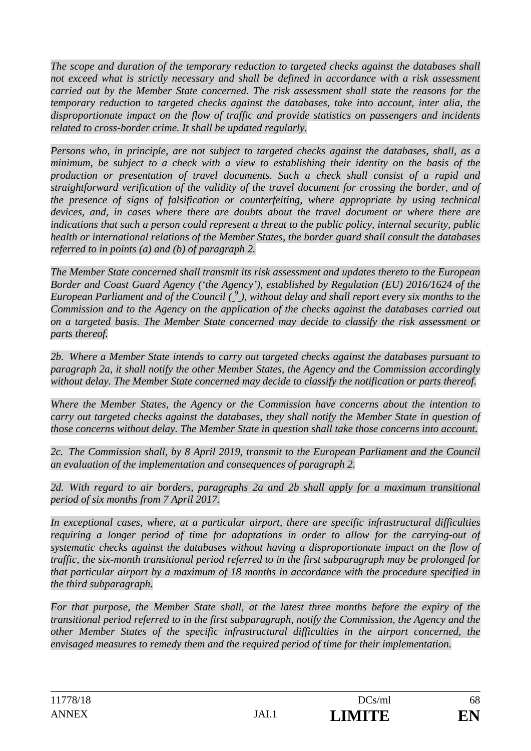*The scope and duration of the temporary reduction to targeted checks against the databases shall not exceed what is strictly necessary and shall be defined in accordance with a risk assessment carried out by the Member State concerned. The risk assessment shall state the reasons for the temporary reduction to targeted checks against the databases, take into account, inter alia, the disproportionate impact on the flow of traffic and provide statistics on passengers and incidents related to cross-border crime. It shall be updated regularly.*

*Persons who, in principle, are not subject to targeted checks against the databases, shall, as a minimum, be subject to a check with a view to establishing their identity on the basis of the production or presentation of travel documents. Such a check shall consist of a rapid and straightforward verification of the validity of the travel document for crossing the border, and of the presence of signs of falsification or counterfeiting, where appropriate by using technical devices, and, in cases where there are doubts about the travel document or where there are indications that such a person could represent a threat to the public policy, internal security, public health or international relations of the Member States, the border guard shall consult the databases referred to in points (a) and (b) of paragraph 2.*

*The Member State concerned shall transmit its risk assessment and updates thereto to the European Border and Coast Guard Agency ('the Agency'), established by Regulation (EU) 2016/1624 of the European Parliament and of the Council ([9]), without delay and shall report every six months to the Commission and to the Agency on the application of the checks against the databases carried out on a targeted basis. The Member State concerned may decide to classify the risk assessment or parts thereof.*

*2b. Where a Member State intends to carry out targeted checks against the databases pursuant to paragraph 2a, it shall notify the other Member States, the Agency and the Commission accordingly without delay. The Member State concerned may decide to classify the notification or parts thereof.*

*Where the Member States, the Agency or the Commission have concerns about the intention to carry out targeted checks against the databases, they shall notify the Member State in question of those concerns without delay. The Member State in question shall take those concerns into account.*

*2c. The Commission shall, by 8 April 2019, transmit to the European Parliament and the Council an evaluation of the implementation and consequences of paragraph 2.*

*2d. With regard to air borders, paragraphs 2a and 2b shall apply for a maximum transitional period of six months from 7 April 2017.*

*In exceptional cases, where, at a particular airport, there are specific infrastructural difficulties requiring a longer period of time for adaptations in order to allow for the carrying-out of systematic checks against the databases without having a disproportionate impact on the flow of traffic, the six-month transitional period referred to in the first subparagraph may be prolonged for that particular airport by a maximum of 18 months in accordance with the procedure specified in the third subparagraph.*

*For that purpose, the Member State shall, at the latest three months before the expiry of the transitional period referred to in the first subparagraph, notify the Commission, the Agency and the other Member States of the specific infrastructural difficulties in the airport concerned, the envisaged measures to remedy them and the required period of time for their implementation.*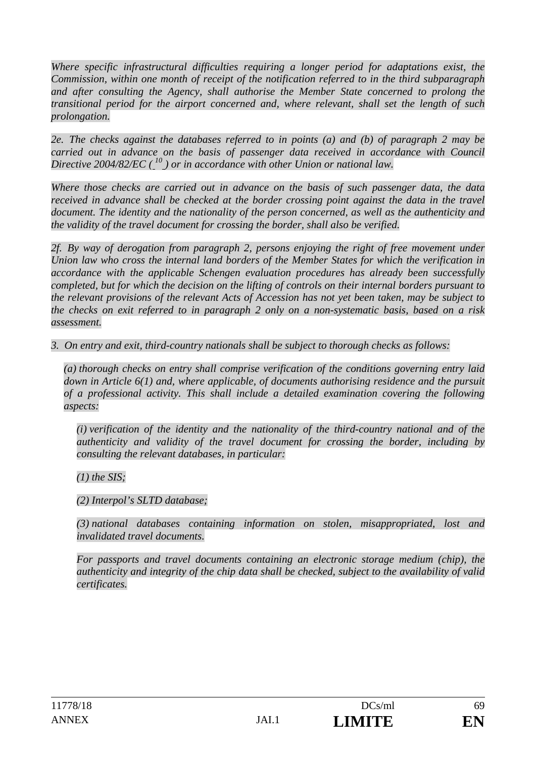*Where specific infrastructural difficulties requiring a longer period for adaptations exist, the Commission, within one month of receipt of the notification referred to in the third subparagraph and after consulting the Agency, shall authorise the Member State concerned to prolong the transitional period for the airport concerned and, where relevant, shall set the length of such prolongation.*

*2e. The checks against the databases referred to in points (a) and (b) of paragraph 2 may be carried out in advance on the basis of passenger data received in accordance with Council Directive 2004/82/EC ( [10] ) or in accordance with other Union or national law.*

*Where those checks are carried out in advance on the basis of such passenger data, the data received in advance shall be checked at the border crossing point against the data in the travel document. The identity and the nationality of the person concerned, as well as the authenticity and the validity of the travel document for crossing the border, shall also be verified.*

*2f. By way of derogation from paragraph 2, persons enjoying the right of free movement under Union law who cross the internal land borders of the Member States for which the verification in accordance with the applicable Schengen evaluation procedures has already been successfully completed, but for which the decision on the lifting of controls on their internal borders pursuant to the relevant provisions of the relevant Acts of Accession has not yet been taken, may be subject to the checks on exit referred to in paragraph 2 only on a non-systematic basis, based on a risk assessment.*

*3. On entry and exit, third-country nationals shall be subject to thorough checks as follows:*

*(a) thorough checks on entry shall comprise verification of the conditions governing entry laid down in Article 6(1) and, where applicable, of documents authorising residence and the pursuit of a professional activity. This shall include a detailed examination covering the following aspects:*

*(i) verification of the identity and the nationality of the third-country national and of the authenticity and validity of the travel document for crossing the border, including by consulting the relevant databases, in particular:*

*(1) the SIS;*

*(2) Interpol's SLTD database;*

*(3) national databases containing information on stolen, misappropriated, lost and invalidated travel documents.*

*For passports and travel documents containing an electronic storage medium (chip), the authenticity and integrity of the chip data shall be checked, subject to the availability of valid certificates.*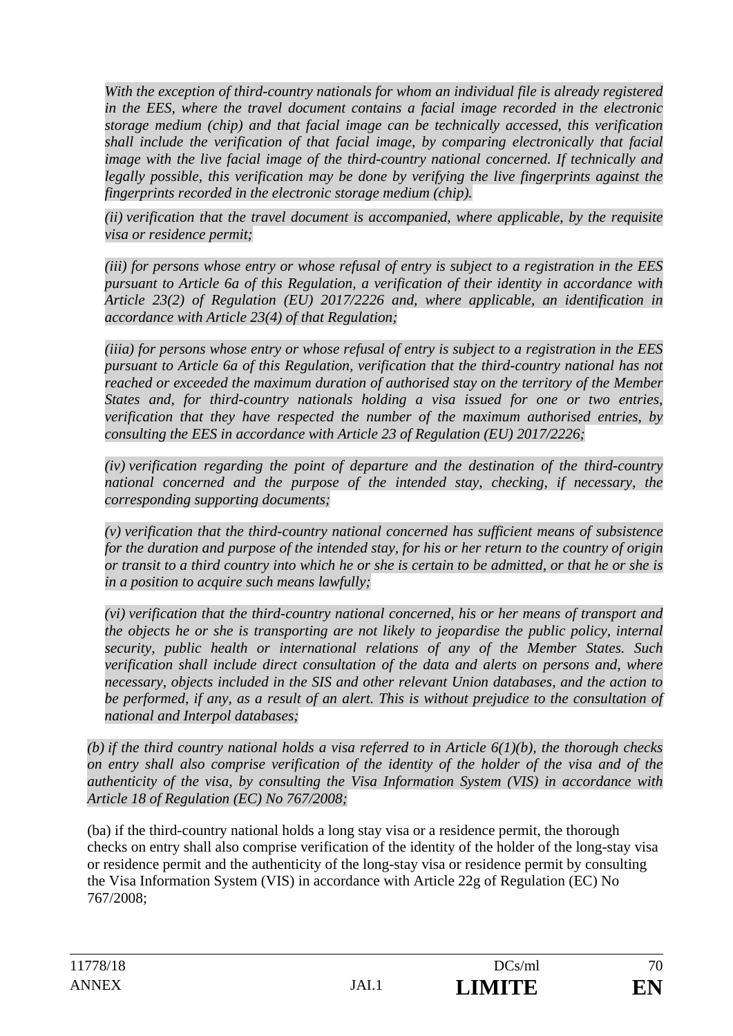*With the exception of third-country nationals for whom an individual file is already registered in the EES, where the travel document contains a facial image recorded in the electronic storage medium (chip) and that facial image can be technically accessed, this verification shall include the verification of that facial image, by comparing electronically that facial image with the live facial image of the third-country national concerned. If technically and legally possible, this verification may be done by verifying the live fingerprints against the fingerprints recorded in the electronic storage medium (chip).*

*(ii) verification that the travel document is accompanied, where applicable, by the requisite visa or residence permit;*

*(iii) for persons whose entry or whose refusal of entry is subject to a registration in the EES pursuant to Article 6a of this Regulation, a verification of their identity in accordance with Article 23(2) of Regulation (EU) 2017/2226 and, where applicable, an identification in accordance with Article 23(4) of that Regulation;*

*(iiia) for persons whose entry or whose refusal of entry is subject to a registration in the EES pursuant to Article 6a of this Regulation, verification that the third-country national has not reached or exceeded the maximum duration of authorised stay on the territory of the Member States and, for third-country nationals holding a visa issued for one or two entries, verification that they have respected the number of the maximum authorised entries, by consulting the EES in accordance with Article 23 of Regulation (EU) 2017/2226;*

*(iv) verification regarding the point of departure and the destination of the third-country national concerned and the purpose of the intended stay, checking, if necessary, the corresponding supporting documents;*

*(v) verification that the third-country national concerned has sufficient means of subsistence for the duration and purpose of the intended stay, for his or her return to the country of origin or transit to a third country into which he or she is certain to be admitted, or that he or she is in a position to acquire such means lawfully;*

*(vi) verification that the third-country national concerned, his or her means of transport and the objects he or she is transporting are not likely to jeopardise the public policy, internal security, public health or international relations of any of the Member States. Such verification shall include direct consultation of the data and alerts on persons and, where necessary, objects included in the SIS and other relevant Union databases, and the action to be performed, if any, as a result of an alert. This is without prejudice to the consultation of national and Interpol databases;*

*(b) if the third country national holds a visa referred to in Article 6(1)(b), the thorough checks on entry shall also comprise verification of the identity of the holder of the visa and of the authenticity of the visa, by consulting the Visa Information System (VIS) in accordance with Article 18 of Regulation (EC) No 767/2008;*

(ba) if the third-country national holds a long stay visa or a residence permit, the thorough checks on entry shall also comprise verification of the identity of the holder of the long-stay visa or residence permit and the authenticity of the long-stay visa or residence permit by consulting the Visa Information System (VIS) in accordance with Article 22g of Regulation (EC) No 767/2008;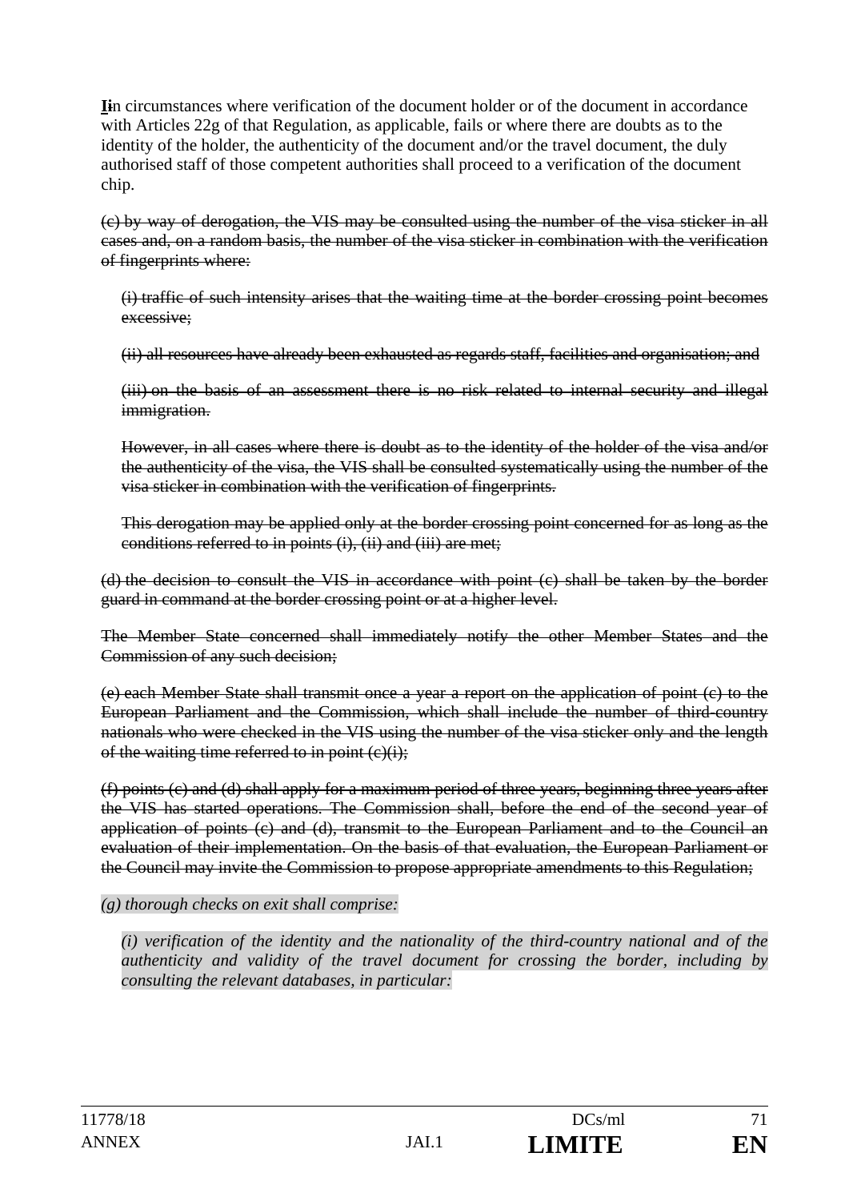**I**in circumstances where verification of the document holder or of the document in accordance with Articles 22g of that Regulation, as applicable, fails or where there are doubts as to the identity of the holder, the authenticity of the document and/or the travel document, the duly authorised staff of those competent authorities shall proceed to a verification of the document chip.

~~(c) by way of derogation, the VIS may be consulted using the number of the visa sticker in all cases and, on a random basis, the number of the visa sticker in combination with the verification of fingerprints where:~~

~~(i) traffic of such intensity arises that the waiting time at the border crossing point becomes excessive;~~

~~(ii) all resources have already been exhausted as regards staff, facilities and organisation; and~~

~~(iii) on the basis of an assessment there is no risk related to internal security and illegal immigration.~~

~~However, in all cases where there is doubt as to the identity of the holder of the visa and/or the authenticity of the visa, the VIS shall be consulted systematically using the number of the visa sticker in combination with the verification of fingerprints.~~

~~This derogation may be applied only at the border crossing point concerned for as long as the conditions referred to in points (i), (ii) and (iii) are met;~~

~~(d) the decision to consult the VIS in accordance with point (c) shall be taken by the border guard in command at the border crossing point or at a higher level.~~

~~The Member State concerned shall immediately notify the other Member States and the Commission of any such decision;~~

~~(e) each Member State shall transmit once a year a report on the application of point (c) to the European Parliament and the Commission, which shall include the number of third-country nationals who were checked in the VIS using the number of the visa sticker only and the length of the waiting time referred to in point (c)(i);~~

~~(f) points (c) and (d) shall apply for a maximum period of three years, beginning three years after the VIS has started operations. The Commission shall, before the end of the second year of application of points (c) and (d), transmit to the European Parliament and to the Council an evaluation of their implementation. On the basis of that evaluation, the European Parliament or the Council may invite the Commission to propose appropriate amendments to this Regulation;~~

*(g) thorough checks on exit shall comprise:*

*(i) verification of the identity and the nationality of the third-country national and of the authenticity and validity of the travel document for crossing the border, including by consulting the relevant databases, in particular:*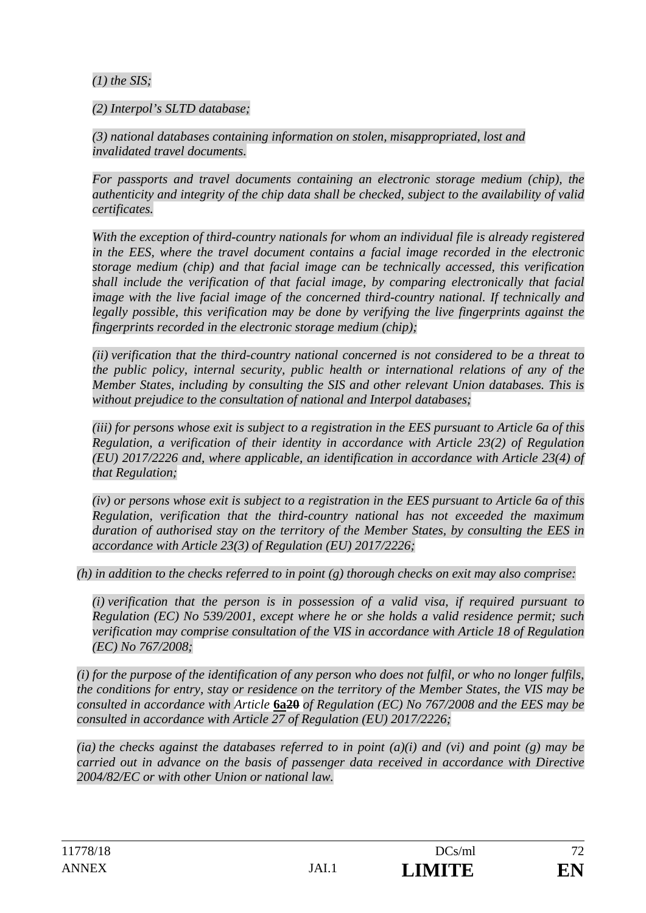*(1) the SIS;*

*(2) Interpol's SLTD database;*

*(3) national databases containing information on stolen, misappropriated, lost and invalidated travel documents.*

*For passports and travel documents containing an electronic storage medium (chip), the authenticity and integrity of the chip data shall be checked, subject to the availability of valid certificates.*

*With the exception of third-country nationals for whom an individual file is already registered in the EES, where the travel document contains a facial image recorded in the electronic storage medium (chip) and that facial image can be technically accessed, this verification shall include the verification of that facial image, by comparing electronically that facial image with the live facial image of the concerned third-country national. If technically and legally possible, this verification may be done by verifying the live fingerprints against the fingerprints recorded in the electronic storage medium (chip);*

*(ii) verification that the third-country national concerned is not considered to be a threat to the public policy, internal security, public health or international relations of any of the Member States, including by consulting the SIS and other relevant Union databases. This is without prejudice to the consultation of national and Interpol databases;*

*(iii) for persons whose exit is subject to a registration in the EES pursuant to Article 6a of this Regulation, a verification of their identity in accordance with Article 23(2) of Regulation (EU) 2017/2226 and, where applicable, an identification in accordance with Article 23(4) of that Regulation;*

*(iv) or persons whose exit is subject to a registration in the EES pursuant to Article 6a of this Regulation, verification that the third-country national has not exceeded the maximum duration of authorised stay on the territory of the Member States, by consulting the EES in accordance with Article 23(3) of Regulation (EU) 2017/2226;*

*(h) in addition to the checks referred to in point (g) thorough checks on exit may also comprise:*

*(i) verification that the person is in possession of a valid visa, if required pursuant to Regulation (EC) No 539/2001, except where he or she holds a valid residence permit; such verification may comprise consultation of the VIS in accordance with Article 18 of Regulation (EC) No 767/2008;*

*(i) for the purpose of the identification of any person who does not fulfil, or who no longer fulfils, the conditions for entry, stay or residence on the territory of the Member States, the VIS may be consulted in accordance with Article* **6a** ~~20~~ *of Regulation (EC) No 767/2008 and the EES may be consulted in accordance with Article 27 of Regulation (EU) 2017/2226;*

*(ia) the checks against the databases referred to in point (a)(i) and (vi) and point (g) may be carried out in advance on the basis of passenger data received in accordance with Directive 2004/82/EC or with other Union or national law.*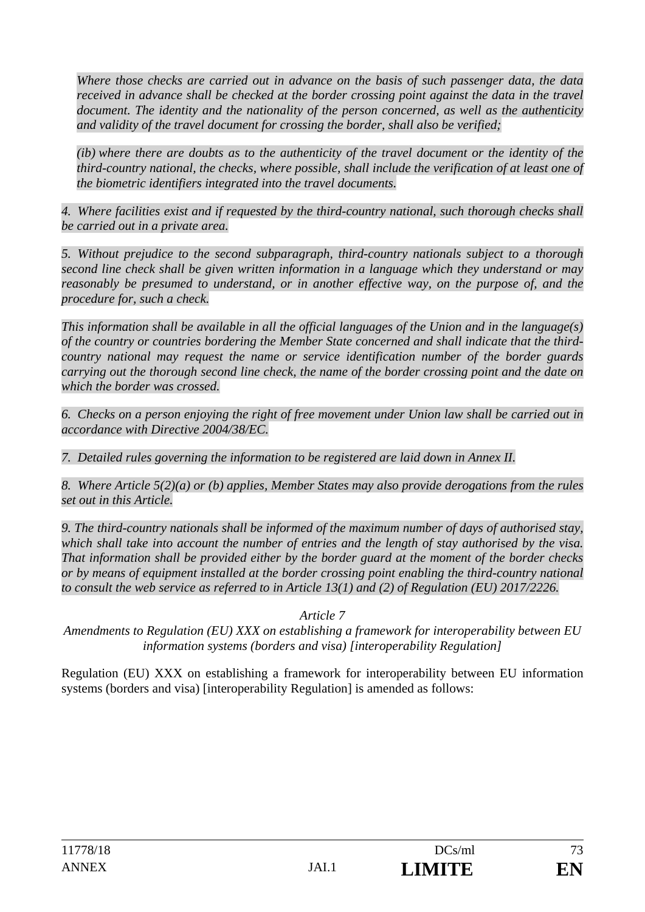*Where those checks are carried out in advance on the basis of such passenger data, the data received in advance shall be checked at the border crossing point against the data in the travel document. The identity and the nationality of the person concerned, as well as the authenticity and validity of the travel document for crossing the border, shall also be verified;*

*(ib) where there are doubts as to the authenticity of the travel document or the identity of the third-country national, the checks, where possible, shall include the verification of at least one of the biometric identifiers integrated into the travel documents.*

*4. Where facilities exist and if requested by the third-country national, such thorough checks shall be carried out in a private area.*

*5. Without prejudice to the second subparagraph, third-country nationals subject to a thorough second line check shall be given written information in a language which they understand or may reasonably be presumed to understand, or in another effective way, on the purpose of, and the procedure for, such a check.*

*This information shall be available in all the official languages of the Union and in the language(s) of the country or countries bordering the Member State concerned and shall indicate that the third-country national may request the name or service identification number of the border guards carrying out the thorough second line check, the name of the border crossing point and the date on which the border was crossed.*

*6. Checks on a person enjoying the right of free movement under Union law shall be carried out in accordance with Directive 2004/38/EC.*

*7. Detailed rules governing the information to be registered are laid down in Annex II.*

*8. Where Article 5(2)(a) or (b) applies, Member States may also provide derogations from the rules set out in this Article.*

*9. The third-country nationals shall be informed of the maximum number of days of authorised stay, which shall take into account the number of entries and the length of stay authorised by the visa. That information shall be provided either by the border guard at the moment of the border checks or by means of equipment installed at the border crossing point enabling the third-country national to consult the web service as referred to in Article 13(1) and (2) of Regulation (EU) 2017/2226.*

*Article 7*

*Amendments to Regulation (EU) XXX on establishing a framework for interoperability between EU information systems (borders and visa) [interoperability Regulation]*

Regulation (EU) XXX on establishing a framework for interoperability between EU information systems (borders and visa) [interoperability Regulation] is amended as follows: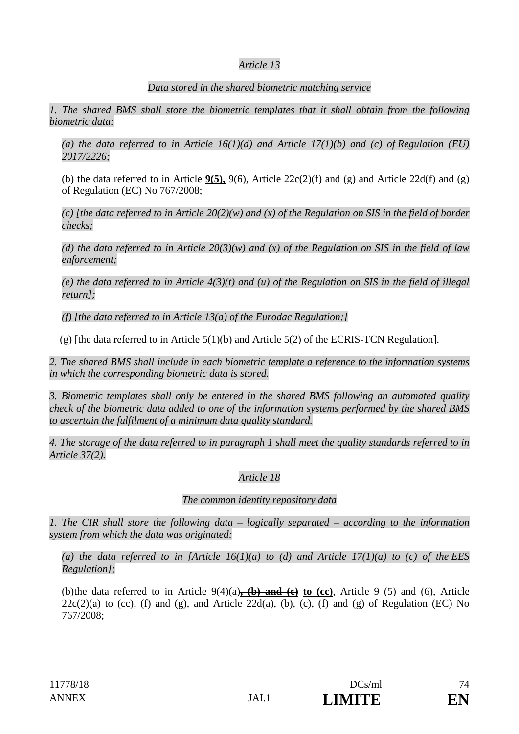*Article 13*

*Data stored in the shared biometric matching service*

*1. The shared BMS shall store the biometric templates that it shall obtain from the following biometric data:*

*(a) the data referred to in Article 16(1)(d) and Article 17(1)(b) and (c) of Regulation (EU) 2017/2226;*

(b) the data referred to in Article **9(5),** 9(6), Article 22c(2)(f) and (g) and Article 22d(f) and (g) of Regulation (EC) No 767/2008;

*(c) [the data referred to in Article 20(2)(w) and (x) of the Regulation on SIS in the field of border checks;*

*(d) the data referred to in Article 20(3)(w) and (x) of the Regulation on SIS in the field of law enforcement;*

*(e) the data referred to in Article 4(3)(t) and (u) of the Regulation on SIS in the field of illegal return];*

*(f) [the data referred to in Article 13(a) of the Eurodac Regulation;]*

(g) [the data referred to in Article 5(1)(b) and Article 5(2) of the ECRIS-TCN Regulation].

*2. The shared BMS shall include in each biometric template a reference to the information systems in which the corresponding biometric data is stored.*

*3. Biometric templates shall only be entered in the shared BMS following an automated quality check of the biometric data added to one of the information systems performed by the shared BMS to ascertain the fulfilment of a minimum data quality standard.*

*4. The storage of the data referred to in paragraph 1 shall meet the quality standards referred to in Article 37(2).*

*Article 18*

*The common identity repository data*

*1. The CIR shall store the following data – logically separated – according to the information system from which the data was originated:*

*(a) the data referred to in [Article 16(1)(a) to (d) and Article 17(1)(a) to (c) of the EES Regulation];*

(b)the data referred to in Article 9(4)(a)~~**, (b) and (c)**~~ **to (cc)**, Article 9 (5) and (6), Article 22c(2)(a) to (cc), (f) and (g), and Article 22d(a), (b), (c), (f) and (g) of Regulation (EC) No 767/2008;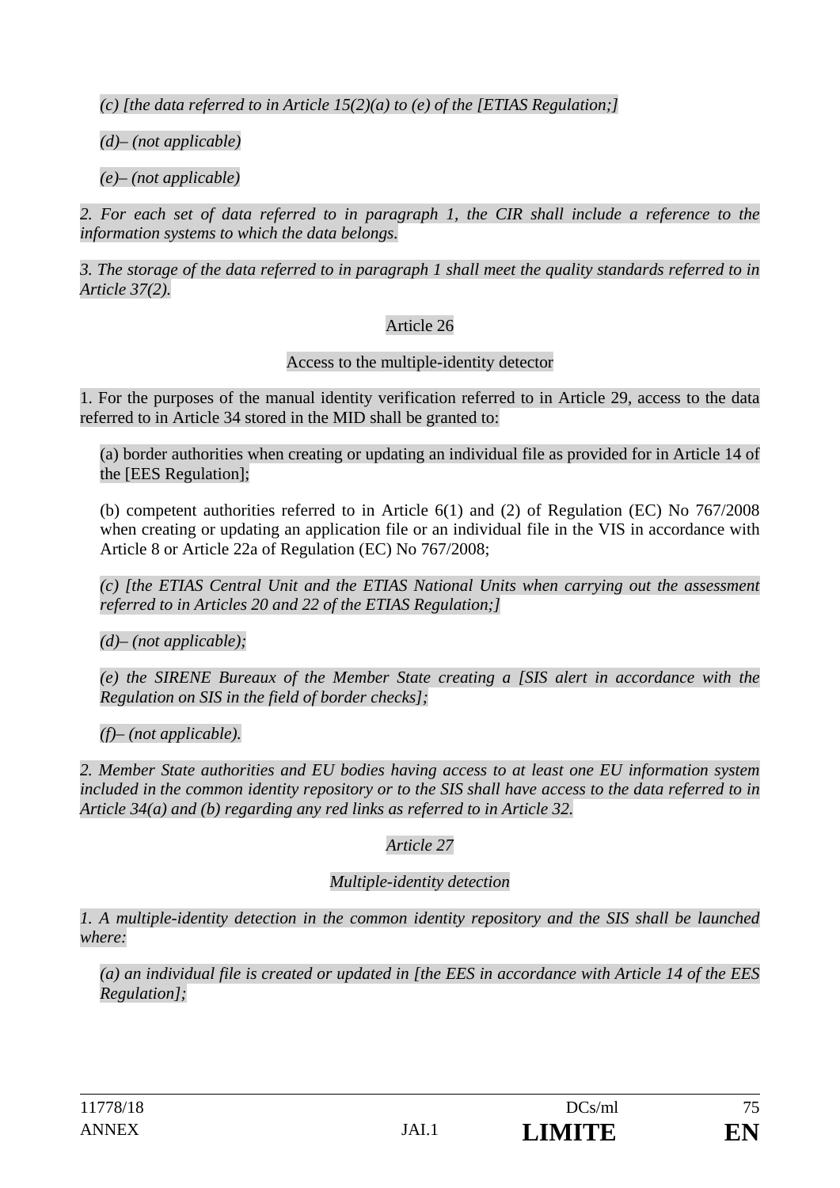*(c) [the data referred to in Article 15(2)(a) to (e) of the [ETIAS Regulation;]*

*(d)– (not applicable)*

*(e)– (not applicable)*

*2. For each set of data referred to in paragraph 1, the CIR shall include a reference to the information systems to which the data belongs.*

*3. The storage of the data referred to in paragraph 1 shall meet the quality standards referred to in Article 37(2).*

Article 26

Access to the multiple-identity detector

1. For the purposes of the manual identity verification referred to in Article 29, access to the data referred to in Article 34 stored in the MID shall be granted to:

(a) border authorities when creating or updating an individual file as provided for in Article 14 of the [EES Regulation];

(b) competent authorities referred to in Article 6(1) and (2) of Regulation (EC) No 767/2008 when creating or updating an application file or an individual file in the VIS in accordance with Article 8 or Article 22a of Regulation (EC) No 767/2008;

*(c) [the ETIAS Central Unit and the ETIAS National Units when carrying out the assessment referred to in Articles 20 and 22 of the ETIAS Regulation;]*

*(d)– (not applicable);*

*(e) the SIRENE Bureaux of the Member State creating a [SIS alert in accordance with the Regulation on SIS in the field of border checks];*

*(f)– (not applicable).*

*2. Member State authorities and EU bodies having access to at least one EU information system included in the common identity repository or to the SIS shall have access to the data referred to in Article 34(a) and (b) regarding any red links as referred to in Article 32.*

*Article 27*

*Multiple-identity detection*

*1. A multiple-identity detection in the common identity repository and the SIS shall be launched where:*

*(a) an individual file is created or updated in [the EES in accordance with Article 14 of the EES Regulation];*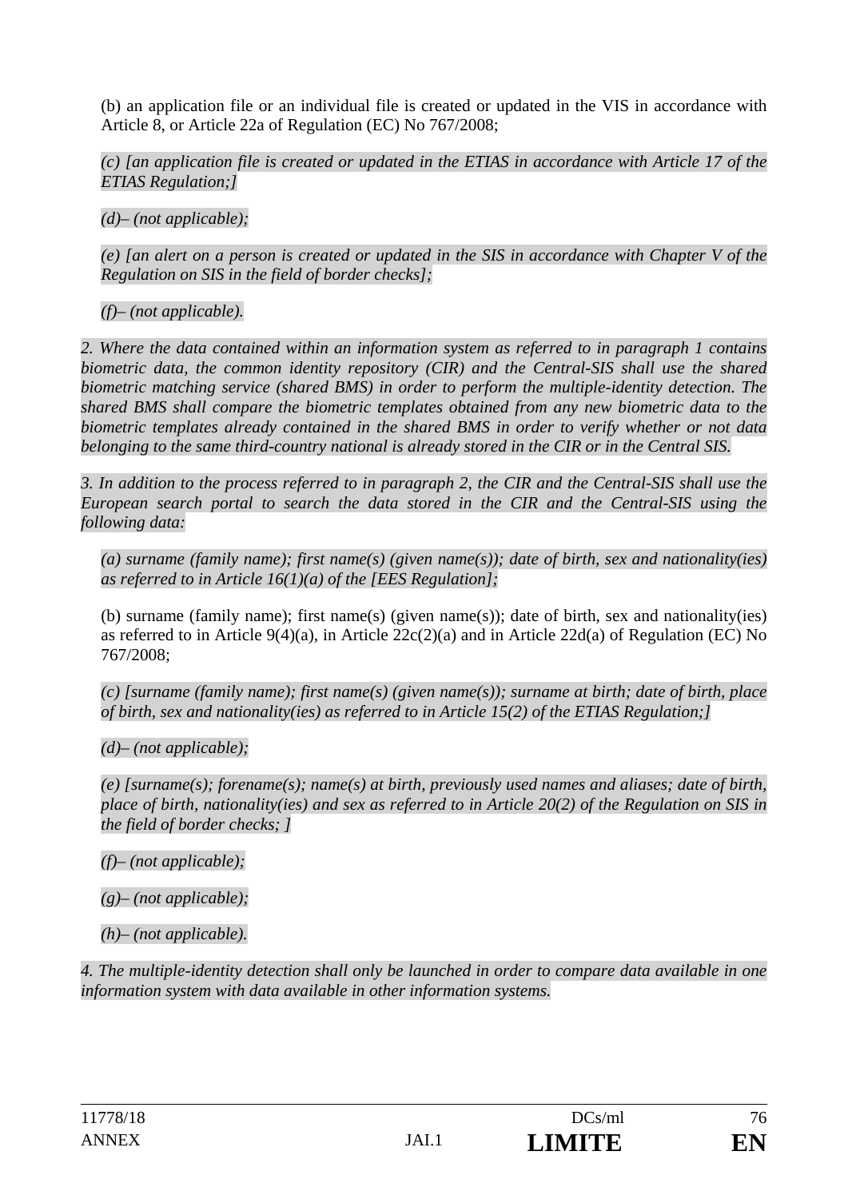(b) an application file or an individual file is created or updated in the VIS in accordance with Article 8, or Article 22a of Regulation (EC) No 767/2008;

*(c) [an application file is created or updated in the ETIAS in accordance with Article 17 of the ETIAS Regulation;]*

*(d)– (not applicable);*

*(e) [an alert on a person is created or updated in the SIS in accordance with Chapter V of the Regulation on SIS in the field of border checks];*

*(f)– (not applicable).*

*2. Where the data contained within an information system as referred to in paragraph 1 contains biometric data, the common identity repository (CIR) and the Central-SIS shall use the shared biometric matching service (shared BMS) in order to perform the multiple-identity detection. The shared BMS shall compare the biometric templates obtained from any new biometric data to the biometric templates already contained in the shared BMS in order to verify whether or not data belonging to the same third-country national is already stored in the CIR or in the Central SIS.*

*3. In addition to the process referred to in paragraph 2, the CIR and the Central-SIS shall use the European search portal to search the data stored in the CIR and the Central-SIS using the following data:*

*(a) surname (family name); first name(s) (given name(s)); date of birth, sex and nationality(ies) as referred to in Article 16(1)(a) of the [EES Regulation];*

(b) surname (family name); first name(s) (given name(s)); date of birth, sex and nationality(ies) as referred to in Article 9(4)(a), in Article 22c(2)(a) and in Article 22d(a) of Regulation (EC) No 767/2008;

*(c) [surname (family name); first name(s) (given name(s)); surname at birth; date of birth, place of birth, sex and nationality(ies) as referred to in Article 15(2) of the ETIAS Regulation;]*

*(d)– (not applicable);*

*(e) [surname(s); forename(s); name(s) at birth, previously used names and aliases; date of birth, place of birth, nationality(ies) and sex as referred to in Article 20(2) of the Regulation on SIS in the field of border checks; ]*

*(f)– (not applicable);*

*(g)– (not applicable);*

*(h)– (not applicable).*

*4. The multiple-identity detection shall only be launched in order to compare data available in one information system with data available in other information systems.*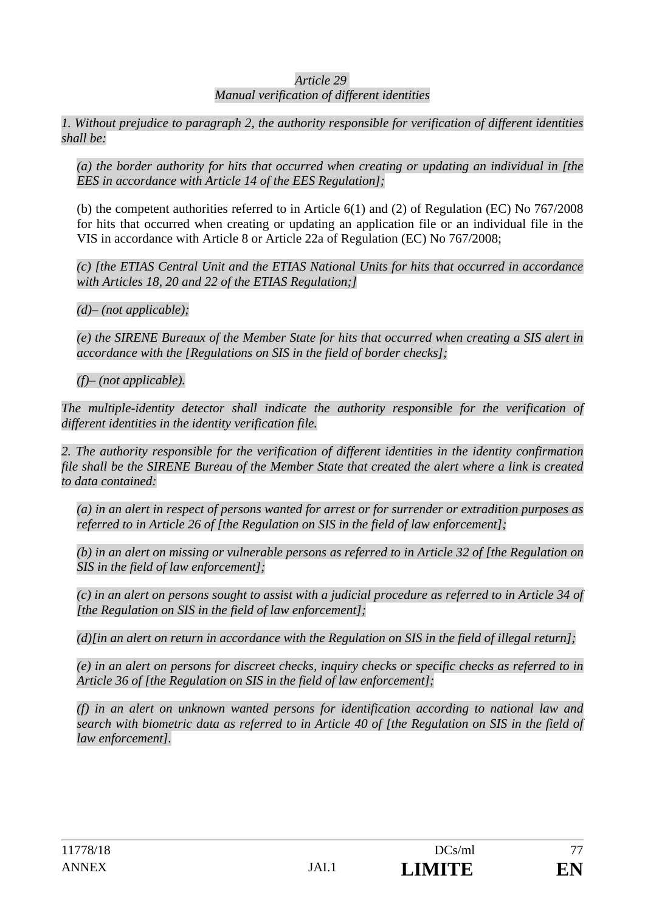*Article 29*
*Manual verification of different identities*

*1. Without prejudice to paragraph 2, the authority responsible for verification of different identities shall be:*

*(a) the border authority for hits that occurred when creating or updating an individual in [the EES in accordance with Article 14 of the EES Regulation];*

(b) the competent authorities referred to in Article 6(1) and (2) of Regulation (EC) No 767/2008 for hits that occurred when creating or updating an application file or an individual file in the VIS in accordance with Article 8 or Article 22a of Regulation (EC) No 767/2008;

*(c) [the ETIAS Central Unit and the ETIAS National Units for hits that occurred in accordance with Articles 18, 20 and 22 of the ETIAS Regulation;]*

*(d)– (not applicable);*

*(e) the SIRENE Bureaux of the Member State for hits that occurred when creating a SIS alert in accordance with the [Regulations on SIS in the field of border checks];*

*(f)– (not applicable).*

*The multiple-identity detector shall indicate the authority responsible for the verification of different identities in the identity verification file.*

*2. The authority responsible for the verification of different identities in the identity confirmation file shall be the SIRENE Bureau of the Member State that created the alert where a link is created to data contained:*

*(a) in an alert in respect of persons wanted for arrest or for surrender or extradition purposes as referred to in Article 26 of [the Regulation on SIS in the field of law enforcement];*

*(b) in an alert on missing or vulnerable persons as referred to in Article 32 of [the Regulation on SIS in the field of law enforcement];*

*(c) in an alert on persons sought to assist with a judicial procedure as referred to in Article 34 of [the Regulation on SIS in the field of law enforcement];*

*(d)[in an alert on return in accordance with the Regulation on SIS in the field of illegal return];*

*(e) in an alert on persons for discreet checks, inquiry checks or specific checks as referred to in Article 36 of [the Regulation on SIS in the field of law enforcement];*

*(f) in an alert on unknown wanted persons for identification according to national law and search with biometric data as referred to in Article 40 of [the Regulation on SIS in the field of law enforcement].*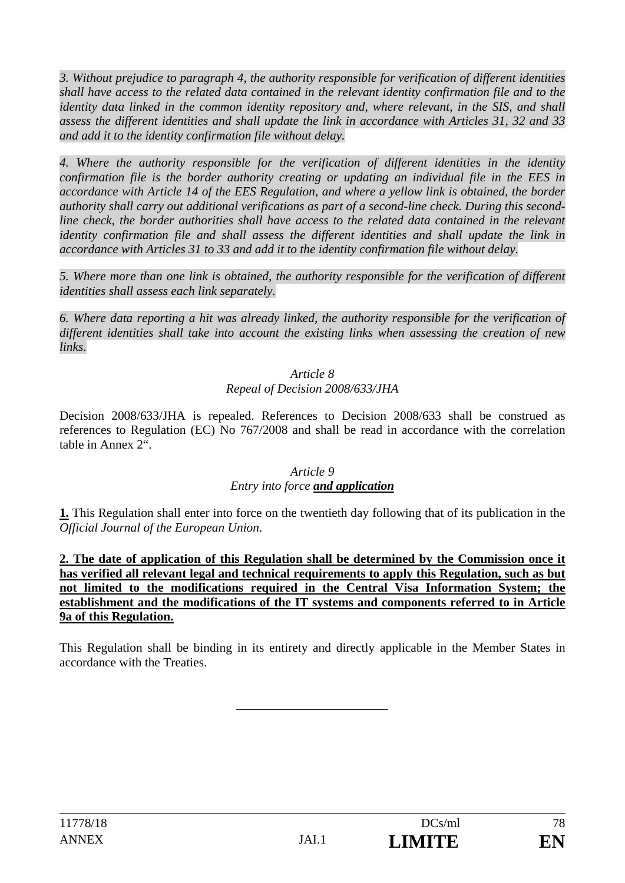*3. Without prejudice to paragraph 4, the authority responsible for verification of different identities shall have access to the related data contained in the relevant identity confirmation file and to the identity data linked in the common identity repository and, where relevant, in the SIS, and shall assess the different identities and shall update the link in accordance with Articles 31, 32 and 33 and add it to the identity confirmation file without delay.*

*4. Where the authority responsible for the verification of different identities in the identity confirmation file is the border authority creating or updating an individual file in the EES in accordance with Article 14 of the EES Regulation, and where a yellow link is obtained, the border authority shall carry out additional verifications as part of a second-line check. During this second-line check, the border authorities shall have access to the related data contained in the relevant identity confirmation file and shall assess the different identities and shall update the link in accordance with Articles 31 to 33 and add it to the identity confirmation file without delay.*

*5. Where more than one link is obtained, the authority responsible for the verification of different identities shall assess each link separately.*

*6. Where data reporting a hit was already linked, the authority responsible for the verification of different identities shall take into account the existing links when assessing the creation of new links.*

*Article 8*
*Repeal of Decision 2008/633/JHA*

Decision 2008/633/JHA is repealed. References to Decision 2008/633 shall be construed as references to Regulation (EC) No 767/2008 and shall be read in accordance with the correlation table in Annex 2".

*Article 9*
*Entry into force* ***and application***

**1.** This Regulation shall enter into force on the twentieth day following that of its publication in the *Official Journal of the European Union*.

**2. The date of application of this Regulation shall be determined by the Commission once it has verified all relevant legal and technical requirements to apply this Regulation, such as but not limited to the modifications required in the Central Visa Information System; the establishment and the modifications of the IT systems and components referred to in Article 9a of this Regulation.**

This Regulation shall be binding in its entirety and directly applicable in the Member States in accordance with the Treaties.